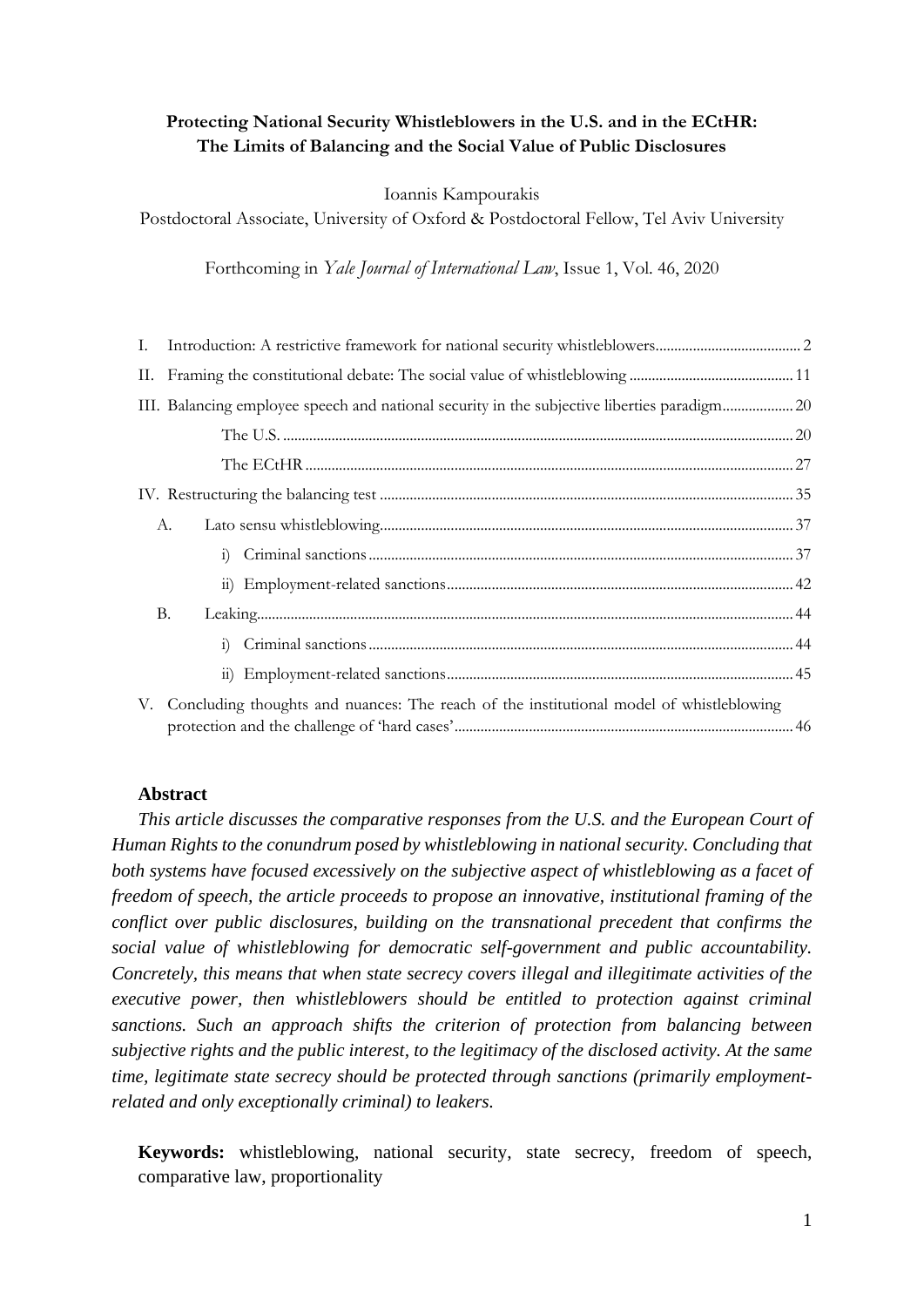**Protecting National Security Whistleblowers in the U.S. and in the ECtHR: The Limits of Balancing and the Social Value of Public Disclosures**

Ioannis Kampourakis

Postdoctoral Associate, University of Oxford & Postdoctoral Fellow, Tel Aviv University

Forthcoming in *Yale Journal of International Law*, Issue 1, Vol. 46, 2020

I. Introduction: A restrictive framework for national security whistleblowers ....................................... 2

II. Framing the constitutional debate: The social value of whistleblowing ............................................ 11

III. Balancing employee speech and national security in the subjective liberties paradigm ................... 20

The U.S. ........................................................................................................................................ 20

The ECtHR .................................................................................................................................. 27

IV. Restructuring the balancing test ............................................................................................... 35

A. Lato sensu whistleblowing .............................................................................................. 37

i) Criminal sanctions ................................................................................................. 37

ii) Employment-related sanctions ............................................................................ 42

B. Leaking ............................................................................................................................... 44

i) Criminal sanctions ................................................................................................. 44

ii) Employment-related sanctions ............................................................................ 45

V. Concluding thoughts and nuances: The reach of the institutional model of whistleblowing protection and the challenge of 'hard cases' ........................................................................................... 46

**Abstract**

*This article discusses the comparative responses from the U.S. and the European Court of Human Rights to the conundrum posed by whistleblowing in national security. Concluding that both systems have focused excessively on the subjective aspect of whistleblowing as a facet of freedom of speech, the article proceeds to propose an innovative, institutional framing of the conflict over public disclosures, building on the transnational precedent that confirms the social value of whistleblowing for democratic self-government and public accountability. Concretely, this means that when state secrecy covers illegal and illegitimate activities of the executive power, then whistleblowers should be entitled to protection against criminal sanctions. Such an approach shifts the criterion of protection from balancing between subjective rights and the public interest, to the legitimacy of the disclosed activity. At the same time, legitimate state secrecy should be protected through sanctions (primarily employment-related and only exceptionally criminal) to leakers.*

**Keywords:** whistleblowing, national security, state secrecy, freedom of speech, comparative law, proportionality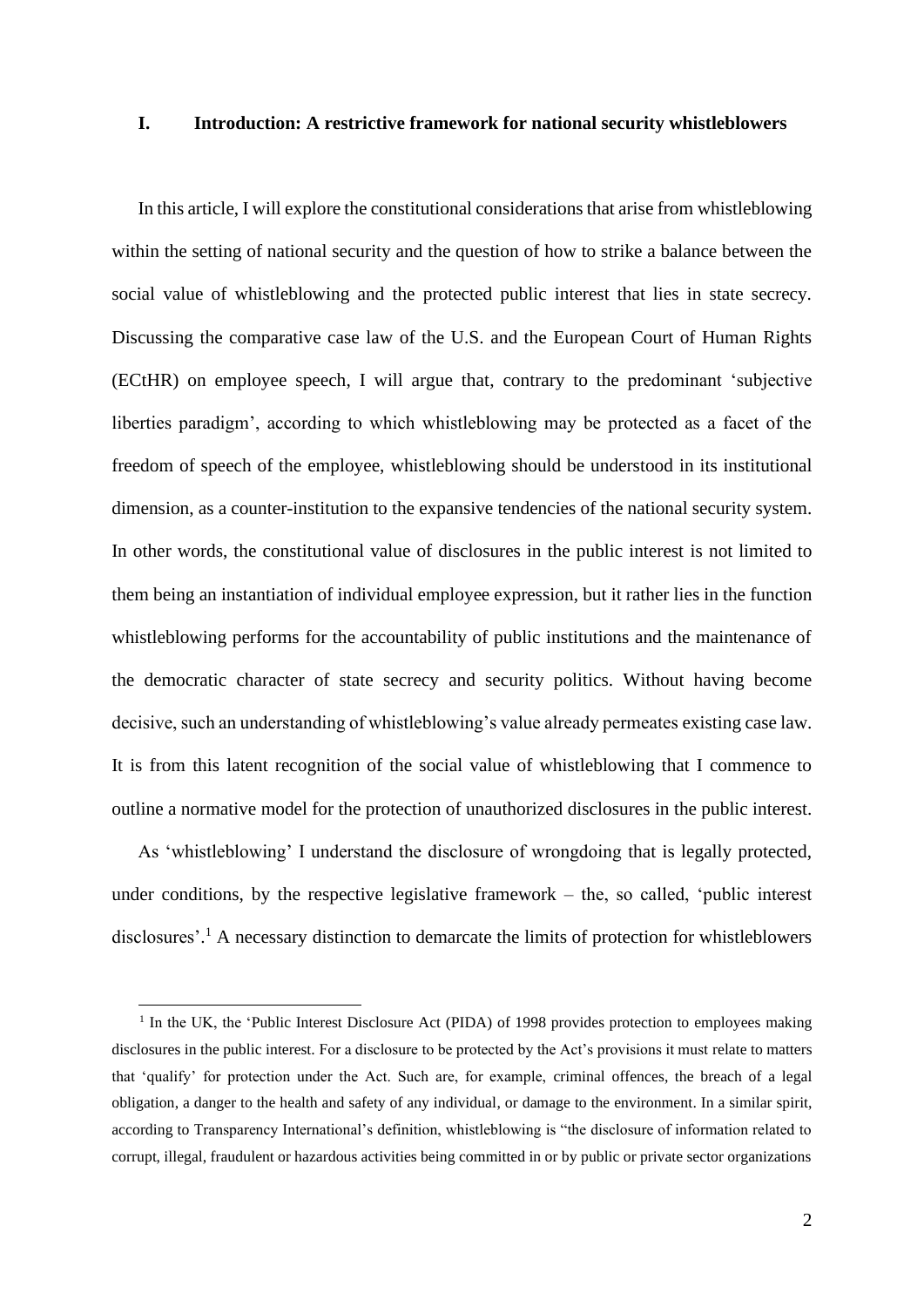## I. Introduction: A restrictive framework for national security whistleblowers

In this article, I will explore the constitutional considerations that arise from whistleblowing within the setting of national security and the question of how to strike a balance between the social value of whistleblowing and the protected public interest that lies in state secrecy. Discussing the comparative case law of the U.S. and the European Court of Human Rights (ECtHR) on employee speech, I will argue that, contrary to the predominant 'subjective liberties paradigm', according to which whistleblowing may be protected as a facet of the freedom of speech of the employee, whistleblowing should be understood in its institutional dimension, as a counter-institution to the expansive tendencies of the national security system. In other words, the constitutional value of disclosures in the public interest is not limited to them being an instantiation of individual employee expression, but it rather lies in the function whistleblowing performs for the accountability of public institutions and the maintenance of the democratic character of state secrecy and security politics. Without having become decisive, such an understanding of whistleblowing's value already permeates existing case law. It is from this latent recognition of the social value of whistleblowing that I commence to outline a normative model for the protection of unauthorized disclosures in the public interest.

As 'whistleblowing' I understand the disclosure of wrongdoing that is legally protected, under conditions, by the respective legislative framework – the, so called, 'public interest disclosures'.[1] A necessary distinction to demarcate the limits of protection for whistleblowers

---

[1] In the UK, the 'Public Interest Disclosure Act (PIDA) of 1998 provides protection to employees making disclosures in the public interest. For a disclosure to be protected by the Act's provisions it must relate to matters that 'qualify' for protection under the Act. Such are, for example, criminal offences, the breach of a legal obligation, a danger to the health and safety of any individual, or damage to the environment. In a similar spirit, according to Transparency International's definition, whistleblowing is "the disclosure of information related to corrupt, illegal, fraudulent or hazardous activities being committed in or by public or private sector organizations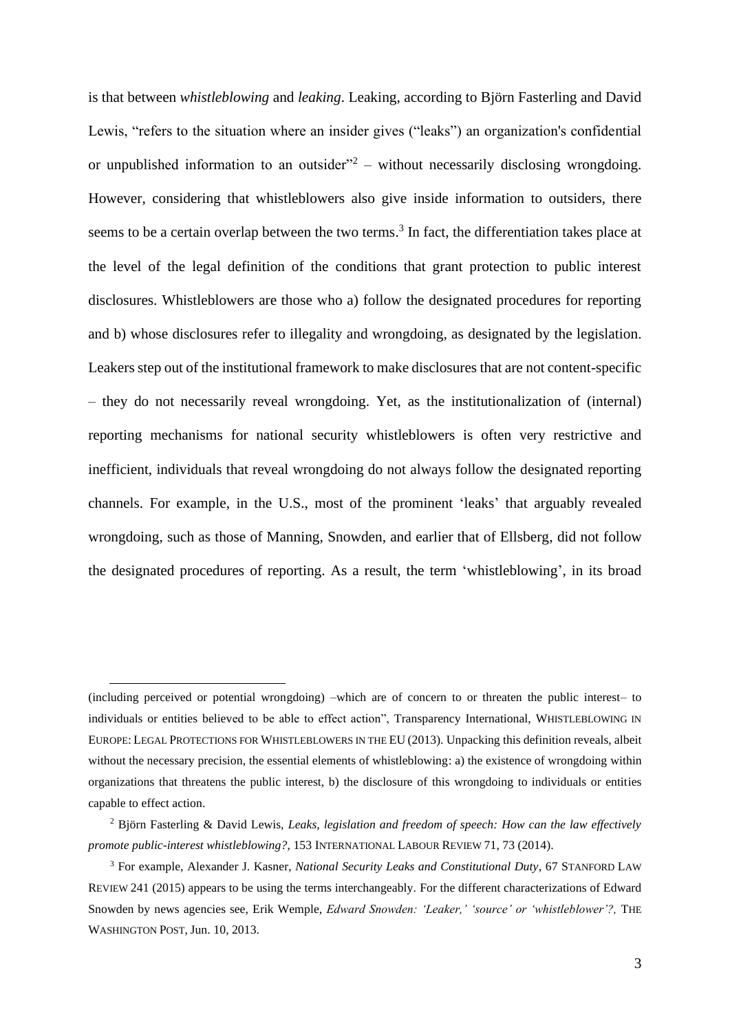is that between *whistleblowing* and *leaking*. Leaking, according to Björn Fasterling and David Lewis, "refers to the situation where an insider gives ("leaks") an organization's confidential or unpublished information to an outsider"[2] – without necessarily disclosing wrongdoing. However, considering that whistleblowers also give inside information to outsiders, there seems to be a certain overlap between the two terms.[3] In fact, the differentiation takes place at the level of the legal definition of the conditions that grant protection to public interest disclosures. Whistleblowers are those who a) follow the designated procedures for reporting and b) whose disclosures refer to illegality and wrongdoing, as designated by the legislation. Leakers step out of the institutional framework to make disclosures that are not content-specific – they do not necessarily reveal wrongdoing. Yet, as the institutionalization of (internal) reporting mechanisms for national security whistleblowers is often very restrictive and inefficient, individuals that reveal wrongdoing do not always follow the designated reporting channels. For example, in the U.S., most of the prominent 'leaks' that arguably revealed wrongdoing, such as those of Manning, Snowden, and earlier that of Ellsberg, did not follow the designated procedures of reporting. As a result, the term 'whistleblowing', in its broad

---

(including perceived or potential wrongdoing) –which are of concern to or threaten the public interest– to individuals or entities believed to be able to effect action", Transparency International, WHISTLEBLOWING IN EUROPE: LEGAL PROTECTIONS FOR WHISTLEBLOWERS IN THE EU (2013). Unpacking this definition reveals, albeit without the necessary precision, the essential elements of whistleblowing: a) the existence of wrongdoing within organizations that threatens the public interest, b) the disclosure of this wrongdoing to individuals or entities capable to effect action.

[2] Björn Fasterling & David Lewis, *Leaks, legislation and freedom of speech: How can the law effectively promote public-interest whistleblowing?*, 153 INTERNATIONAL LABOUR REVIEW 71, 73 (2014).

[3] For example, Alexander J. Kasner, *National Security Leaks and Constitutional Duty*, 67 STANFORD LAW REVIEW 241 (2015) appears to be using the terms interchangeably. For the different characterizations of Edward Snowden by news agencies see, Erik Wemple, *Edward Snowden: 'Leaker,' 'source' or 'whistleblower'?*, THE WASHINGTON POST, Jun. 10, 2013.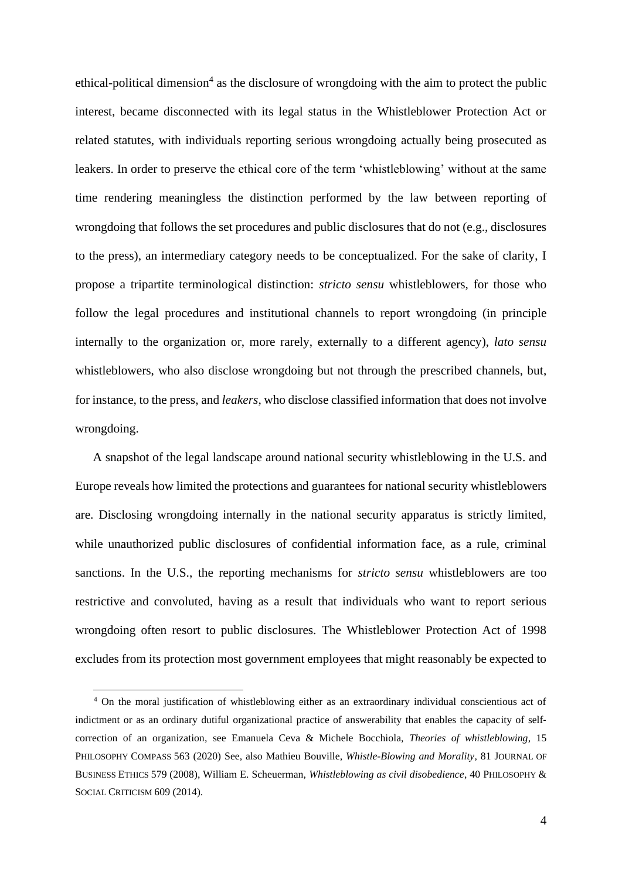ethical-political dimension[4] as the disclosure of wrongdoing with the aim to protect the public interest, became disconnected with its legal status in the Whistleblower Protection Act or related statutes, with individuals reporting serious wrongdoing actually being prosecuted as leakers. In order to preserve the ethical core of the term 'whistleblowing' without at the same time rendering meaningless the distinction performed by the law between reporting of wrongdoing that follows the set procedures and public disclosures that do not (e.g., disclosures to the press), an intermediary category needs to be conceptualized. For the sake of clarity, I propose a tripartite terminological distinction: *stricto sensu* whistleblowers, for those who follow the legal procedures and institutional channels to report wrongdoing (in principle internally to the organization or, more rarely, externally to a different agency), *lato sensu* whistleblowers, who also disclose wrongdoing but not through the prescribed channels, but, for instance, to the press, and *leakers*, who disclose classified information that does not involve wrongdoing.

A snapshot of the legal landscape around national security whistleblowing in the U.S. and Europe reveals how limited the protections and guarantees for national security whistleblowers are. Disclosing wrongdoing internally in the national security apparatus is strictly limited, while unauthorized public disclosures of confidential information face, as a rule, criminal sanctions. In the U.S., the reporting mechanisms for *stricto sensu* whistleblowers are too restrictive and convoluted, having as a result that individuals who want to report serious wrongdoing often resort to public disclosures. The Whistleblower Protection Act of 1998 excludes from its protection most government employees that might reasonably be expected to

[4] On the moral justification of whistleblowing either as an extraordinary individual conscientious act of indictment or as an ordinary dutiful organizational practice of answerability that enables the capacity of self-correction of an organization, see Emanuela Ceva & Michele Bocchiola, *Theories of whistleblowing*, 15 PHILOSOPHY COMPASS 563 (2020) See, also Mathieu Bouville, *Whistle-Blowing and Morality*, 81 JOURNAL OF BUSINESS ETHICS 579 (2008), William E. Scheuerman, *Whistleblowing as civil disobedience*, 40 PHILOSOPHY & SOCIAL CRITICISM 609 (2014).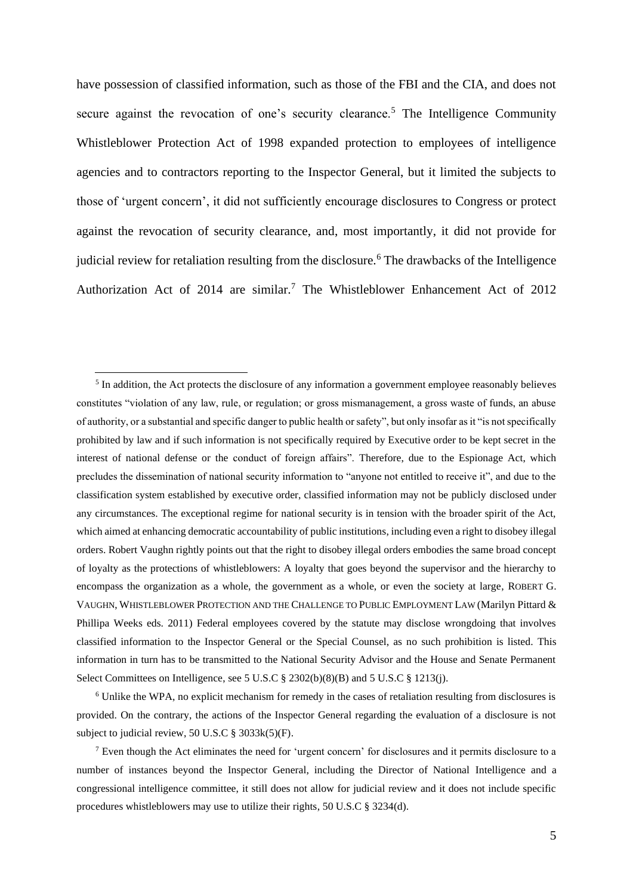have possession of classified information, such as those of the FBI and the CIA, and does not secure against the revocation of one's security clearance.[5] The Intelligence Community Whistleblower Protection Act of 1998 expanded protection to employees of intelligence agencies and to contractors reporting to the Inspector General, but it limited the subjects to those of 'urgent concern', it did not sufficiently encourage disclosures to Congress or protect against the revocation of security clearance, and, most importantly, it did not provide for judicial review for retaliation resulting from the disclosure.[6] The drawbacks of the Intelligence Authorization Act of 2014 are similar.[7] The Whistleblower Enhancement Act of 2012

---

[5] In addition, the Act protects the disclosure of any information a government employee reasonably believes constitutes "violation of any law, rule, or regulation; or gross mismanagement, a gross waste of funds, an abuse of authority, or a substantial and specific danger to public health or safety", but only insofar as it "is not specifically prohibited by law and if such information is not specifically required by Executive order to be kept secret in the interest of national defense or the conduct of foreign affairs". Therefore, due to the Espionage Act, which precludes the dissemination of national security information to "anyone not entitled to receive it", and due to the classification system established by executive order, classified information may not be publicly disclosed under any circumstances. The exceptional regime for national security is in tension with the broader spirit of the Act, which aimed at enhancing democratic accountability of public institutions, including even a right to disobey illegal orders. Robert Vaughn rightly points out that the right to disobey illegal orders embodies the same broad concept of loyalty as the protections of whistleblowers: A loyalty that goes beyond the supervisor and the hierarchy to encompass the organization as a whole, the government as a whole, or even the society at large, ROBERT G. VAUGHN, WHISTLEBLOWER PROTECTION AND THE CHALLENGE TO PUBLIC EMPLOYMENT LAW (Marilyn Pittard & Phillipa Weeks eds. 2011) Federal employees covered by the statute may disclose wrongdoing that involves classified information to the Inspector General or the Special Counsel, as no such prohibition is listed. This information in turn has to be transmitted to the National Security Advisor and the House and Senate Permanent Select Committees on Intelligence, see 5 U.S.C § 2302(b)(8)(B) and 5 U.S.C § 1213(j).

[6] Unlike the WPA, no explicit mechanism for remedy in the cases of retaliation resulting from disclosures is provided. On the contrary, the actions of the Inspector General regarding the evaluation of a disclosure is not subject to judicial review, 50 U.S.C § 3033k(5)(F).

[7] Even though the Act eliminates the need for 'urgent concern' for disclosures and it permits disclosure to a number of instances beyond the Inspector General, including the Director of National Intelligence and a congressional intelligence committee, it still does not allow for judicial review and it does not include specific procedures whistleblowers may use to utilize their rights, 50 U.S.C § 3234(d).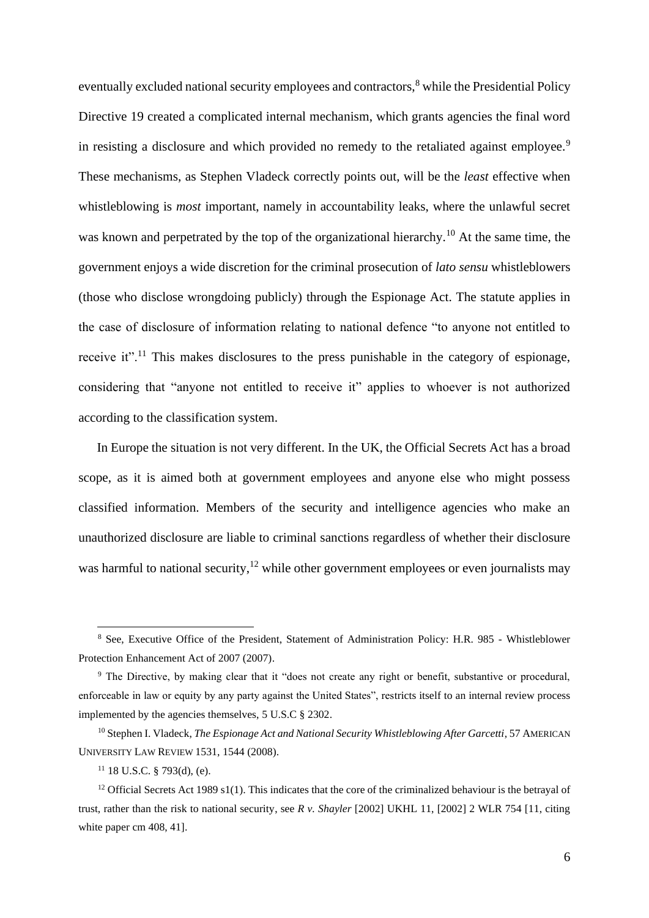eventually excluded national security employees and contractors,[8] while the Presidential Policy Directive 19 created a complicated internal mechanism, which grants agencies the final word in resisting a disclosure and which provided no remedy to the retaliated against employee.[9] These mechanisms, as Stephen Vladeck correctly points out, will be the *least* effective when whistleblowing is *most* important, namely in accountability leaks, where the unlawful secret was known and perpetrated by the top of the organizational hierarchy.[10] At the same time, the government enjoys a wide discretion for the criminal prosecution of *lato sensu* whistleblowers (those who disclose wrongdoing publicly) through the Espionage Act. The statute applies in the case of disclosure of information relating to national defence "to anyone not entitled to receive it".[11] This makes disclosures to the press punishable in the category of espionage, considering that "anyone not entitled to receive it" applies to whoever is not authorized according to the classification system.

In Europe the situation is not very different. In the UK, the Official Secrets Act has a broad scope, as it is aimed both at government employees and anyone else who might possess classified information. Members of the security and intelligence agencies who make an unauthorized disclosure are liable to criminal sanctions regardless of whether their disclosure was harmful to national security,[12] while other government employees or even journalists may

---

[8] See, Executive Office of the President, Statement of Administration Policy: H.R. 985 - Whistleblower Protection Enhancement Act of 2007 (2007).

[9] The Directive, by making clear that it "does not create any right or benefit, substantive or procedural, enforceable in law or equity by any party against the United States", restricts itself to an internal review process implemented by the agencies themselves, 5 U.S.C § 2302.

[10] Stephen I. Vladeck, *The Espionage Act and National Security Whistleblowing After Garcetti*, 57 AMERICAN UNIVERSITY LAW REVIEW 1531, 1544 (2008).

[11] 18 U.S.C. § 793(d), (e).

[12] Official Secrets Act 1989 s1(1). This indicates that the core of the criminalized behaviour is the betrayal of trust, rather than the risk to national security, see *R v. Shayler* [2002] UKHL 11, [2002] 2 WLR 754 [11, citing white paper cm 408, 41].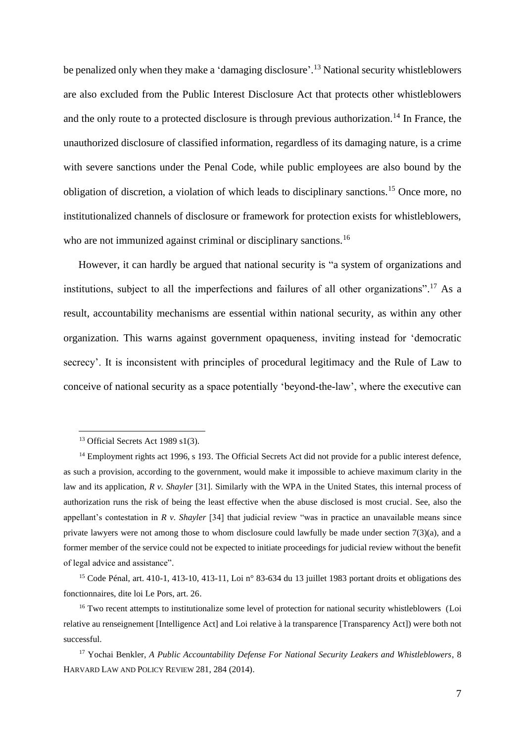be penalized only when they make a 'damaging disclosure'.[13] National security whistleblowers are also excluded from the Public Interest Disclosure Act that protects other whistleblowers and the only route to a protected disclosure is through previous authorization.[14] In France, the unauthorized disclosure of classified information, regardless of its damaging nature, is a crime with severe sanctions under the Penal Code, while public employees are also bound by the obligation of discretion, a violation of which leads to disciplinary sanctions.[15] Once more, no institutionalized channels of disclosure or framework for protection exists for whistleblowers, who are not immunized against criminal or disciplinary sanctions.[16]

However, it can hardly be argued that national security is "a system of organizations and institutions, subject to all the imperfections and failures of all other organizations".[17] As a result, accountability mechanisms are essential within national security, as within any other organization. This warns against government opaqueness, inviting instead for 'democratic secrecy'. It is inconsistent with principles of procedural legitimacy and the Rule of Law to conceive of national security as a space potentially 'beyond-the-law', where the executive can

---

[13] Official Secrets Act 1989 s1(3).

[14] Employment rights act 1996, s 193. The Official Secrets Act did not provide for a public interest defence, as such a provision, according to the government, would make it impossible to achieve maximum clarity in the law and its application, *R v. Shayler* [31]. Similarly with the WPA in the United States, this internal process of authorization runs the risk of being the least effective when the abuse disclosed is most crucial. See, also the appellant's contestation in *R v. Shayler* [34] that judicial review "was in practice an unavailable means since private lawyers were not among those to whom disclosure could lawfully be made under section 7(3)(a), and a former member of the service could not be expected to initiate proceedings for judicial review without the benefit of legal advice and assistance".

[15] Code Pénal, art. 410-1, 413-10, 413-11, Loi n° 83-634 du 13 juillet 1983 portant droits et obligations des fonctionnaires, dite loi Le Pors, art. 26.

[16] Two recent attempts to institutionalize some level of protection for national security whistleblowers (Loi relative au renseignement [Intelligence Act] and Loi relative à la transparence [Transparency Act]) were both not successful.

[17] Yochai Benkler, *A Public Accountability Defense For National Security Leakers and Whistleblowers*, 8 HARVARD LAW AND POLICY REVIEW 281, 284 (2014).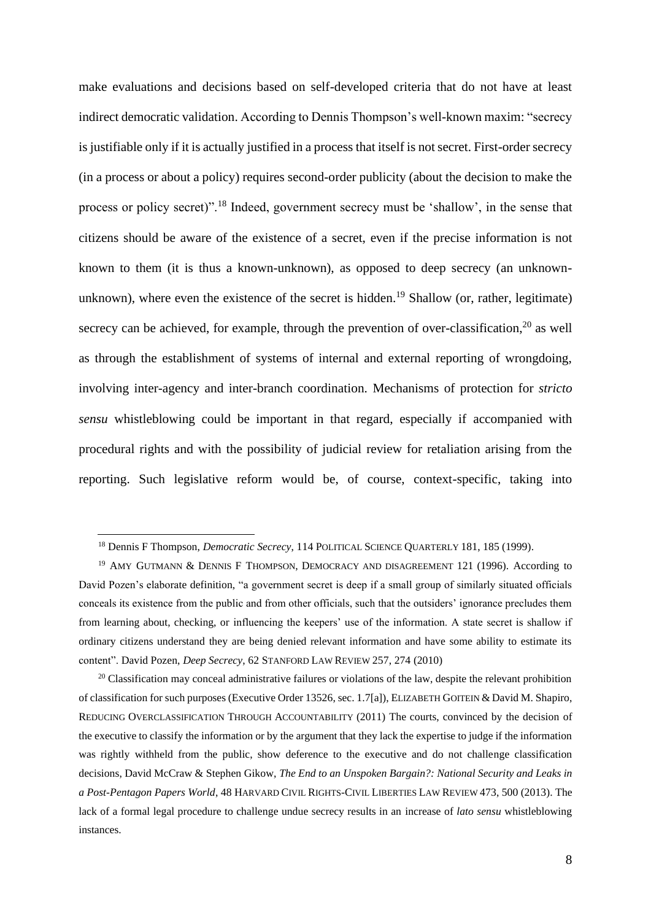make evaluations and decisions based on self-developed criteria that do not have at least indirect democratic validation. According to Dennis Thompson's well-known maxim: "secrecy is justifiable only if it is actually justified in a process that itself is not secret. First-order secrecy (in a process or about a policy) requires second-order publicity (about the decision to make the process or policy secret)".[18] Indeed, government secrecy must be 'shallow', in the sense that citizens should be aware of the existence of a secret, even if the precise information is not known to them (it is thus a known-unknown), as opposed to deep secrecy (an unknown-unknown), where even the existence of the secret is hidden.[19] Shallow (or, rather, legitimate) secrecy can be achieved, for example, through the prevention of over-classification,[20] as well as through the establishment of systems of internal and external reporting of wrongdoing, involving inter-agency and inter-branch coordination. Mechanisms of protection for *stricto sensu* whistleblowing could be important in that regard, especially if accompanied with procedural rights and with the possibility of judicial review for retaliation arising from the reporting. Such legislative reform would be, of course, context-specific, taking into

---

[18] Dennis F Thompson, *Democratic Secrecy*, 114 POLITICAL SCIENCE QUARTERLY 181, 185 (1999).

[19] AMY GUTMANN & DENNIS F THOMPSON, DEMOCRACY AND DISAGREEMENT 121 (1996). According to David Pozen's elaborate definition, "a government secret is deep if a small group of similarly situated officials conceals its existence from the public and from other officials, such that the outsiders' ignorance precludes them from learning about, checking, or influencing the keepers' use of the information. A state secret is shallow if ordinary citizens understand they are being denied relevant information and have some ability to estimate its content". David Pozen, *Deep Secrecy*, 62 STANFORD LAW REVIEW 257, 274 (2010)

[20] Classification may conceal administrative failures or violations of the law, despite the relevant prohibition of classification for such purposes (Executive Order 13526, sec. 1.7[a]), ELIZABETH GOITEIN & David M. Shapiro, REDUCING OVERCLASSIFICATION THROUGH ACCOUNTABILITY (2011) The courts, convinced by the decision of the executive to classify the information or by the argument that they lack the expertise to judge if the information was rightly withheld from the public, show deference to the executive and do not challenge classification decisions, David McCraw & Stephen Gikow, *The End to an Unspoken Bargain?: National Security and Leaks in a Post-Pentagon Papers World*, 48 HARVARD CIVIL RIGHTS-CIVIL LIBERTIES LAW REVIEW 473, 500 (2013). The lack of a formal legal procedure to challenge undue secrecy results in an increase of *lato sensu* whistleblowing instances.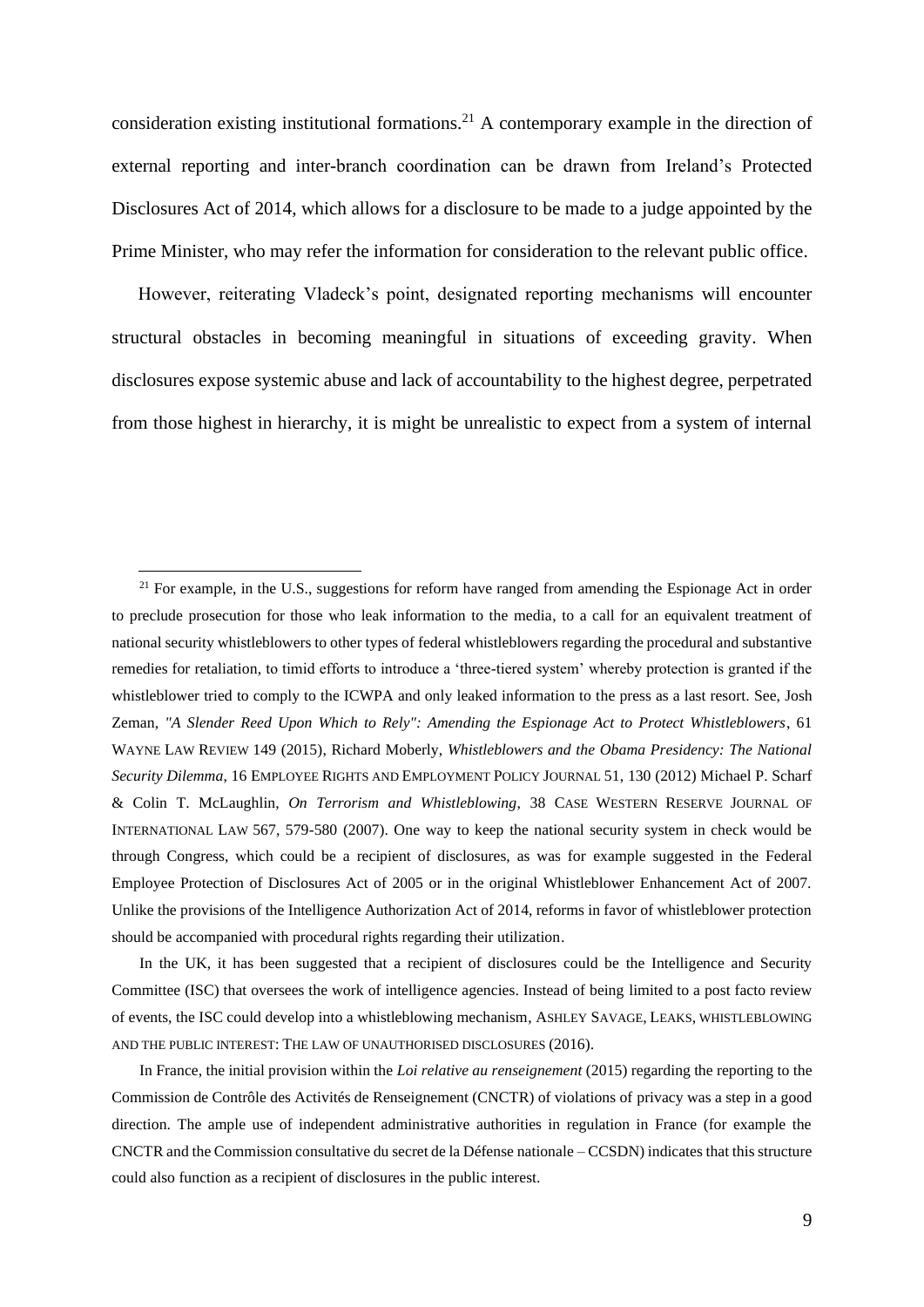consideration existing institutional formations.[21] A contemporary example in the direction of external reporting and inter-branch coordination can be drawn from Ireland's Protected Disclosures Act of 2014, which allows for a disclosure to be made to a judge appointed by the Prime Minister, who may refer the information for consideration to the relevant public office.

However, reiterating Vladeck's point, designated reporting mechanisms will encounter structural obstacles in becoming meaningful in situations of exceeding gravity. When disclosures expose systemic abuse and lack of accountability to the highest degree, perpetrated from those highest in hierarchy, it is might be unrealistic to expect from a system of internal

---

[21] For example, in the U.S., suggestions for reform have ranged from amending the Espionage Act in order to preclude prosecution for those who leak information to the media, to a call for an equivalent treatment of national security whistleblowers to other types of federal whistleblowers regarding the procedural and substantive remedies for retaliation, to timid efforts to introduce a 'three-tiered system' whereby protection is granted if the whistleblower tried to comply to the ICWPA and only leaked information to the press as a last resort. See, Josh Zeman, *"A Slender Reed Upon Which to Rely": Amending the Espionage Act to Protect Whistleblowers*, 61 WAYNE LAW REVIEW 149 (2015), Richard Moberly, *Whistleblowers and the Obama Presidency: The National Security Dilemma*, 16 EMPLOYEE RIGHTS AND EMPLOYMENT POLICY JOURNAL 51, 130 (2012) Michael P. Scharf & Colin T. McLaughlin, *On Terrorism and Whistleblowing*, 38 CASE WESTERN RESERVE JOURNAL OF INTERNATIONAL LAW 567, 579-580 (2007). One way to keep the national security system in check would be through Congress, which could be a recipient of disclosures, as was for example suggested in the Federal Employee Protection of Disclosures Act of 2005 or in the original Whistleblower Enhancement Act of 2007. Unlike the provisions of the Intelligence Authorization Act of 2014, reforms in favor of whistleblower protection should be accompanied with procedural rights regarding their utilization.

In the UK, it has been suggested that a recipient of disclosures could be the Intelligence and Security Committee (ISC) that oversees the work of intelligence agencies. Instead of being limited to a post facto review of events, the ISC could develop into a whistleblowing mechanism, ASHLEY SAVAGE, LEAKS, WHISTLEBLOWING AND THE PUBLIC INTEREST: THE LAW OF UNAUTHORISED DISCLOSURES (2016).

In France, the initial provision within the *Loi relative au renseignement* (2015) regarding the reporting to the Commission de Contrôle des Activités de Renseignement (CNCTR) of violations of privacy was a step in a good direction. The ample use of independent administrative authorities in regulation in France (for example the CNCTR and the Commission consultative du secret de la Défense nationale – CCSDN) indicates that this structure could also function as a recipient of disclosures in the public interest.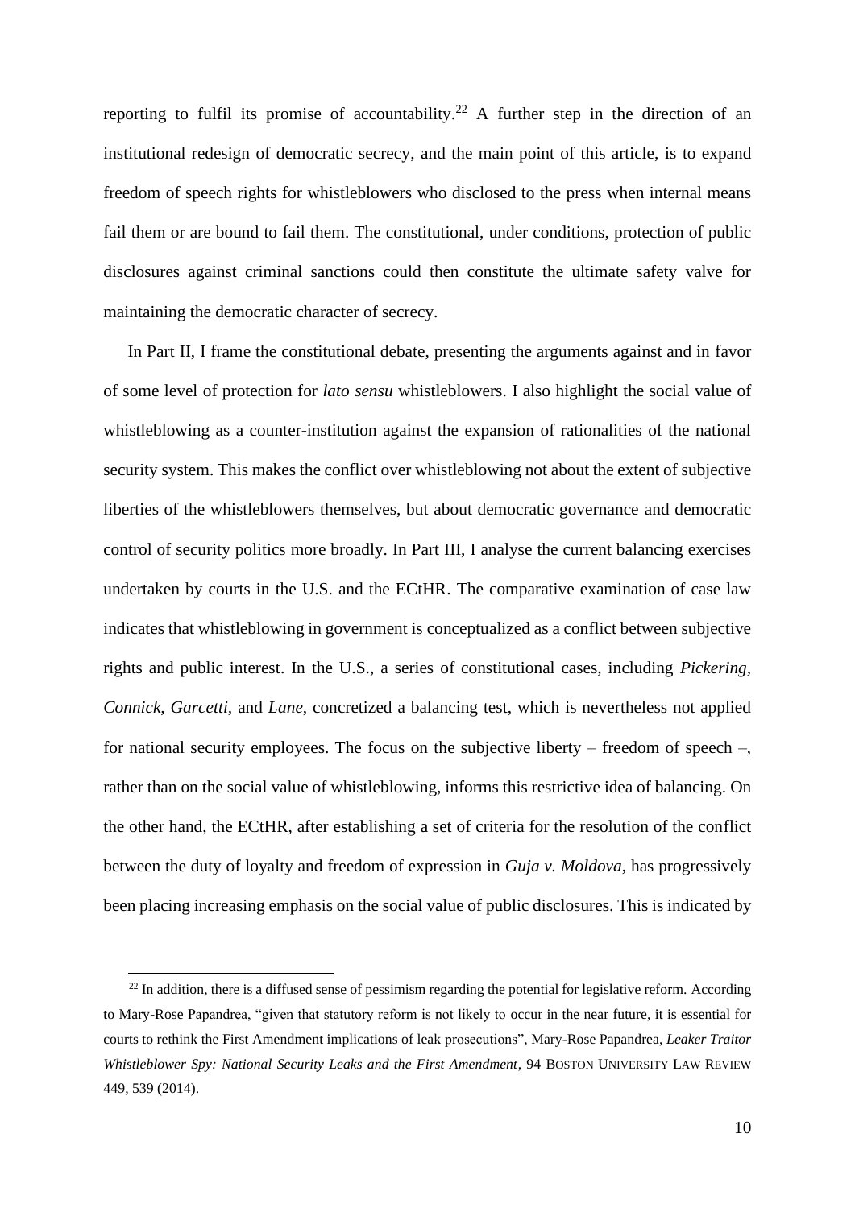reporting to fulfil its promise of accountability.[22] A further step in the direction of an institutional redesign of democratic secrecy, and the main point of this article, is to expand freedom of speech rights for whistleblowers who disclosed to the press when internal means fail them or are bound to fail them. The constitutional, under conditions, protection of public disclosures against criminal sanctions could then constitute the ultimate safety valve for maintaining the democratic character of secrecy.

In Part II, I frame the constitutional debate, presenting the arguments against and in favor of some level of protection for *lato sensu* whistleblowers. I also highlight the social value of whistleblowing as a counter-institution against the expansion of rationalities of the national security system. This makes the conflict over whistleblowing not about the extent of subjective liberties of the whistleblowers themselves, but about democratic governance and democratic control of security politics more broadly. In Part III, I analyse the current balancing exercises undertaken by courts in the U.S. and the ECtHR. The comparative examination of case law indicates that whistleblowing in government is conceptualized as a conflict between subjective rights and public interest. In the U.S., a series of constitutional cases, including *Pickering*, *Connick*, *Garcetti*, and *Lane*, concretized a balancing test, which is nevertheless not applied for national security employees. The focus on the subjective liberty – freedom of speech –, rather than on the social value of whistleblowing, informs this restrictive idea of balancing. On the other hand, the ECtHR, after establishing a set of criteria for the resolution of the conflict between the duty of loyalty and freedom of expression in *Guja v. Moldova*, has progressively been placing increasing emphasis on the social value of public disclosures. This is indicated by

[22] In addition, there is a diffused sense of pessimism regarding the potential for legislative reform. According to Mary-Rose Papandrea, "given that statutory reform is not likely to occur in the near future, it is essential for courts to rethink the First Amendment implications of leak prosecutions", Mary-Rose Papandrea, *Leaker Traitor Whistleblower Spy: National Security Leaks and the First Amendment*, 94 BOSTON UNIVERSITY LAW REVIEW 449, 539 (2014).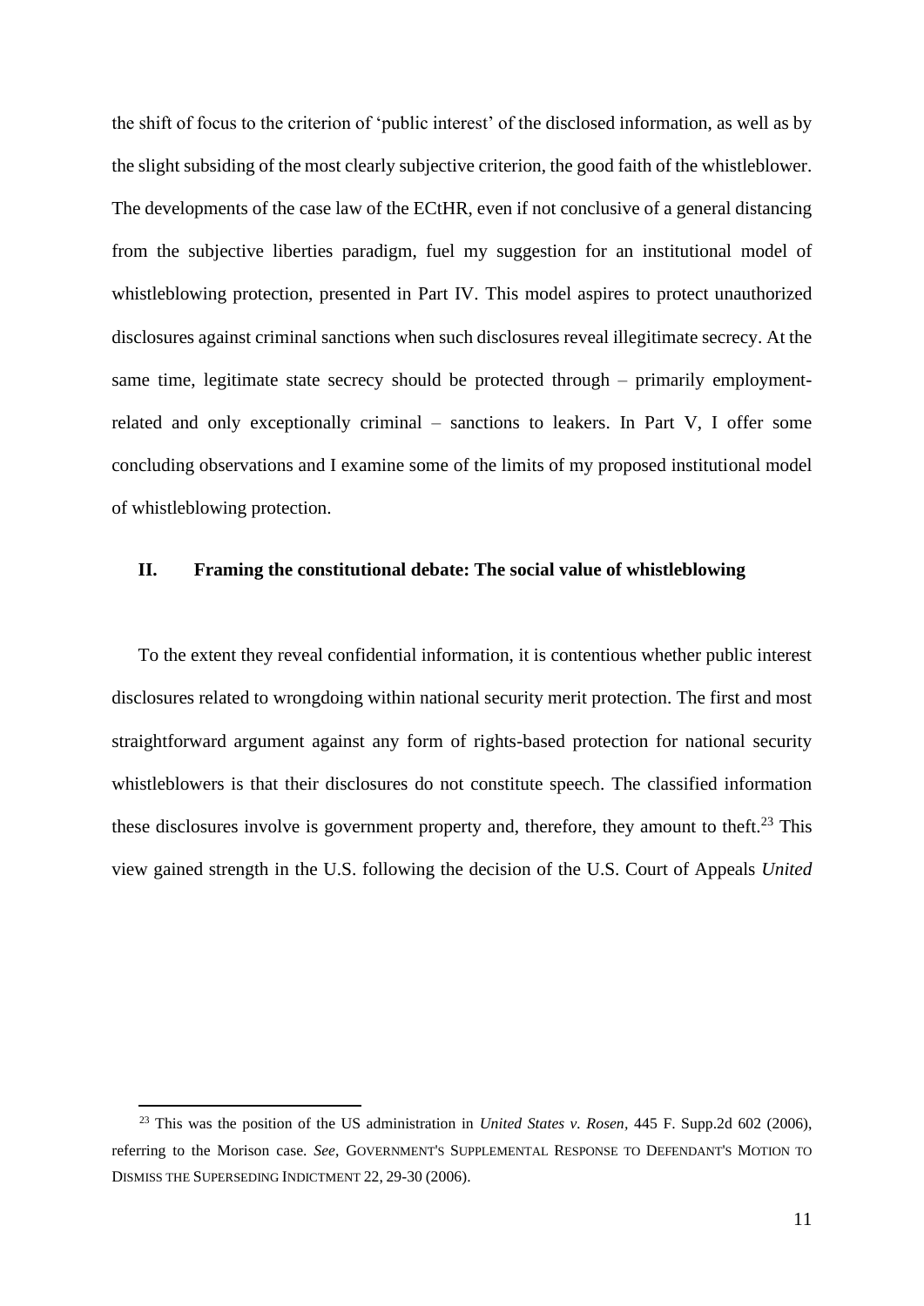the shift of focus to the criterion of 'public interest' of the disclosed information, as well as by the slight subsiding of the most clearly subjective criterion, the good faith of the whistleblower. The developments of the case law of the ECtHR, even if not conclusive of a general distancing from the subjective liberties paradigm, fuel my suggestion for an institutional model of whistleblowing protection, presented in Part IV. This model aspires to protect unauthorized disclosures against criminal sanctions when such disclosures reveal illegitimate secrecy. At the same time, legitimate state secrecy should be protected through – primarily employment-related and only exceptionally criminal – sanctions to leakers. In Part V, I offer some concluding observations and I examine some of the limits of my proposed institutional model of whistleblowing protection.

## II. Framing the constitutional debate: The social value of whistleblowing

To the extent they reveal confidential information, it is contentious whether public interest disclosures related to wrongdoing within national security merit protection. The first and most straightforward argument against any form of rights-based protection for national security whistleblowers is that their disclosures do not constitute speech. The classified information these disclosures involve is government property and, therefore, they amount to theft.[23] This view gained strength in the U.S. following the decision of the U.S. Court of Appeals *United*

---

[23] This was the position of the US administration in *United States v. Rosen*, 445 F. Supp.2d 602 (2006), referring to the Morison case. *See*, GOVERNMENT'S SUPPLEMENTAL RESPONSE TO DEFENDANT'S MOTION TO DISMISS THE SUPERSEDING INDICTMENT 22, 29-30 (2006).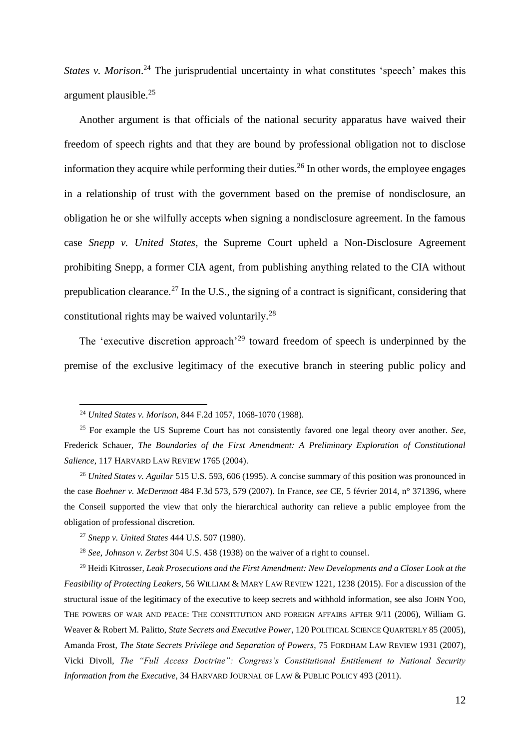*States v. Morison*.[24] The jurisprudential uncertainty in what constitutes 'speech' makes this argument plausible.[25]

Another argument is that officials of the national security apparatus have waived their freedom of speech rights and that they are bound by professional obligation not to disclose information they acquire while performing their duties.[26] In other words, the employee engages in a relationship of trust with the government based on the premise of nondisclosure, an obligation he or she wilfully accepts when signing a nondisclosure agreement. In the famous case *Snepp v. United States*, the Supreme Court upheld a Non-Disclosure Agreement prohibiting Snepp, a former CIA agent, from publishing anything related to the CIA without prepublication clearance.[27] In the U.S., the signing of a contract is significant, considering that constitutional rights may be waived voluntarily.[28]

The 'executive discretion approach'[29] toward freedom of speech is underpinned by the premise of the exclusive legitimacy of the executive branch in steering public policy and

---

[24] *United States v. Morison*, 844 F.2d 1057, 1068-1070 (1988).

[25] For example the US Supreme Court has not consistently favored one legal theory over another. *See*, Frederick Schauer, *The Boundaries of the First Amendment: A Preliminary Exploration of Constitutional Salience*, 117 HARVARD LAW REVIEW 1765 (2004).

[26] *United States v. Aguilar* 515 U.S. 593, 606 (1995). A concise summary of this position was pronounced in the case *Boehner v. McDermott* 484 F.3d 573, 579 (2007). In France, *see* CE, 5 février 2014, n° 371396, where the Conseil supported the view that only the hierarchical authority can relieve a public employee from the obligation of professional discretion.

[27] *Snepp v. United States* 444 U.S. 507 (1980).

[28] *See, Johnson v. Zerbst* 304 U.S. 458 (1938) on the waiver of a right to counsel.

[29] Heidi Kitrosser, *Leak Prosecutions and the First Amendment: New Developments and a Closer Look at the Feasibility of Protecting Leakers*, 56 WILLIAM & MARY LAW REVIEW 1221, 1238 (2015). For a discussion of the structural issue of the legitimacy of the executive to keep secrets and withhold information, see also JOHN YOO, THE POWERS OF WAR AND PEACE: THE CONSTITUTION AND FOREIGN AFFAIRS AFTER 9/11 (2006), William G. Weaver & Robert M. Palitto, *State Secrets and Executive Power*, 120 POLITICAL SCIENCE QUARTERLY 85 (2005), Amanda Frost, *The State Secrets Privilege and Separation of Powers*, 75 FORDHAM LAW REVIEW 1931 (2007), Vicki Divoll, *The "Full Access Doctrine": Congress's Constitutional Entitlement to National Security Information from the Executive*, 34 HARVARD JOURNAL OF LAW & PUBLIC POLICY 493 (2011).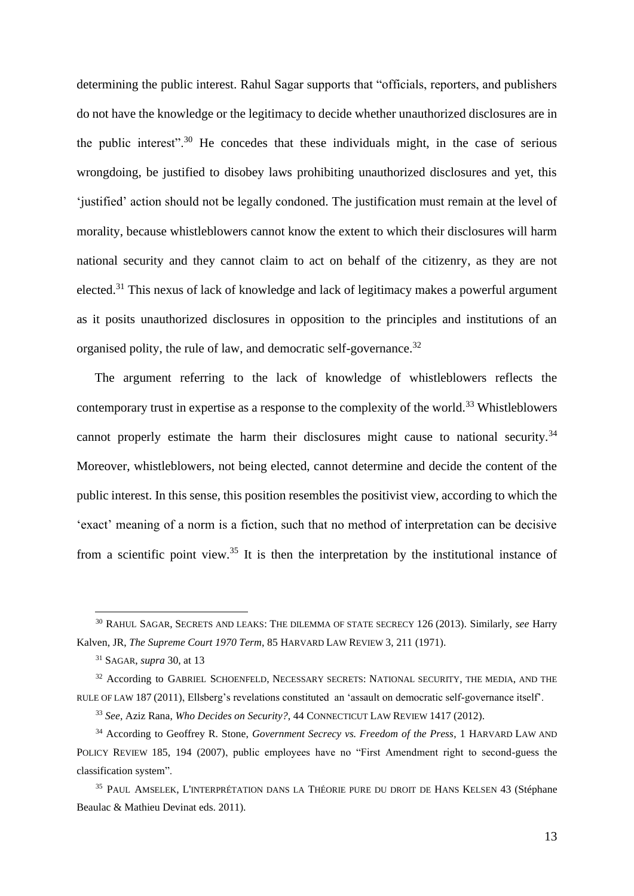determining the public interest. Rahul Sagar supports that "officials, reporters, and publishers do not have the knowledge or the legitimacy to decide whether unauthorized disclosures are in the public interest".[30] He concedes that these individuals might, in the case of serious wrongdoing, be justified to disobey laws prohibiting unauthorized disclosures and yet, this 'justified' action should not be legally condoned. The justification must remain at the level of morality, because whistleblowers cannot know the extent to which their disclosures will harm national security and they cannot claim to act on behalf of the citizenry, as they are not elected.[31] This nexus of lack of knowledge and lack of legitimacy makes a powerful argument as it posits unauthorized disclosures in opposition to the principles and institutions of an organised polity, the rule of law, and democratic self-governance.[32]

The argument referring to the lack of knowledge of whistleblowers reflects the contemporary trust in expertise as a response to the complexity of the world.[33] Whistleblowers cannot properly estimate the harm their disclosures might cause to national security.[34] Moreover, whistleblowers, not being elected, cannot determine and decide the content of the public interest. In this sense, this position resembles the positivist view, according to which the 'exact' meaning of a norm is a fiction, such that no method of interpretation can be decisive from a scientific point view.[35] It is then the interpretation by the institutional instance of

---

[30] RAHUL SAGAR, SECRETS AND LEAKS: THE DILEMMA OF STATE SECRECY 126 (2013). Similarly, *see* Harry Kalven, JR, *The Supreme Court 1970 Term*, 85 HARVARD LAW REVIEW 3, 211 (1971).

[31] SAGAR, *supra* 30, at 13

[32] According to GABRIEL SCHOENFELD, NECESSARY SECRETS: NATIONAL SECURITY, THE MEDIA, AND THE RULE OF LAW 187 (2011), Ellsberg's revelations constituted an 'assault on democratic self-governance itself'.

[33] *See*, Aziz Rana, *Who Decides on Security?*, 44 CONNECTICUT LAW REVIEW 1417 (2012).

[34] According to Geoffrey R. Stone, *Government Secrecy vs. Freedom of the Press*, 1 HARVARD LAW AND POLICY REVIEW 185, 194 (2007), public employees have no "First Amendment right to second-guess the classification system".

[35] PAUL AMSELEK, L'INTERPRÉTATION DANS LA THÉORIE PURE DU DROIT DE HANS KELSEN 43 (Stéphane Beaulac & Mathieu Devinat eds. 2011).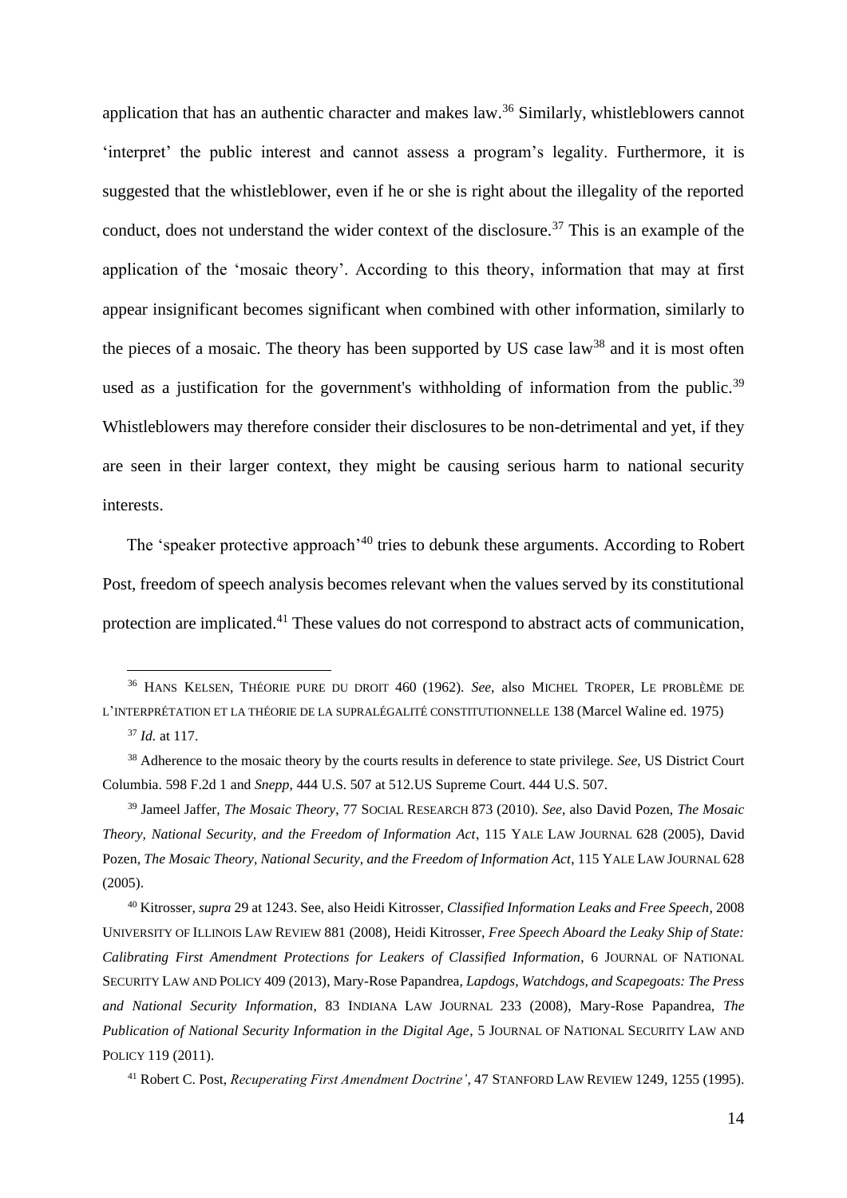application that has an authentic character and makes law.[36] Similarly, whistleblowers cannot 'interpret' the public interest and cannot assess a program's legality. Furthermore, it is suggested that the whistleblower, even if he or she is right about the illegality of the reported conduct, does not understand the wider context of the disclosure.[37] This is an example of the application of the 'mosaic theory'. According to this theory, information that may at first appear insignificant becomes significant when combined with other information, similarly to the pieces of a mosaic. The theory has been supported by US case law[38] and it is most often used as a justification for the government's withholding of information from the public.[39] Whistleblowers may therefore consider their disclosures to be non-detrimental and yet, if they are seen in their larger context, they might be causing serious harm to national security interests.

The 'speaker protective approach'[40] tries to debunk these arguments. According to Robert Post, freedom of speech analysis becomes relevant when the values served by its constitutional protection are implicated.[41] These values do not correspond to abstract acts of communication,

---

[36] HANS KELSEN, THÉORIE PURE DU DROIT 460 (1962). *See*, also MICHEL TROPER, LE PROBLÈME DE L'INTERPRÉTATION ET LA THÉORIE DE LA SUPRALÉGALITÉ CONSTITUTIONNELLE 138 (Marcel Waline ed. 1975)

[37] *Id.* at 117.

[38] Adherence to the mosaic theory by the courts results in deference to state privilege. *See*, US District Court Columbia. 598 F.2d 1 and *Snepp*, 444 U.S. 507 at 512.US Supreme Court. 444 U.S. 507.

[39] Jameel Jaffer, *The Mosaic Theory*, 77 SOCIAL RESEARCH 873 (2010). *See*, also David Pozen, *The Mosaic Theory, National Security, and the Freedom of Information Act*, 115 YALE LAW JOURNAL 628 (2005), David Pozen, *The Mosaic Theory, National Security, and the Freedom of Information Act*, 115 YALE LAW JOURNAL 628 (2005).

[40] Kitrosser, *supra* 29 at 1243. See, also Heidi Kitrosser, *Classified Information Leaks and Free Speech*, 2008 UNIVERSITY OF ILLINOIS LAW REVIEW 881 (2008), Heidi Kitrosser, *Free Speech Aboard the Leaky Ship of State: Calibrating First Amendment Protections for Leakers of Classified Information*, 6 JOURNAL OF NATIONAL SECURITY LAW AND POLICY 409 (2013), Mary-Rose Papandrea, *Lapdogs, Watchdogs, and Scapegoats: The Press and National Security Information*, 83 INDIANA LAW JOURNAL 233 (2008), Mary-Rose Papandrea, *The Publication of National Security Information in the Digital Age*, 5 JOURNAL OF NATIONAL SECURITY LAW AND POLICY 119 (2011).

[41] Robert C. Post, *Recuperating First Amendment Doctrine'*, 47 STANFORD LAW REVIEW 1249, 1255 (1995).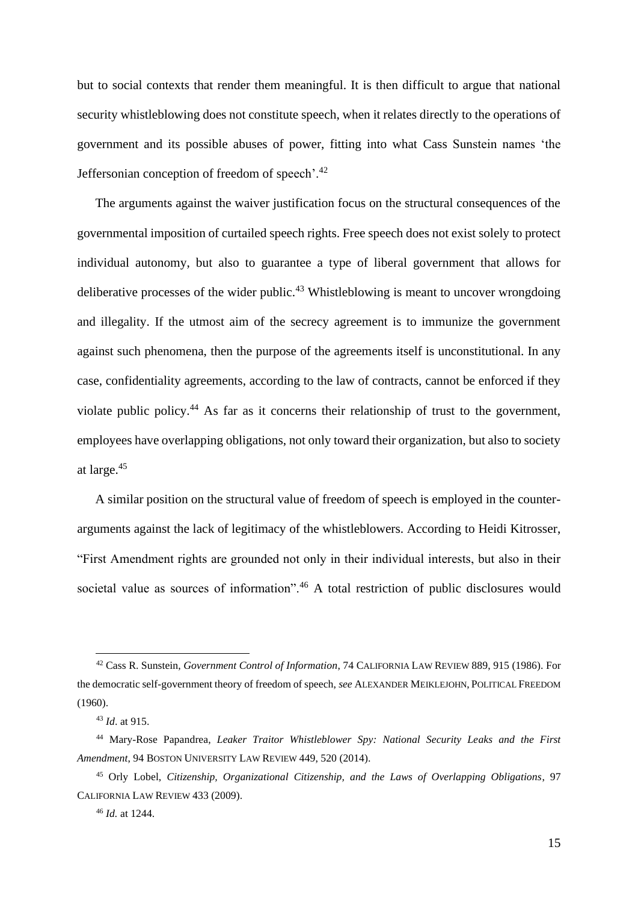but to social contexts that render them meaningful. It is then difficult to argue that national security whistleblowing does not constitute speech, when it relates directly to the operations of government and its possible abuses of power, fitting into what Cass Sunstein names 'the Jeffersonian conception of freedom of speech'.[42]

The arguments against the waiver justification focus on the structural consequences of the governmental imposition of curtailed speech rights. Free speech does not exist solely to protect individual autonomy, but also to guarantee a type of liberal government that allows for deliberative processes of the wider public.[43] Whistleblowing is meant to uncover wrongdoing and illegality. If the utmost aim of the secrecy agreement is to immunize the government against such phenomena, then the purpose of the agreements itself is unconstitutional. In any case, confidentiality agreements, according to the law of contracts, cannot be enforced if they violate public policy.[44] As far as it concerns their relationship of trust to the government, employees have overlapping obligations, not only toward their organization, but also to society at large.[45]

A similar position on the structural value of freedom of speech is employed in the counter-arguments against the lack of legitimacy of the whistleblowers. According to Heidi Kitrosser, "First Amendment rights are grounded not only in their individual interests, but also in their societal value as sources of information".[46] A total restriction of public disclosures would

---

[42] Cass R. Sunstein, *Government Control of Information*, 74 CALIFORNIA LAW REVIEW 889, 915 (1986). For the democratic self-government theory of freedom of speech, *see* ALEXANDER MEIKLEJOHN, POLITICAL FREEDOM (1960).

[43] *Id*. at 915.

[44] Mary-Rose Papandrea, *Leaker Traitor Whistleblower Spy: National Security Leaks and the First Amendment*, 94 BOSTON UNIVERSITY LAW REVIEW 449, 520 (2014).

[45] Orly Lobel, *Citizenship, Organizational Citizenship, and the Laws of Overlapping Obligations*, 97 CALIFORNIA LAW REVIEW 433 (2009).

[46] *Id.* at 1244.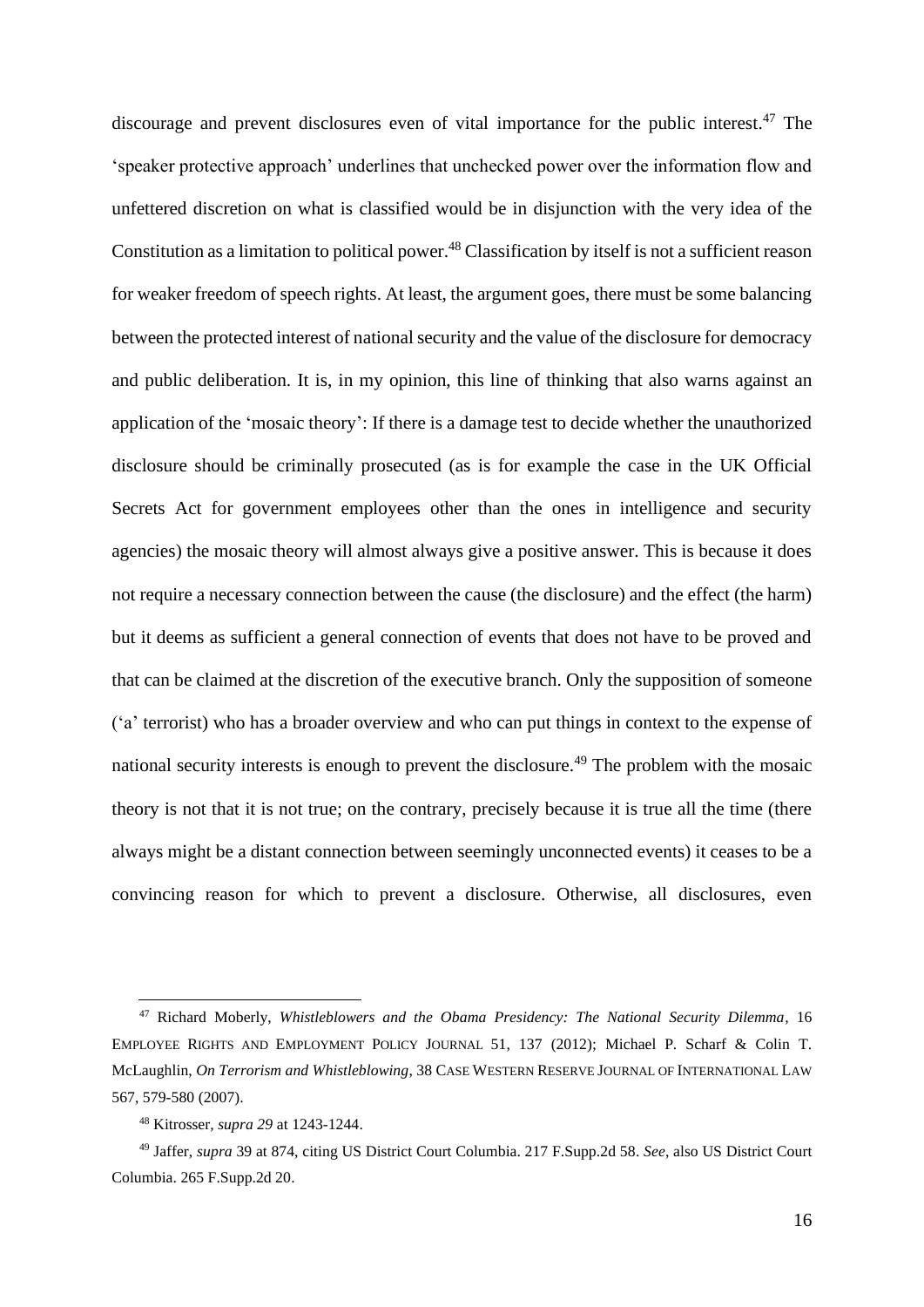discourage and prevent disclosures even of vital importance for the public interest.[47] The 'speaker protective approach' underlines that unchecked power over the information flow and unfettered discretion on what is classified would be in disjunction with the very idea of the Constitution as a limitation to political power.[48] Classification by itself is not a sufficient reason for weaker freedom of speech rights. At least, the argument goes, there must be some balancing between the protected interest of national security and the value of the disclosure for democracy and public deliberation. It is, in my opinion, this line of thinking that also warns against an application of the 'mosaic theory': If there is a damage test to decide whether the unauthorized disclosure should be criminally prosecuted (as is for example the case in the UK Official Secrets Act for government employees other than the ones in intelligence and security agencies) the mosaic theory will almost always give a positive answer. This is because it does not require a necessary connection between the cause (the disclosure) and the effect (the harm) but it deems as sufficient a general connection of events that does not have to be proved and that can be claimed at the discretion of the executive branch. Only the supposition of someone ('a' terrorist) who has a broader overview and who can put things in context to the expense of national security interests is enough to prevent the disclosure.[49] The problem with the mosaic theory is not that it is not true; on the contrary, precisely because it is true all the time (there always might be a distant connection between seemingly unconnected events) it ceases to be a convincing reason for which to prevent a disclosure. Otherwise, all disclosures, even

---

[47] Richard Moberly, *Whistleblowers and the Obama Presidency: The National Security Dilemma*, 16 EMPLOYEE RIGHTS AND EMPLOYMENT POLICY JOURNAL 51, 137 (2012); Michael P. Scharf & Colin T. McLaughlin, *On Terrorism and Whistleblowing,* 38 CASE WESTERN RESERVE JOURNAL OF INTERNATIONAL LAW 567, 579-580 (2007).

[48] Kitrosser, *supra 29* at 1243-1244.

[49] Jaffer, *supra* 39 at 874, citing US District Court Columbia. 217 F.Supp.2d 58. *See*, also US District Court Columbia. 265 F.Supp.2d 20.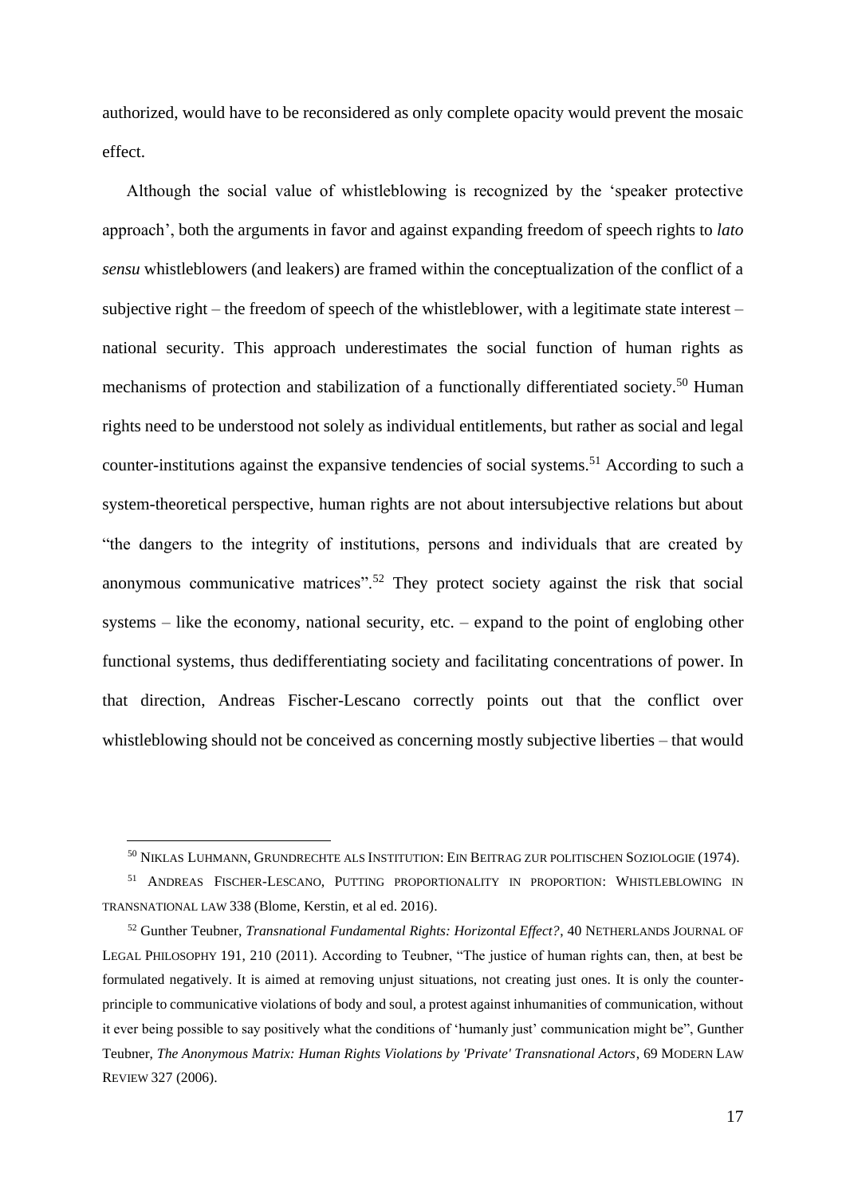authorized, would have to be reconsidered as only complete opacity would prevent the mosaic effect.

Although the social value of whistleblowing is recognized by the 'speaker protective approach', both the arguments in favor and against expanding freedom of speech rights to *lato sensu* whistleblowers (and leakers) are framed within the conceptualization of the conflict of a subjective right – the freedom of speech of the whistleblower, with a legitimate state interest – national security. This approach underestimates the social function of human rights as mechanisms of protection and stabilization of a functionally differentiated society.[50] Human rights need to be understood not solely as individual entitlements, but rather as social and legal counter-institutions against the expansive tendencies of social systems.[51] According to such a system-theoretical perspective, human rights are not about intersubjective relations but about "the dangers to the integrity of institutions, persons and individuals that are created by anonymous communicative matrices".[52] They protect society against the risk that social systems – like the economy, national security, etc. – expand to the point of englobing other functional systems, thus dedifferentiating society and facilitating concentrations of power. In that direction, Andreas Fischer-Lescano correctly points out that the conflict over whistleblowing should not be conceived as concerning mostly subjective liberties – that would

---

[50] NIKLAS LUHMANN, GRUNDRECHTE ALS INSTITUTION: EIN BEITRAG ZUR POLITISCHEN SOZIOLOGIE (1974).

[51] ANDREAS FISCHER-LESCANO, PUTTING PROPORTIONALITY IN PROPORTION: WHISTLEBLOWING IN TRANSNATIONAL LAW 338 (Blome, Kerstin, et al ed. 2016).

[52] Gunther Teubner, *Transnational Fundamental Rights: Horizontal Effect?*, 40 NETHERLANDS JOURNAL OF LEGAL PHILOSOPHY 191, 210 (2011). According to Teubner, "The justice of human rights can, then, at best be formulated negatively. It is aimed at removing unjust situations, not creating just ones. It is only the counter-principle to communicative violations of body and soul, a protest against inhumanities of communication, without it ever being possible to say positively what the conditions of 'humanly just' communication might be", Gunther Teubner, *The Anonymous Matrix: Human Rights Violations by 'Private' Transnational Actors*, 69 MODERN LAW REVIEW 327 (2006).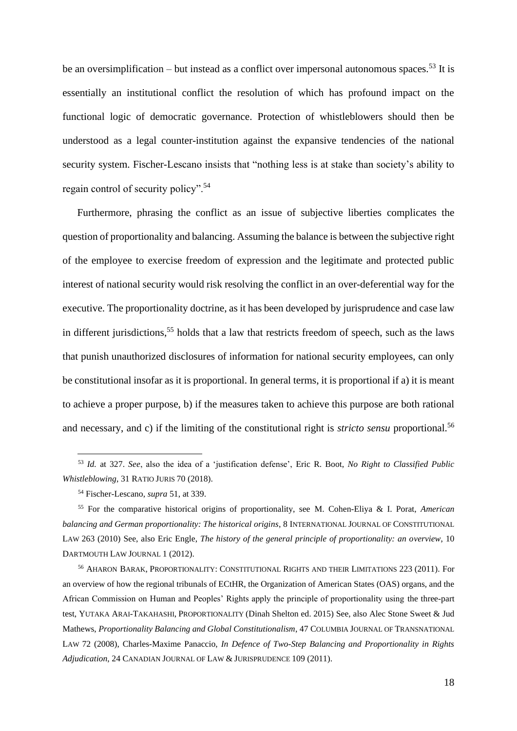be an oversimplification – but instead as a conflict over impersonal autonomous spaces.[53] It is essentially an institutional conflict the resolution of which has profound impact on the functional logic of democratic governance. Protection of whistleblowers should then be understood as a legal counter-institution against the expansive tendencies of the national security system. Fischer-Lescano insists that "nothing less is at stake than society's ability to regain control of security policy".[54]

Furthermore, phrasing the conflict as an issue of subjective liberties complicates the question of proportionality and balancing. Assuming the balance is between the subjective right of the employee to exercise freedom of expression and the legitimate and protected public interest of national security would risk resolving the conflict in an over-deferential way for the executive. The proportionality doctrine, as it has been developed by jurisprudence and case law in different jurisdictions,[55] holds that a law that restricts freedom of speech, such as the laws that punish unauthorized disclosures of information for national security employees, can only be constitutional insofar as it is proportional. In general terms, it is proportional if a) it is meant to achieve a proper purpose, b) if the measures taken to achieve this purpose are both rational and necessary, and c) if the limiting of the constitutional right is *stricto sensu* proportional.[56]

---

[53] *Id.* at 327. *See*, also the idea of a 'justification defense', Eric R. Boot, *No Right to Classified Public Whistleblowing*, 31 RATIO JURIS 70 (2018).

[54] Fischer-Lescano, *supra* 51, at 339.

[55] For the comparative historical origins of proportionality, see M. Cohen-Eliya & I. Porat, *American balancing and German proportionality: The historical origins*, 8 INTERNATIONAL JOURNAL OF CONSTITUTIONAL LAW 263 (2010) See, also Eric Engle, *The history of the general principle of proportionality: an overview*, 10 DARTMOUTH LAW JOURNAL 1 (2012).

[56] AHARON BARAK, PROPORTIONALITY: CONSTITUTIONAL RIGHTS AND THEIR LIMITATIONS 223 (2011). For an overview of how the regional tribunals of ECtHR, the Organization of American States (OAS) organs, and the African Commission on Human and Peoples' Rights apply the principle of proportionality using the three-part test, YUTAKA ARAI-TAKAHASHI, PROPORTIONALITY (Dinah Shelton ed. 2015) See, also Alec Stone Sweet & Jud Mathews, *Proportionality Balancing and Global Constitutionalism*, 47 COLUMBIA JOURNAL OF TRANSNATIONAL LAW 72 (2008), Charles-Maxime Panaccio, *In Defence of Two-Step Balancing and Proportionality in Rights Adjudication*, 24 CANADIAN JOURNAL OF LAW & JURISPRUDENCE 109 (2011).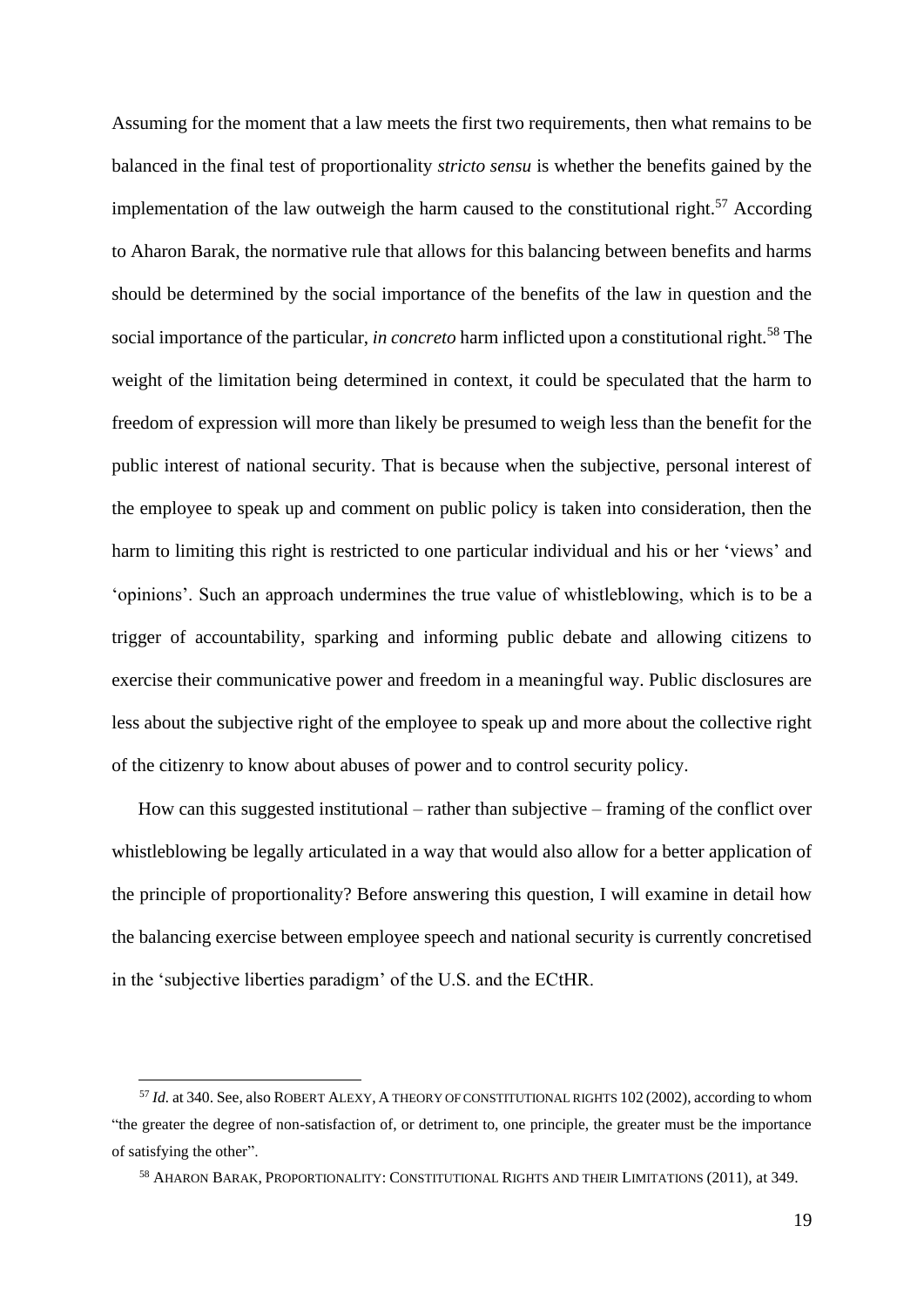Assuming for the moment that a law meets the first two requirements, then what remains to be balanced in the final test of proportionality *stricto sensu* is whether the benefits gained by the implementation of the law outweigh the harm caused to the constitutional right.[57] According to Aharon Barak, the normative rule that allows for this balancing between benefits and harms should be determined by the social importance of the benefits of the law in question and the social importance of the particular, *in concreto* harm inflicted upon a constitutional right.[58] The weight of the limitation being determined in context, it could be speculated that the harm to freedom of expression will more than likely be presumed to weigh less than the benefit for the public interest of national security. That is because when the subjective, personal interest of the employee to speak up and comment on public policy is taken into consideration, then the harm to limiting this right is restricted to one particular individual and his or her 'views' and 'opinions'. Such an approach undermines the true value of whistleblowing, which is to be a trigger of accountability, sparking and informing public debate and allowing citizens to exercise their communicative power and freedom in a meaningful way. Public disclosures are less about the subjective right of the employee to speak up and more about the collective right of the citizenry to know about abuses of power and to control security policy.

How can this suggested institutional – rather than subjective – framing of the conflict over whistleblowing be legally articulated in a way that would also allow for a better application of the principle of proportionality? Before answering this question, I will examine in detail how the balancing exercise between employee speech and national security is currently concretised in the 'subjective liberties paradigm' of the U.S. and the ECtHR.

---

[57] *Id.* at 340. See, also ROBERT ALEXY, A THEORY OF CONSTITUTIONAL RIGHTS 102 (2002), according to whom "the greater the degree of non-satisfaction of, or detriment to, one principle, the greater must be the importance of satisfying the other".

[58] AHARON BARAK, PROPORTIONALITY: CONSTITUTIONAL RIGHTS AND THEIR LIMITATIONS (2011), at 349.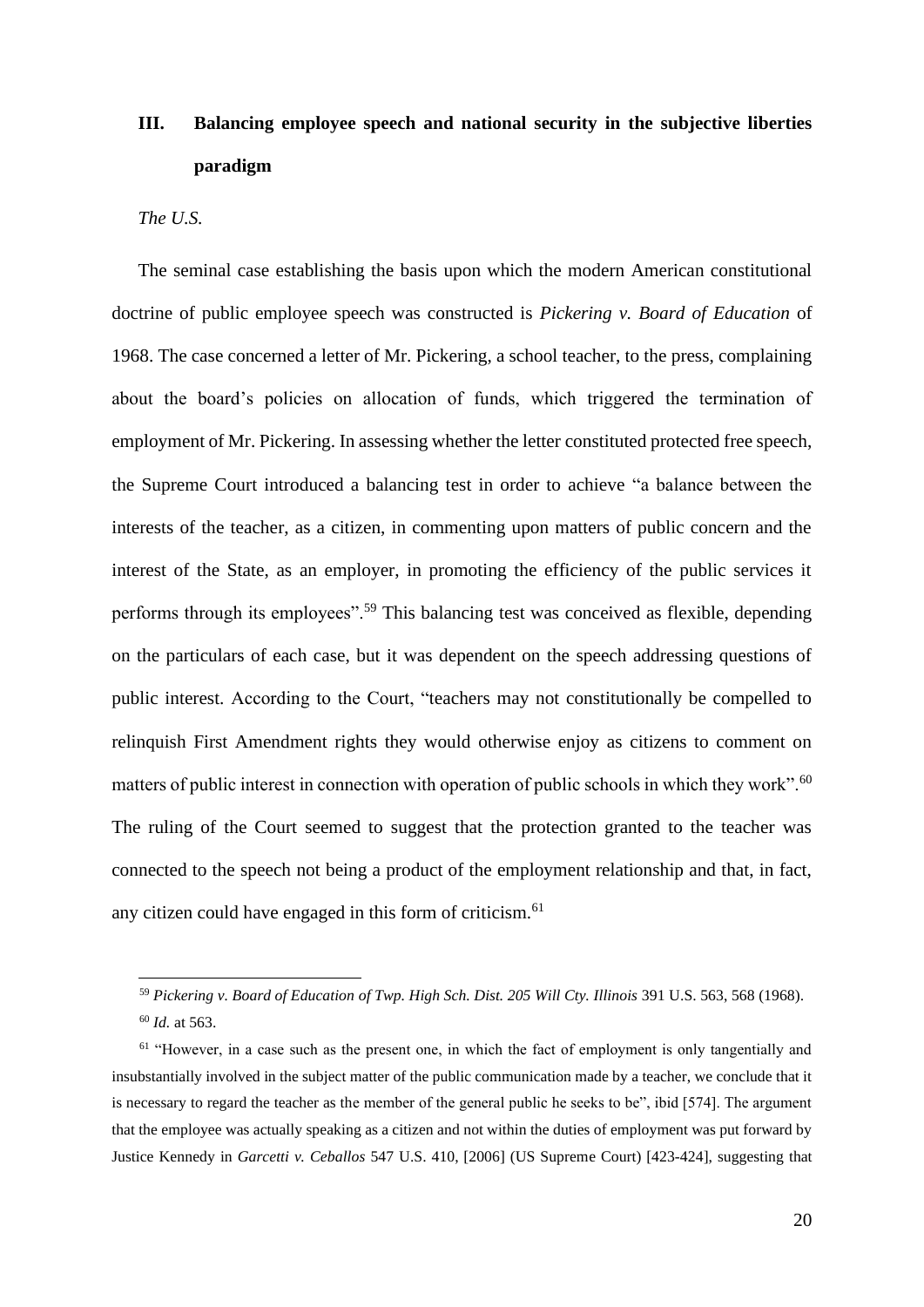## III. Balancing employee speech and national security in the subjective liberties paradigm

*The U.S.*

The seminal case establishing the basis upon which the modern American constitutional doctrine of public employee speech was constructed is *Pickering v. Board of Education* of 1968. The case concerned a letter of Mr. Pickering, a school teacher, to the press, complaining about the board's policies on allocation of funds, which triggered the termination of employment of Mr. Pickering. In assessing whether the letter constituted protected free speech, the Supreme Court introduced a balancing test in order to achieve "a balance between the interests of the teacher, as a citizen, in commenting upon matters of public concern and the interest of the State, as an employer, in promoting the efficiency of the public services it performs through its employees".[59] This balancing test was conceived as flexible, depending on the particulars of each case, but it was dependent on the speech addressing questions of public interest. According to the Court, "teachers may not constitutionally be compelled to relinquish First Amendment rights they would otherwise enjoy as citizens to comment on matters of public interest in connection with operation of public schools in which they work".[60] The ruling of the Court seemed to suggest that the protection granted to the teacher was connected to the speech not being a product of the employment relationship and that, in fact, any citizen could have engaged in this form of criticism.[61]

---

[59] *Pickering v. Board of Education of Twp. High Sch. Dist. 205 Will Cty. Illinois* 391 U.S. 563, 568 (1968).

[60] *Id.* at 563.

[61] "However, in a case such as the present one, in which the fact of employment is only tangentially and insubstantially involved in the subject matter of the public communication made by a teacher, we conclude that it is necessary to regard the teacher as the member of the general public he seeks to be", ibid [574]. The argument that the employee was actually speaking as a citizen and not within the duties of employment was put forward by Justice Kennedy in *Garcetti v. Ceballos* 547 U.S. 410, [2006] (US Supreme Court) [423-424], suggesting that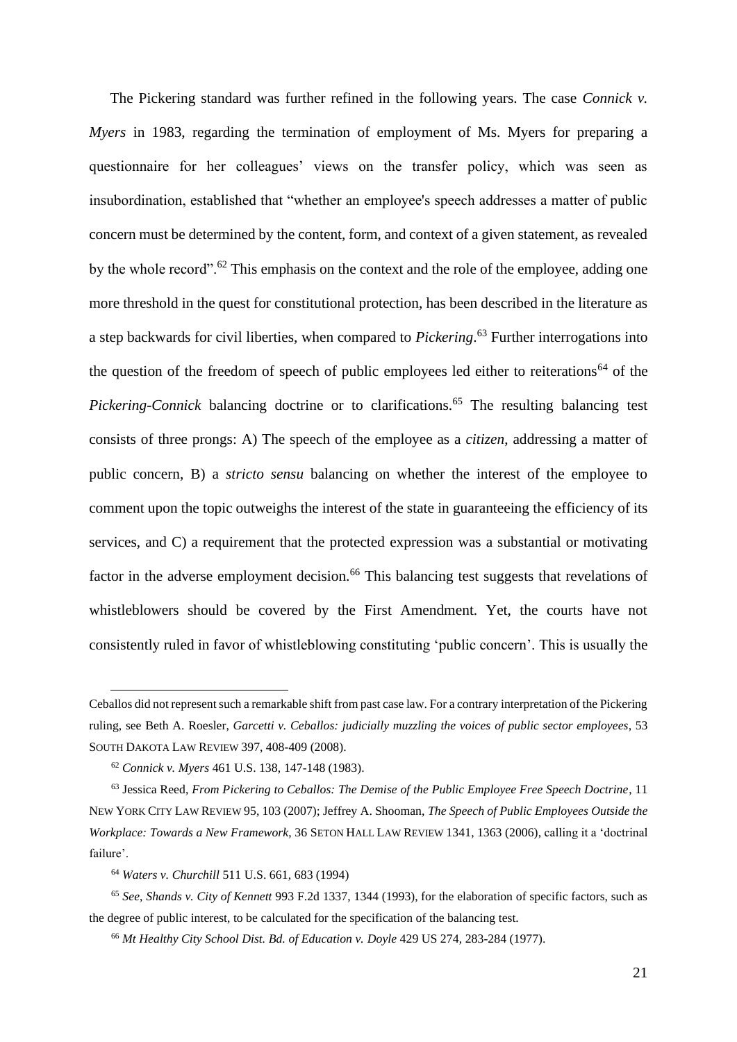The Pickering standard was further refined in the following years. The case *Connick v. Myers* in 1983, regarding the termination of employment of Ms. Myers for preparing a questionnaire for her colleagues' views on the transfer policy, which was seen as insubordination, established that "whether an employee's speech addresses a matter of public concern must be determined by the content, form, and context of a given statement, as revealed by the whole record".[62] This emphasis on the context and the role of the employee, adding one more threshold in the quest for constitutional protection, has been described in the literature as a step backwards for civil liberties, when compared to *Pickering*.[63] Further interrogations into the question of the freedom of speech of public employees led either to reiterations[64] of the *Pickering-Connick* balancing doctrine or to clarifications.[65] The resulting balancing test consists of three prongs: A) The speech of the employee as a *citizen*, addressing a matter of public concern, B) a *stricto sensu* balancing on whether the interest of the employee to comment upon the topic outweighs the interest of the state in guaranteeing the efficiency of its services, and C) a requirement that the protected expression was a substantial or motivating factor in the adverse employment decision.[66] This balancing test suggests that revelations of whistleblowers should be covered by the First Amendment. Yet, the courts have not consistently ruled in favor of whistleblowing constituting 'public concern'. This is usually the

---

Ceballos did not represent such a remarkable shift from past case law. For a contrary interpretation of the Pickering ruling, see Beth A. Roesler, *Garcetti v. Ceballos: judicially muzzling the voices of public sector employees*, 53 SOUTH DAKOTA LAW REVIEW 397, 408-409 (2008).

[62] *Connick v. Myers* 461 U.S. 138, 147-148 (1983).

[63] Jessica Reed, *From Pickering to Ceballos: The Demise of the Public Employee Free Speech Doctrine*, 11 NEW YORK CITY LAW REVIEW 95, 103 (2007); Jeffrey A. Shooman, *The Speech of Public Employees Outside the Workplace: Towards a New Framework*, 36 SETON HALL LAW REVIEW 1341, 1363 (2006), calling it a 'doctrinal failure'.

[64] *Waters v. Churchill* 511 U.S. 661, 683 (1994)

[65] *See*, *Shands v. City of Kennett* 993 F.2d 1337, 1344 (1993), for the elaboration of specific factors, such as the degree of public interest, to be calculated for the specification of the balancing test.

[66] *Mt Healthy City School Dist. Bd. of Education v. Doyle* 429 US 274, 283-284 (1977).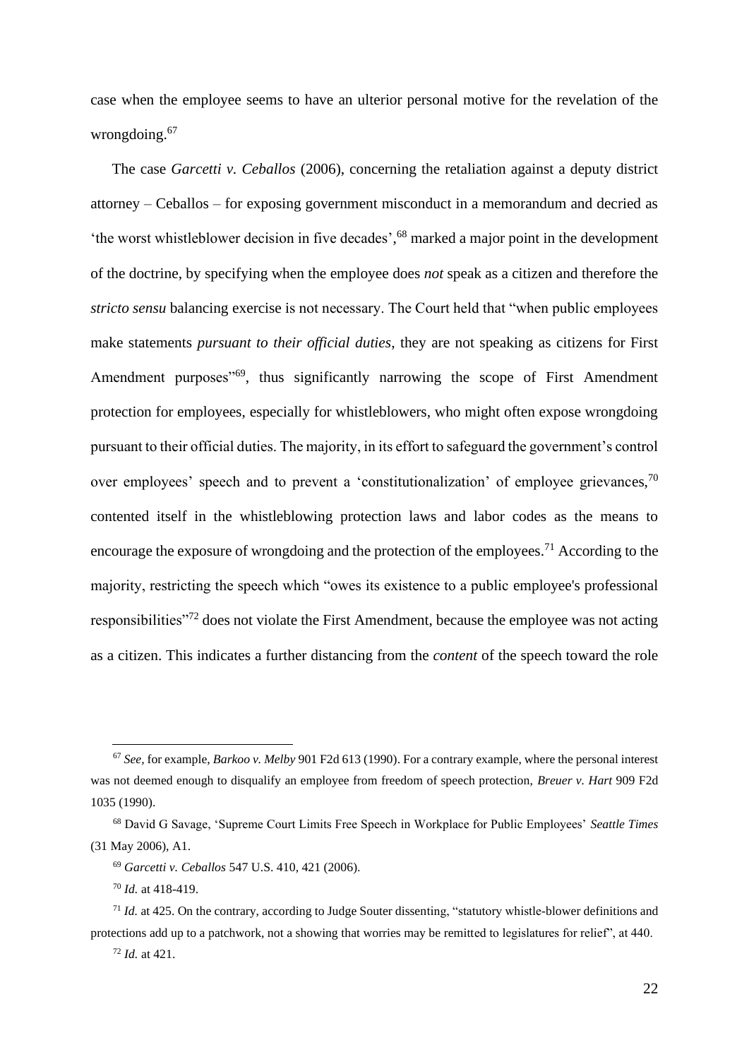case when the employee seems to have an ulterior personal motive for the revelation of the wrongdoing.[67]

The case *Garcetti v. Ceballos* (2006), concerning the retaliation against a deputy district attorney – Ceballos – for exposing government misconduct in a memorandum and decried as 'the worst whistleblower decision in five decades',[68] marked a major point in the development of the doctrine, by specifying when the employee does *not* speak as a citizen and therefore the *stricto sensu* balancing exercise is not necessary. The Court held that "when public employees make statements *pursuant to their official duties*, they are not speaking as citizens for First Amendment purposes"[69], thus significantly narrowing the scope of First Amendment protection for employees, especially for whistleblowers, who might often expose wrongdoing pursuant to their official duties. The majority, in its effort to safeguard the government's control over employees' speech and to prevent a 'constitutionalization' of employee grievances,[70] contented itself in the whistleblowing protection laws and labor codes as the means to encourage the exposure of wrongdoing and the protection of the employees.[71] According to the majority, restricting the speech which "owes its existence to a public employee's professional responsibilities"[72] does not violate the First Amendment, because the employee was not acting as a citizen. This indicates a further distancing from the *content* of the speech toward the role

---

[67] *See*, for example, *Barkoo v. Melby* 901 F2d 613 (1990). For a contrary example, where the personal interest was not deemed enough to disqualify an employee from freedom of speech protection, *Breuer v. Hart* 909 F2d 1035 (1990).

[68] David G Savage, 'Supreme Court Limits Free Speech in Workplace for Public Employees' *Seattle Times* (31 May 2006), A1.

[69] *Garcetti v. Ceballos* 547 U.S. 410, 421 (2006).

[70] *Id.* at 418-419.

[71] *Id.* at 425. On the contrary, according to Judge Souter dissenting, "statutory whistle-blower definitions and protections add up to a patchwork, not a showing that worries may be remitted to legislatures for relief", at 440.

[72] *Id.* at 421.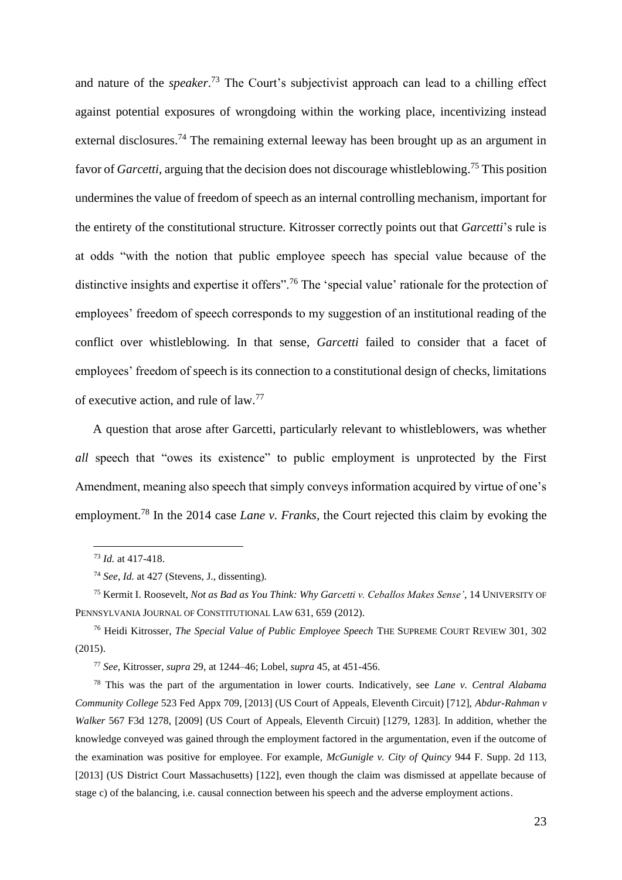and nature of the *speaker*.[73] The Court's subjectivist approach can lead to a chilling effect against potential exposures of wrongdoing within the working place, incentivizing instead external disclosures.[74] The remaining external leeway has been brought up as an argument in favor of *Garcetti*, arguing that the decision does not discourage whistleblowing.[75] This position undermines the value of freedom of speech as an internal controlling mechanism, important for the entirety of the constitutional structure. Kitrosser correctly points out that *Garcetti*'s rule is at odds "with the notion that public employee speech has special value because of the distinctive insights and expertise it offers".[76] The 'special value' rationale for the protection of employees' freedom of speech corresponds to my suggestion of an institutional reading of the conflict over whistleblowing. In that sense, *Garcetti* failed to consider that a facet of employees' freedom of speech is its connection to a constitutional design of checks, limitations of executive action, and rule of law.[77]

A question that arose after Garcetti, particularly relevant to whistleblowers, was whether *all* speech that "owes its existence" to public employment is unprotected by the First Amendment, meaning also speech that simply conveys information acquired by virtue of one's employment.[78] In the 2014 case *Lane v. Franks*, the Court rejected this claim by evoking the

---

[73] *Id.* at 417-418.

[74] *See*, *Id.* at 427 (Stevens, J., dissenting).

[75] Kermit I. Roosevelt, *Not as Bad as You Think: Why Garcetti v. Ceballos Makes Sense'*, 14 UNIVERSITY OF PENNSYLVANIA JOURNAL OF CONSTITUTIONAL LAW 631, 659 (2012).

[76] Heidi Kitrosser, *The Special Value of Public Employee Speech* THE SUPREME COURT REVIEW 301, 302 (2015).

[77] *See*, Kitrosser, *supra* 29, at 1244–46; Lobel, *supra* 45, at 451-456.

[78] This was the part of the argumentation in lower courts. Indicatively, see *Lane v. Central Alabama Community College* 523 Fed Appx 709, [2013] (US Court of Appeals, Eleventh Circuit) [712], *Abdur-Rahman v Walker* 567 F3d 1278, [2009] (US Court of Appeals, Eleventh Circuit) [1279, 1283]. In addition, whether the knowledge conveyed was gained through the employment factored in the argumentation, even if the outcome of the examination was positive for employee. For example, *McGunigle v. City of Quincy* 944 F. Supp. 2d 113, [2013] (US District Court Massachusetts) [122], even though the claim was dismissed at appellate because of stage c) of the balancing, i.e. causal connection between his speech and the adverse employment actions.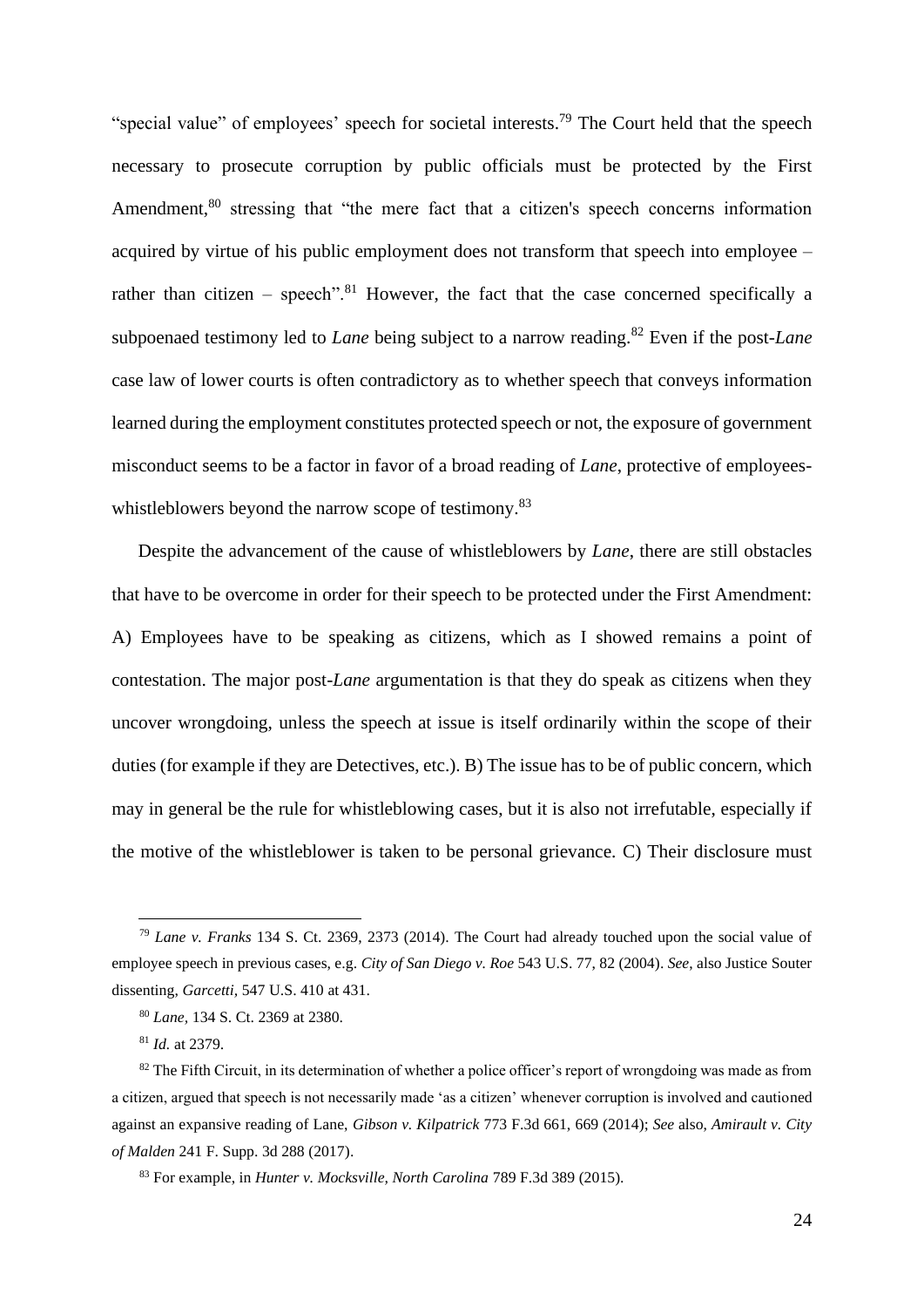"special value" of employees' speech for societal interests.[79] The Court held that the speech necessary to prosecute corruption by public officials must be protected by the First Amendment,[80] stressing that "the mere fact that a citizen's speech concerns information acquired by virtue of his public employment does not transform that speech into employee – rather than citizen – speech".[81] However, the fact that the case concerned specifically a subpoenaed testimony led to *Lane* being subject to a narrow reading.[82] Even if the post-*Lane* case law of lower courts is often contradictory as to whether speech that conveys information learned during the employment constitutes protected speech or not, the exposure of government misconduct seems to be a factor in favor of a broad reading of *Lane*, protective of employees-whistleblowers beyond the narrow scope of testimony.[83]

Despite the advancement of the cause of whistleblowers by *Lane*, there are still obstacles that have to be overcome in order for their speech to be protected under the First Amendment: A) Employees have to be speaking as citizens, which as I showed remains a point of contestation. The major post-*Lane* argumentation is that they do speak as citizens when they uncover wrongdoing, unless the speech at issue is itself ordinarily within the scope of their duties (for example if they are Detectives, etc.). B) The issue has to be of public concern, which may in general be the rule for whistleblowing cases, but it is also not irrefutable, especially if the motive of the whistleblower is taken to be personal grievance. C) Their disclosure must

---

[79] *Lane v. Franks* 134 S. Ct. 2369, 2373 (2014). The Court had already touched upon the social value of employee speech in previous cases, e.g. *City of San Diego v. Roe* 543 U.S. 77, 82 (2004). *See*, also Justice Souter dissenting, *Garcetti,* 547 U.S. 410 at 431.

[80] *Lane,* 134 S. Ct. 2369 at 2380.

[81] *Id.* at 2379.

[82] The Fifth Circuit, in its determination of whether a police officer's report of wrongdoing was made as from a citizen, argued that speech is not necessarily made 'as a citizen' whenever corruption is involved and cautioned against an expansive reading of Lane, *Gibson v. Kilpatrick* 773 F.3d 661, 669 (2014); *See* also, *Amirault v. City of Malden* 241 F. Supp. 3d 288 (2017).

[83] For example, in *Hunter v. Mocksville, North Carolina* 789 F.3d 389 (2015).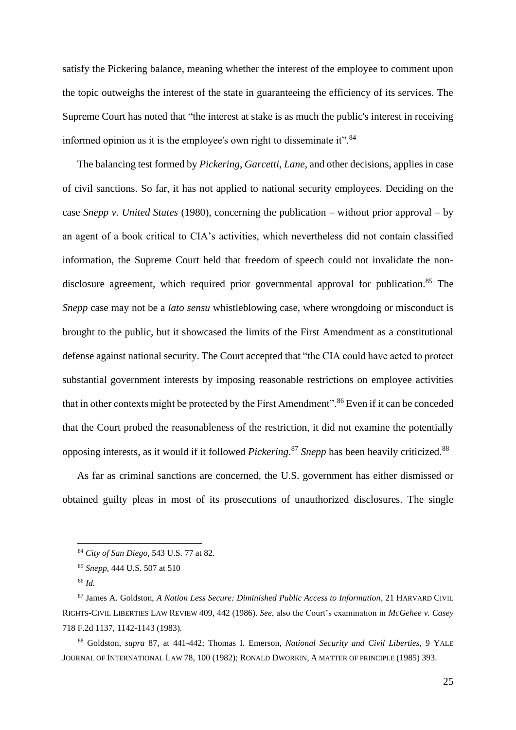satisfy the Pickering balance, meaning whether the interest of the employee to comment upon the topic outweighs the interest of the state in guaranteeing the efficiency of its services. The Supreme Court has noted that "the interest at stake is as much the public's interest in receiving informed opinion as it is the employee's own right to disseminate it".[84]

The balancing test formed by *Pickering*, *Garcetti*, *Lane*, and other decisions, applies in case of civil sanctions. So far, it has not applied to national security employees. Deciding on the case *Snepp v. United States* (1980), concerning the publication – without prior approval – by an agent of a book critical to CIA's activities, which nevertheless did not contain classified information, the Supreme Court held that freedom of speech could not invalidate the non-disclosure agreement, which required prior governmental approval for publication.[85] The *Snepp* case may not be a *lato sensu* whistleblowing case, where wrongdoing or misconduct is brought to the public, but it showcased the limits of the First Amendment as a constitutional defense against national security. The Court accepted that "the CIA could have acted to protect substantial government interests by imposing reasonable restrictions on employee activities that in other contexts might be protected by the First Amendment".[86] Even if it can be conceded that the Court probed the reasonableness of the restriction, it did not examine the potentially opposing interests, as it would if it followed *Pickering*.[87] *Snepp* has been heavily criticized.[88]

As far as criminal sanctions are concerned, the U.S. government has either dismissed or obtained guilty pleas in most of its prosecutions of unauthorized disclosures. The single

---

[84] *City of San Diego*, 543 U.S. 77 at 82.

[85] *Snepp*, 444 U.S. 507 at 510

[86] *Id.*

[87] James A. Goldston, *A Nation Less Secure: Diminished Public Access to Information*, 21 HARVARD CIVIL RIGHTS-CIVIL LIBERTIES LAW REVIEW 409, 442 (1986). *See*, also the Court's examination in *McGehee v. Casey* 718 F.2d 1137, 1142-1143 (1983).

[88] Goldston, *supra* 87, at 441-442; Thomas I. Emerson, *National Security and Civil Liberties*, 9 YALE JOURNAL OF INTERNATIONAL LAW 78, 100 (1982); RONALD DWORKIN, A MATTER OF PRINCIPLE (1985) 393.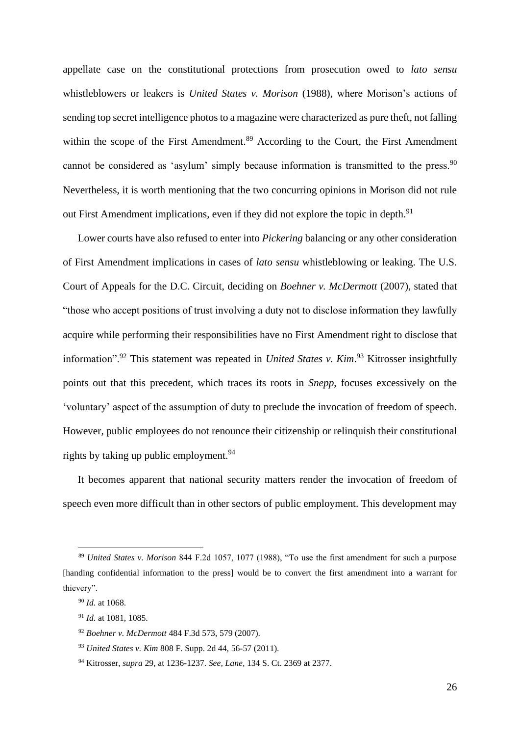appellate case on the constitutional protections from prosecution owed to *lato sensu* whistleblowers or leakers is *United States v. Morison* (1988), where Morison's actions of sending top secret intelligence photos to a magazine were characterized as pure theft, not falling within the scope of the First Amendment.[89] According to the Court, the First Amendment cannot be considered as 'asylum' simply because information is transmitted to the press.[90] Nevertheless, it is worth mentioning that the two concurring opinions in Morison did not rule out First Amendment implications, even if they did not explore the topic in depth.[91]

Lower courts have also refused to enter into *Pickering* balancing or any other consideration of First Amendment implications in cases of *lato sensu* whistleblowing or leaking. The U.S. Court of Appeals for the D.C. Circuit, deciding on *Boehner v. McDermott* (2007), stated that "those who accept positions of trust involving a duty not to disclose information they lawfully acquire while performing their responsibilities have no First Amendment right to disclose that information".[92] This statement was repeated in *United States v. Kim*.[93] Kitrosser insightfully points out that this precedent, which traces its roots in *Snepp*, focuses excessively on the 'voluntary' aspect of the assumption of duty to preclude the invocation of freedom of speech. However, public employees do not renounce their citizenship or relinquish their constitutional rights by taking up public employment.[94]

It becomes apparent that national security matters render the invocation of freedom of speech even more difficult than in other sectors of public employment. This development may

---

[89] *United States v. Morison* 844 F.2d 1057, 1077 (1988), "To use the first amendment for such a purpose [handing confidential information to the press] would be to convert the first amendment into a warrant for thievery".

[90] *Id.* at 1068.

[91] *Id.* at 1081, 1085.

[92] *Boehner v. McDermott* 484 F.3d 573, 579 (2007).

[93] *United States v. Kim* 808 F. Supp. 2d 44, 56-57 (2011).

[94] Kitrosser, *supra* 29, at 1236-1237. *See, Lane,* 134 S. Ct. 2369 at 2377.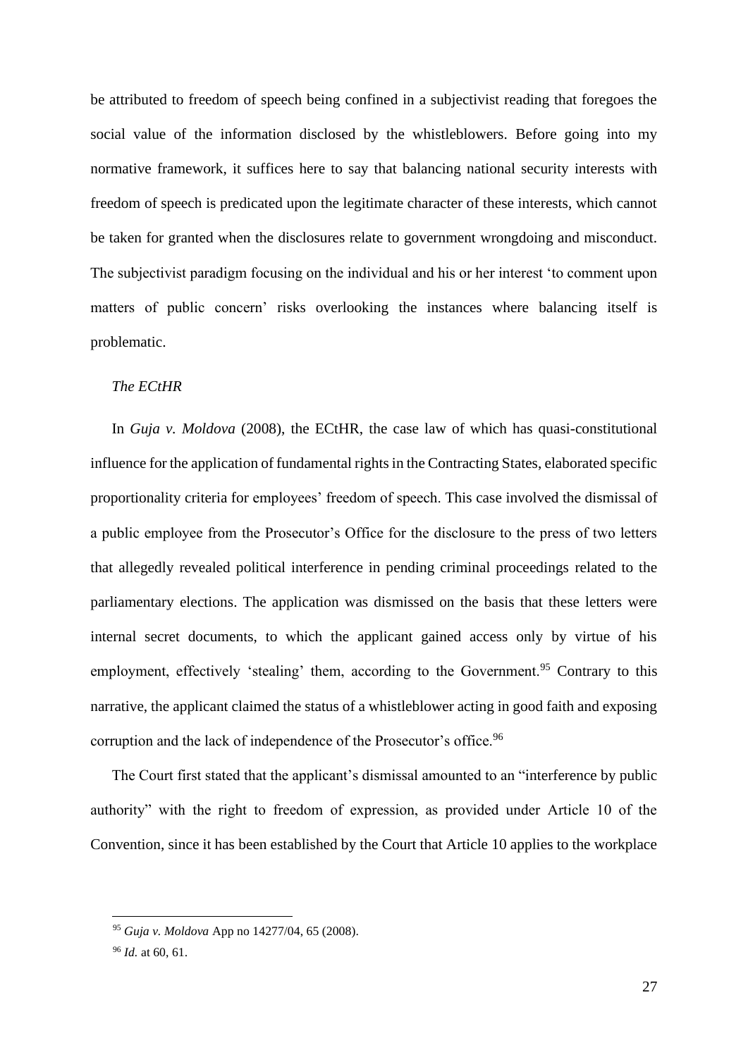be attributed to freedom of speech being confined in a subjectivist reading that foregoes the social value of the information disclosed by the whistleblowers. Before going into my normative framework, it suffices here to say that balancing national security interests with freedom of speech is predicated upon the legitimate character of these interests, which cannot be taken for granted when the disclosures relate to government wrongdoing and misconduct. The subjectivist paradigm focusing on the individual and his or her interest 'to comment upon matters of public concern' risks overlooking the instances where balancing itself is problematic.

*The ECtHR*

In *Guja v. Moldova* (2008), the ECtHR, the case law of which has quasi-constitutional influence for the application of fundamental rights in the Contracting States, elaborated specific proportionality criteria for employees' freedom of speech. This case involved the dismissal of a public employee from the Prosecutor's Office for the disclosure to the press of two letters that allegedly revealed political interference in pending criminal proceedings related to the parliamentary elections. The application was dismissed on the basis that these letters were internal secret documents, to which the applicant gained access only by virtue of his employment, effectively 'stealing' them, according to the Government.[95] Contrary to this narrative, the applicant claimed the status of a whistleblower acting in good faith and exposing corruption and the lack of independence of the Prosecutor's office.[96]

The Court first stated that the applicant's dismissal amounted to an "interference by public authority" with the right to freedom of expression, as provided under Article 10 of the Convention, since it has been established by the Court that Article 10 applies to the workplace

---

[95] *Guja v. Moldova* App no 14277/04, 65 (2008).

[96] *Id.* at 60, 61.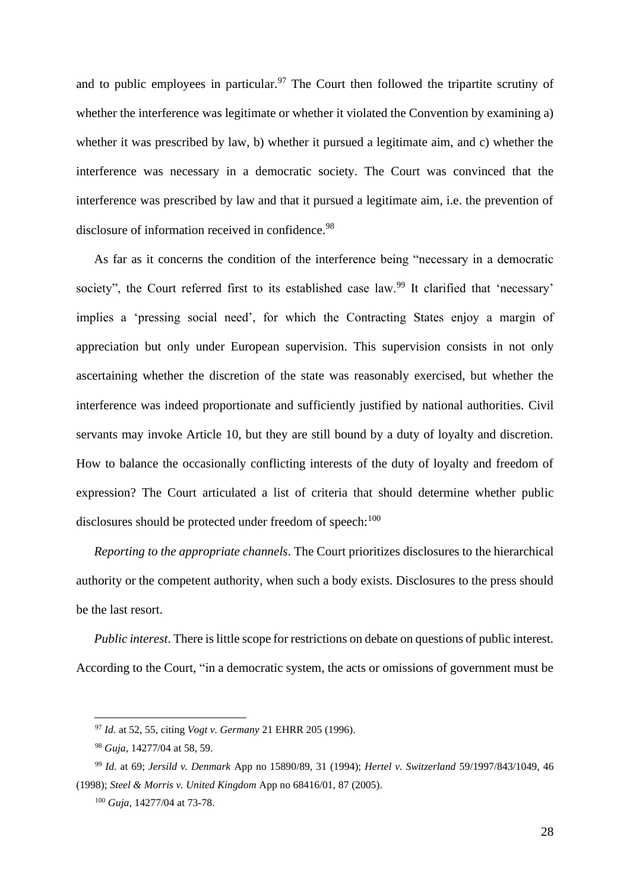and to public employees in particular.[97] The Court then followed the tripartite scrutiny of whether the interference was legitimate or whether it violated the Convention by examining a) whether it was prescribed by law, b) whether it pursued a legitimate aim, and c) whether the interference was necessary in a democratic society. The Court was convinced that the interference was prescribed by law and that it pursued a legitimate aim, i.e. the prevention of disclosure of information received in confidence.[98]

As far as it concerns the condition of the interference being "necessary in a democratic society", the Court referred first to its established case law.[99] It clarified that 'necessary' implies a 'pressing social need', for which the Contracting States enjoy a margin of appreciation but only under European supervision. This supervision consists in not only ascertaining whether the discretion of the state was reasonably exercised, but whether the interference was indeed proportionate and sufficiently justified by national authorities. Civil servants may invoke Article 10, but they are still bound by a duty of loyalty and discretion. How to balance the occasionally conflicting interests of the duty of loyalty and freedom of expression? The Court articulated a list of criteria that should determine whether public disclosures should be protected under freedom of speech:[100]

*Reporting to the appropriate channels*. The Court prioritizes disclosures to the hierarchical authority or the competent authority, when such a body exists. Disclosures to the press should be the last resort.

*Public interest*. There is little scope for restrictions on debate on questions of public interest. According to the Court, "in a democratic system, the acts or omissions of government must be

---

[97] *Id.* at 52, 55, citing *Vogt v. Germany* 21 EHRR 205 (1996).

[98] *Guja,* 14277/04 at 58, 59.

[99] *Id.* at 69; *Jersild v. Denmark* App no 15890/89, 31 (1994); *Hertel v. Switzerland* 59/1997/843/1049, 46 (1998); *Steel & Morris v. United Kingdom* App no 68416/01, 87 (2005).

[100] *Guja,* 14277/04 at 73-78.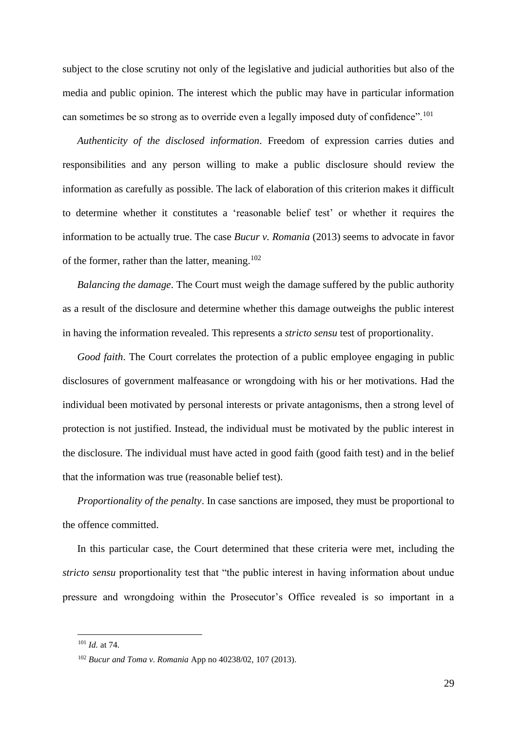subject to the close scrutiny not only of the legislative and judicial authorities but also of the media and public opinion. The interest which the public may have in particular information can sometimes be so strong as to override even a legally imposed duty of confidence".[101]

*Authenticity of the disclosed information*. Freedom of expression carries duties and responsibilities and any person willing to make a public disclosure should review the information as carefully as possible. The lack of elaboration of this criterion makes it difficult to determine whether it constitutes a 'reasonable belief test' or whether it requires the information to be actually true. The case *Bucur v. Romania* (2013) seems to advocate in favor of the former, rather than the latter, meaning.[102]

*Balancing the damage*. The Court must weigh the damage suffered by the public authority as a result of the disclosure and determine whether this damage outweighs the public interest in having the information revealed. This represents a *stricto sensu* test of proportionality.

*Good faith*. The Court correlates the protection of a public employee engaging in public disclosures of government malfeasance or wrongdoing with his or her motivations. Had the individual been motivated by personal interests or private antagonisms, then a strong level of protection is not justified. Instead, the individual must be motivated by the public interest in the disclosure. The individual must have acted in good faith (good faith test) and in the belief that the information was true (reasonable belief test).

*Proportionality of the penalty*. In case sanctions are imposed, they must be proportional to the offence committed.

In this particular case, the Court determined that these criteria were met, including the *stricto sensu* proportionality test that "the public interest in having information about undue pressure and wrongdoing within the Prosecutor's Office revealed is so important in a

---

[101] *Id.* at 74.

[102] *Bucur and Toma v. Romania* App no 40238/02, 107 (2013).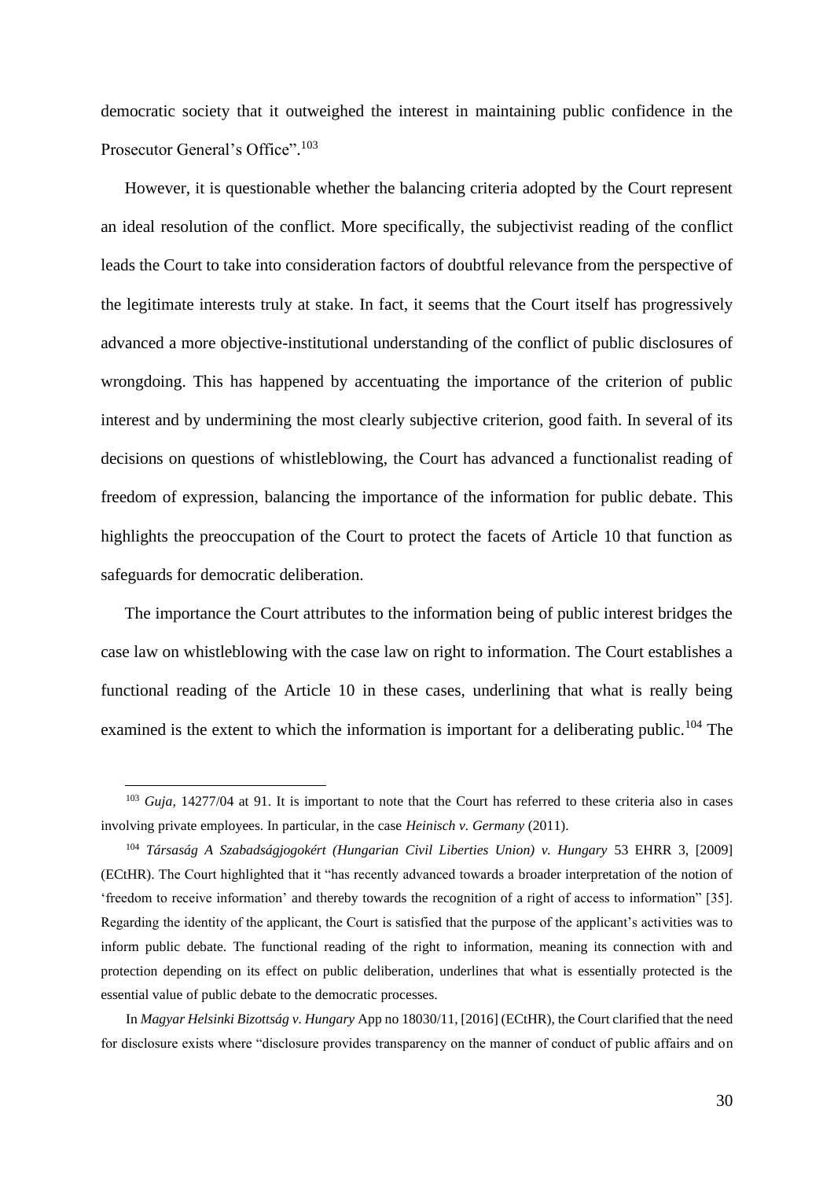democratic society that it outweighed the interest in maintaining public confidence in the Prosecutor General's Office".[103]

However, it is questionable whether the balancing criteria adopted by the Court represent an ideal resolution of the conflict. More specifically, the subjectivist reading of the conflict leads the Court to take into consideration factors of doubtful relevance from the perspective of the legitimate interests truly at stake. In fact, it seems that the Court itself has progressively advanced a more objective-institutional understanding of the conflict of public disclosures of wrongdoing. This has happened by accentuating the importance of the criterion of public interest and by undermining the most clearly subjective criterion, good faith. In several of its decisions on questions of whistleblowing, the Court has advanced a functionalist reading of freedom of expression, balancing the importance of the information for public debate. This highlights the preoccupation of the Court to protect the facets of Article 10 that function as safeguards for democratic deliberation.

The importance the Court attributes to the information being of public interest bridges the case law on whistleblowing with the case law on right to information. The Court establishes a functional reading of the Article 10 in these cases, underlining that what is really being examined is the extent to which the information is important for a deliberating public.[104] The

---

[103] *Guja*, 14277/04 at 91. It is important to note that the Court has referred to these criteria also in cases involving private employees. In particular, in the case *Heinisch v. Germany* (2011).

[104] *Társaság A Szabadságjogokért (Hungarian Civil Liberties Union) v. Hungary* 53 EHRR 3, [2009] (ECtHR). The Court highlighted that it "has recently advanced towards a broader interpretation of the notion of 'freedom to receive information' and thereby towards the recognition of a right of access to information" [35]. Regarding the identity of the applicant, the Court is satisfied that the purpose of the applicant's activities was to inform public debate. The functional reading of the right to information, meaning its connection with and protection depending on its effect on public deliberation, underlines that what is essentially protected is the essential value of public debate to the democratic processes.

In *Magyar Helsinki Bizottság v. Hungary* App no 18030/11, [2016] (ECtHR), the Court clarified that the need for disclosure exists where "disclosure provides transparency on the manner of conduct of public affairs and on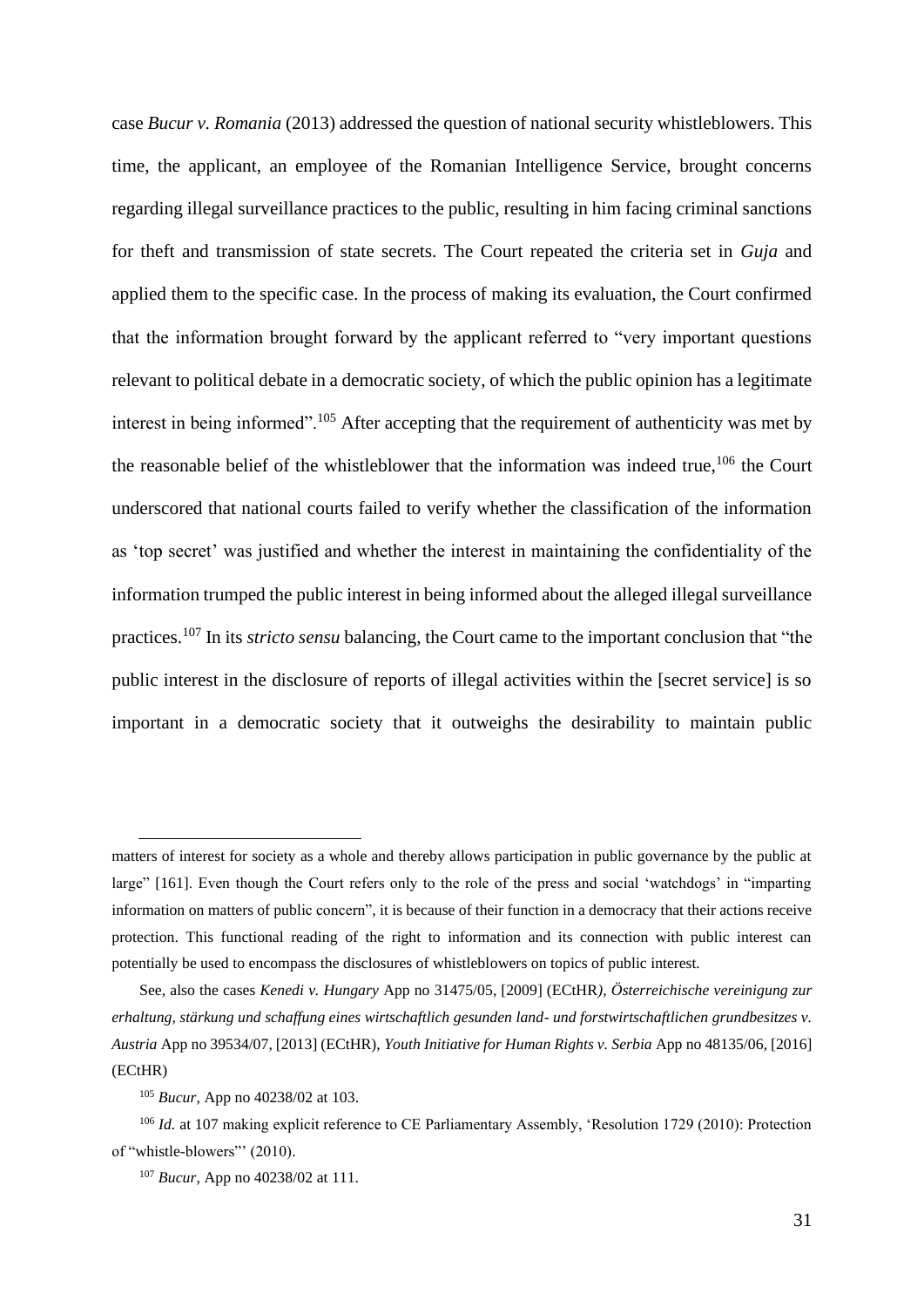case *Bucur v. Romania* (2013) addressed the question of national security whistleblowers. This time, the applicant, an employee of the Romanian Intelligence Service, brought concerns regarding illegal surveillance practices to the public, resulting in him facing criminal sanctions for theft and transmission of state secrets. The Court repeated the criteria set in *Guja* and applied them to the specific case. In the process of making its evaluation, the Court confirmed that the information brought forward by the applicant referred to "very important questions relevant to political debate in a democratic society, of which the public opinion has a legitimate interest in being informed".[105] After accepting that the requirement of authenticity was met by the reasonable belief of the whistleblower that the information was indeed true,[106] the Court underscored that national courts failed to verify whether the classification of the information as 'top secret' was justified and whether the interest in maintaining the confidentiality of the information trumped the public interest in being informed about the alleged illegal surveillance practices.[107] In its *stricto sensu* balancing, the Court came to the important conclusion that "the public interest in the disclosure of reports of illegal activities within the [secret service] is so important in a democratic society that it outweighs the desirability to maintain public

---

matters of interest for society as a whole and thereby allows participation in public governance by the public at large" [161]. Even though the Court refers only to the role of the press and social 'watchdogs' in "imparting information on matters of public concern", it is because of their function in a democracy that their actions receive protection. This functional reading of the right to information and its connection with public interest can potentially be used to encompass the disclosures of whistleblowers on topics of public interest.

See, also the cases *Kenedi v. Hungary* App no 31475/05, [2009] (ECtHR*), Österreichische vereinigung zur erhaltung, stärkung und schaffung eines wirtschaftlich gesunden land- und forstwirtschaftlichen grundbesitzes v. Austria* App no 39534/07, [2013] (ECtHR), *Youth Initiative for Human Rights v. Serbia* App no 48135/06, [2016] (ECtHR)

[105] *Bucur,* App no 40238/02 at 103.

[106] *Id.* at 107 making explicit reference to CE Parliamentary Assembly, 'Resolution 1729 (2010): Protection of "whistle-blowers"' (2010).

[107] *Bucur,* App no 40238/02 at 111.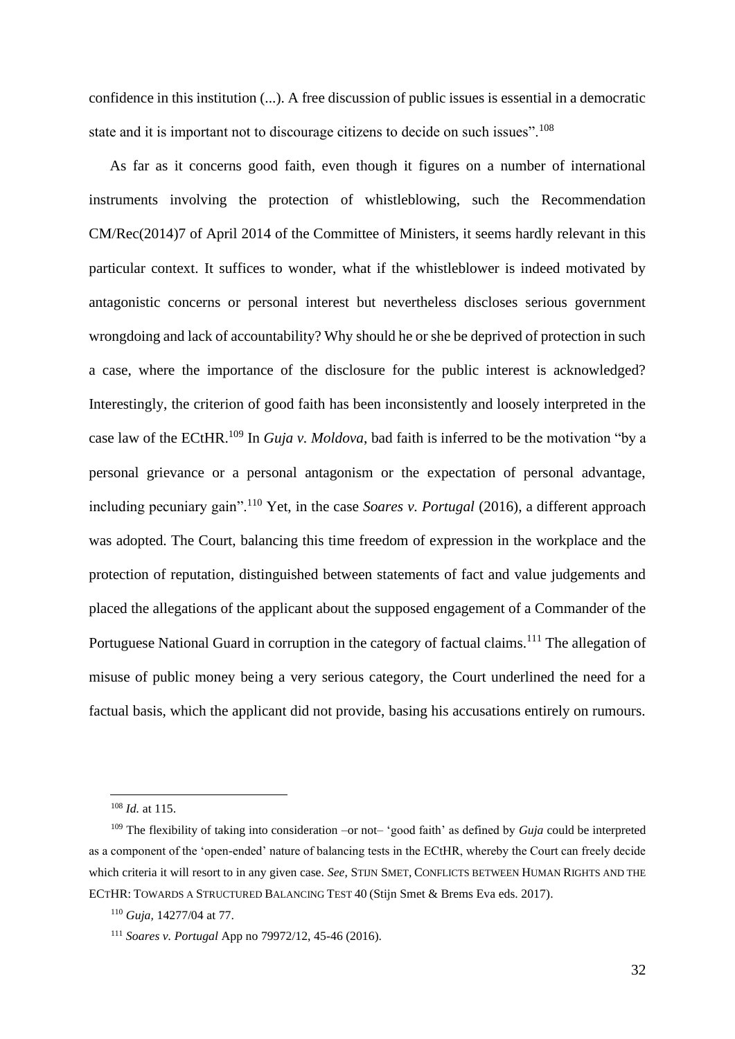confidence in this institution (...). A free discussion of public issues is essential in a democratic state and it is important not to discourage citizens to decide on such issues".[108]

As far as it concerns good faith, even though it figures on a number of international instruments involving the protection of whistleblowing, such the Recommendation CM/Rec(2014)7 of April 2014 of the Committee of Ministers, it seems hardly relevant in this particular context. It suffices to wonder, what if the whistleblower is indeed motivated by antagonistic concerns or personal interest but nevertheless discloses serious government wrongdoing and lack of accountability? Why should he or she be deprived of protection in such a case, where the importance of the disclosure for the public interest is acknowledged? Interestingly, the criterion of good faith has been inconsistently and loosely interpreted in the case law of the ECtHR.[109] In *Guja v. Moldova*, bad faith is inferred to be the motivation "by a personal grievance or a personal antagonism or the expectation of personal advantage, including pecuniary gain".[110] Yet, in the case *Soares v. Portugal* (2016), a different approach was adopted. The Court, balancing this time freedom of expression in the workplace and the protection of reputation, distinguished between statements of fact and value judgements and placed the allegations of the applicant about the supposed engagement of a Commander of the Portuguese National Guard in corruption in the category of factual claims.[111] The allegation of misuse of public money being a very serious category, the Court underlined the need for a factual basis, which the applicant did not provide, basing his accusations entirely on rumours.

---

[108] *Id.* at 115.

[109] The flexibility of taking into consideration –or not– 'good faith' as defined by *Guja* could be interpreted as a component of the 'open-ended' nature of balancing tests in the ECtHR, whereby the Court can freely decide which criteria it will resort to in any given case. *See*, STIJN SMET, CONFLICTS BETWEEN HUMAN RIGHTS AND THE ECTHR: TOWARDS A STRUCTURED BALANCING TEST 40 (Stijn Smet & Brems Eva eds. 2017).

[110] *Guja*, 14277/04 at 77.

[111] *Soares v. Portugal* App no 79972/12, 45-46 (2016).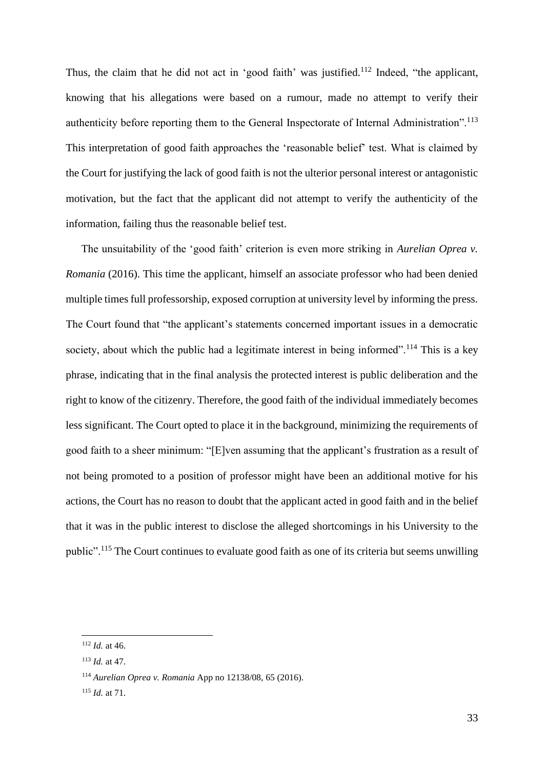Thus, the claim that he did not act in 'good faith' was justified.[112] Indeed, "the applicant, knowing that his allegations were based on a rumour, made no attempt to verify their authenticity before reporting them to the General Inspectorate of Internal Administration".[113] This interpretation of good faith approaches the 'reasonable belief' test. What is claimed by the Court for justifying the lack of good faith is not the ulterior personal interest or antagonistic motivation, but the fact that the applicant did not attempt to verify the authenticity of the information, failing thus the reasonable belief test.

The unsuitability of the 'good faith' criterion is even more striking in *Aurelian Oprea v. Romania* (2016). This time the applicant, himself an associate professor who had been denied multiple times full professorship, exposed corruption at university level by informing the press. The Court found that "the applicant's statements concerned important issues in a democratic society, about which the public had a legitimate interest in being informed".[114] This is a key phrase, indicating that in the final analysis the protected interest is public deliberation and the right to know of the citizenry. Therefore, the good faith of the individual immediately becomes less significant. The Court opted to place it in the background, minimizing the requirements of good faith to a sheer minimum: "[E]ven assuming that the applicant's frustration as a result of not being promoted to a position of professor might have been an additional motive for his actions, the Court has no reason to doubt that the applicant acted in good faith and in the belief that it was in the public interest to disclose the alleged shortcomings in his University to the public".[115] The Court continues to evaluate good faith as one of its criteria but seems unwilling

---

[112] *Id.* at 46.

[113] *Id.* at 47.

[114] *Aurelian Oprea v. Romania* App no 12138/08, 65 (2016).

[115] *Id.* at 71.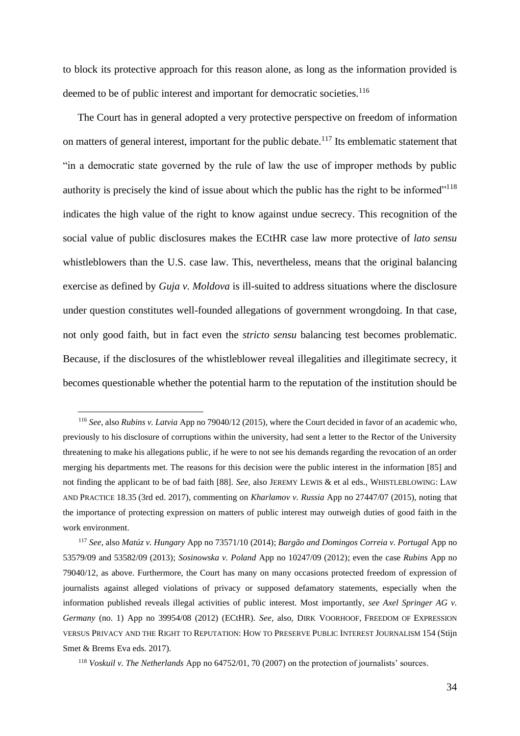to block its protective approach for this reason alone, as long as the information provided is deemed to be of public interest and important for democratic societies.[116]

The Court has in general adopted a very protective perspective on freedom of information on matters of general interest, important for the public debate.[117] Its emblematic statement that "in a democratic state governed by the rule of law the use of improper methods by public authority is precisely the kind of issue about which the public has the right to be informed"[118] indicates the high value of the right to know against undue secrecy. This recognition of the social value of public disclosures makes the ECtHR case law more protective of *lato sensu* whistleblowers than the U.S. case law. This, nevertheless, means that the original balancing exercise as defined by *Guja v. Moldova* is ill-suited to address situations where the disclosure under question constitutes well-founded allegations of government wrongdoing. In that case, not only good faith, but in fact even the *stricto sensu* balancing test becomes problematic. Because, if the disclosures of the whistleblower reveal illegalities and illegitimate secrecy, it becomes questionable whether the potential harm to the reputation of the institution should be

---

[116] *See*, also *Rubins v. Latvia* App no 79040/12 (2015), where the Court decided in favor of an academic who, previously to his disclosure of corruptions within the university, had sent a letter to the Rector of the University threatening to make his allegations public, if he were to not see his demands regarding the revocation of an order merging his departments met. The reasons for this decision were the public interest in the information [85] and not finding the applicant to be of bad faith [88]. *See*, also JEREMY LEWIS & et al eds., WHISTLEBLOWING: LAW AND PRACTICE 18.35 (3rd ed. 2017), commenting on *Kharlamov v. Russia* App no 27447/07 (2015), noting that the importance of protecting expression on matters of public interest may outweigh duties of good faith in the work environment.

[117] *See*, also *Matúz v. Hungary* App no 73571/10 (2014); *Bargão and Domingos Correia v. Portugal* App no 53579/09 and 53582/09 (2013); *Sosinowska v. Poland* App no 10247/09 (2012); even the case *Rubins* App no 79040/12, as above. Furthermore, the Court has many on many occasions protected freedom of expression of journalists against alleged violations of privacy or supposed defamatory statements, especially when the information published reveals illegal activities of public interest. Most importantly, *see Axel Springer AG v. Germany* (no. 1) App no 39954/08 (2012) (ECtHR). *See,* also, DIRK VOORHOOF, FREEDOM OF EXPRESSION VERSUS PRIVACY AND THE RIGHT TO REPUTATION: HOW TO PRESERVE PUBLIC INTEREST JOURNALISM 154 (Stijn Smet & Brems Eva eds. 2017).

[118] *Voskuil v. The Netherlands* App no 64752/01, 70 (2007) on the protection of journalists' sources.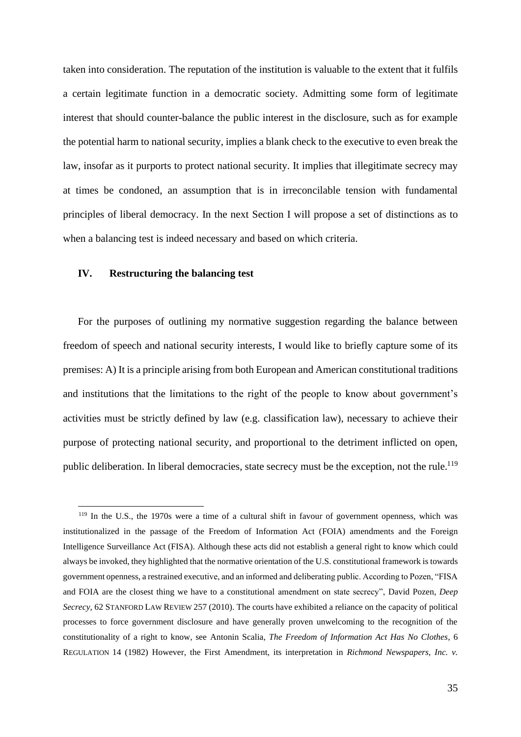taken into consideration. The reputation of the institution is valuable to the extent that it fulfils a certain legitimate function in a democratic society. Admitting some form of legitimate interest that should counter-balance the public interest in the disclosure, such as for example the potential harm to national security, implies a blank check to the executive to even break the law, insofar as it purports to protect national security. It implies that illegitimate secrecy may at times be condoned, an assumption that is in irreconcilable tension with fundamental principles of liberal democracy. In the next Section I will propose a set of distinctions as to when a balancing test is indeed necessary and based on which criteria.

## IV. Restructuring the balancing test

For the purposes of outlining my normative suggestion regarding the balance between freedom of speech and national security interests, I would like to briefly capture some of its premises: A) It is a principle arising from both European and American constitutional traditions and institutions that the limitations to the right of the people to know about government's activities must be strictly defined by law (e.g. classification law), necessary to achieve their purpose of protecting national security, and proportional to the detriment inflicted on open, public deliberation. In liberal democracies, state secrecy must be the exception, not the rule.[119]

[119] In the U.S., the 1970s were a time of a cultural shift in favour of government openness, which was institutionalized in the passage of the Freedom of Information Act (FOIA) amendments and the Foreign Intelligence Surveillance Act (FISA). Although these acts did not establish a general right to know which could always be invoked, they highlighted that the normative orientation of the U.S. constitutional framework is towards government openness, a restrained executive, and an informed and deliberating public. According to Pozen, "FISA and FOIA are the closest thing we have to a constitutional amendment on state secrecy", David Pozen, *Deep Secrecy*, 62 STANFORD LAW REVIEW 257 (2010). The courts have exhibited a reliance on the capacity of political processes to force government disclosure and have generally proven unwelcoming to the recognition of the constitutionality of a right to know, see Antonin Scalia, *The Freedom of Information Act Has No Clothes*, 6 REGULATION 14 (1982) However, the First Amendment, its interpretation in *Richmond Newspapers, Inc. v.*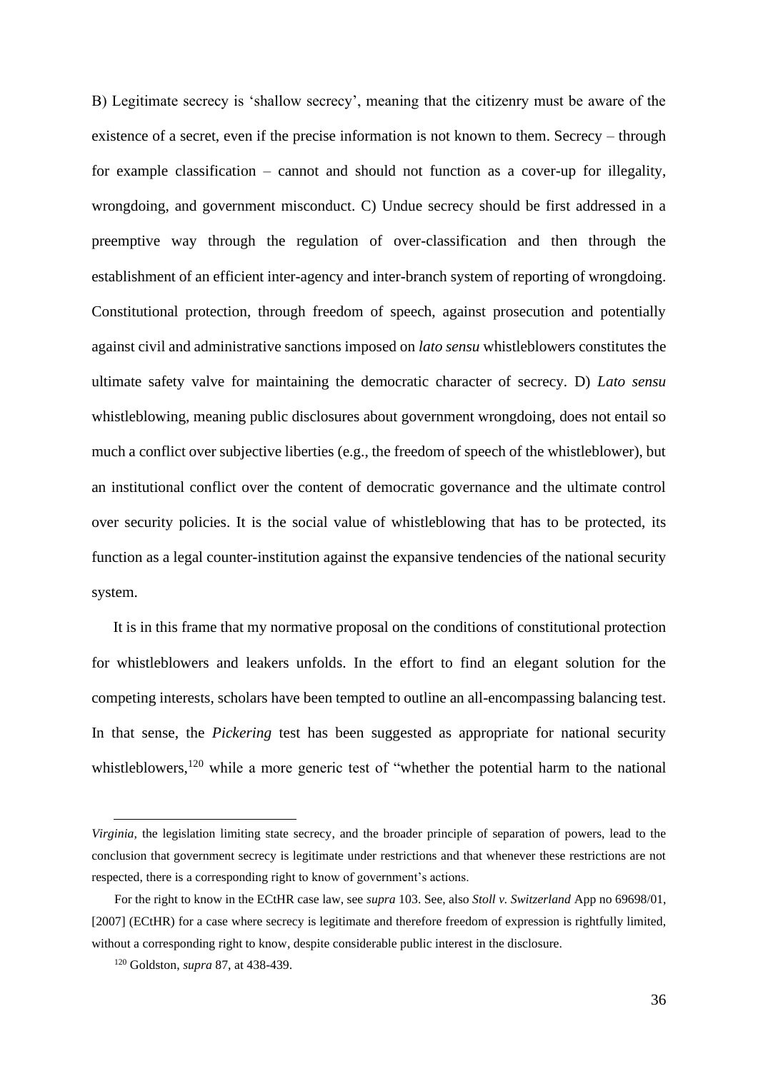B) Legitimate secrecy is 'shallow secrecy', meaning that the citizenry must be aware of the existence of a secret, even if the precise information is not known to them. Secrecy – through for example classification – cannot and should not function as a cover-up for illegality, wrongdoing, and government misconduct. C) Undue secrecy should be first addressed in a preemptive way through the regulation of over-classification and then through the establishment of an efficient inter-agency and inter-branch system of reporting of wrongdoing. Constitutional protection, through freedom of speech, against prosecution and potentially against civil and administrative sanctions imposed on *lato sensu* whistleblowers constitutes the ultimate safety valve for maintaining the democratic character of secrecy. D) *Lato sensu* whistleblowing, meaning public disclosures about government wrongdoing, does not entail so much a conflict over subjective liberties (e.g., the freedom of speech of the whistleblower), but an institutional conflict over the content of democratic governance and the ultimate control over security policies. It is the social value of whistleblowing that has to be protected, its function as a legal counter-institution against the expansive tendencies of the national security system.

It is in this frame that my normative proposal on the conditions of constitutional protection for whistleblowers and leakers unfolds. In the effort to find an elegant solution for the competing interests, scholars have been tempted to outline an all-encompassing balancing test. In that sense, the *Pickering* test has been suggested as appropriate for national security whistleblowers,[120] while a more generic test of "whether the potential harm to the national

---

*Virginia,* the legislation limiting state secrecy, and the broader principle of separation of powers, lead to the conclusion that government secrecy is legitimate under restrictions and that whenever these restrictions are not respected, there is a corresponding right to know of government's actions.

For the right to know in the ECtHR case law, see *supra* 103. See, also *Stoll v. Switzerland* App no 69698/01, [2007] (ECtHR) for a case where secrecy is legitimate and therefore freedom of expression is rightfully limited, without a corresponding right to know, despite considerable public interest in the disclosure.

[120] Goldston, *supra* 87, at 438-439.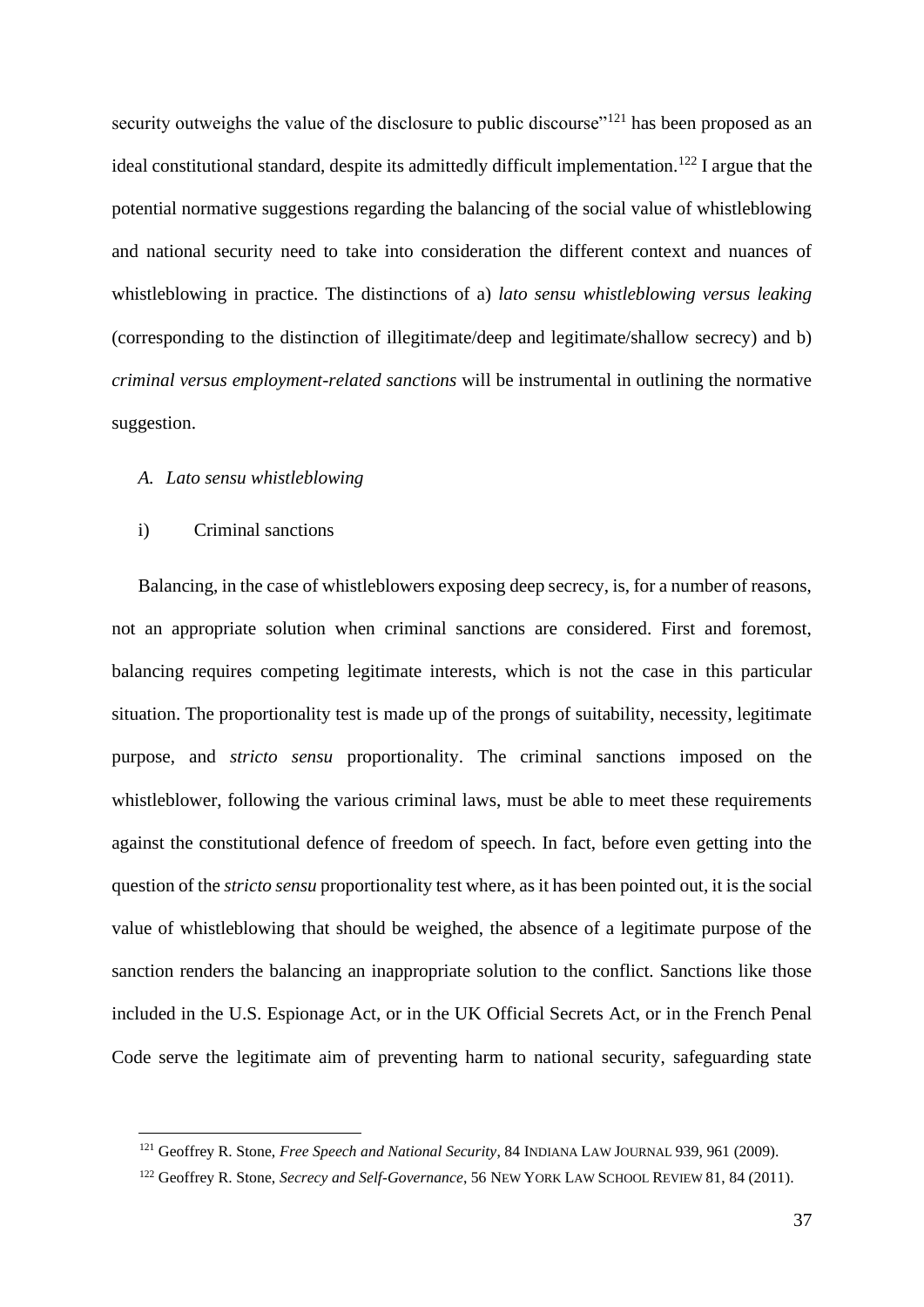security outweighs the value of the disclosure to public discourse"[121] has been proposed as an ideal constitutional standard, despite its admittedly difficult implementation.[122] I argue that the potential normative suggestions regarding the balancing of the social value of whistleblowing and national security need to take into consideration the different context and nuances of whistleblowing in practice. The distinctions of a) *lato sensu whistleblowing versus leaking* (corresponding to the distinction of illegitimate/deep and legitimate/shallow secrecy) and b) *criminal versus employment-related sanctions* will be instrumental in outlining the normative suggestion.

### *A. Lato sensu whistleblowing*

#### i) Criminal sanctions

Balancing, in the case of whistleblowers exposing deep secrecy, is, for a number of reasons, not an appropriate solution when criminal sanctions are considered. First and foremost, balancing requires competing legitimate interests, which is not the case in this particular situation. The proportionality test is made up of the prongs of suitability, necessity, legitimate purpose, and *stricto sensu* proportionality. The criminal sanctions imposed on the whistleblower, following the various criminal laws, must be able to meet these requirements against the constitutional defence of freedom of speech. In fact, before even getting into the question of the *stricto sensu* proportionality test where, as it has been pointed out, it is the social value of whistleblowing that should be weighed, the absence of a legitimate purpose of the sanction renders the balancing an inappropriate solution to the conflict. Sanctions like those included in the U.S. Espionage Act, or in the UK Official Secrets Act, or in the French Penal Code serve the legitimate aim of preventing harm to national security, safeguarding state

[121] Geoffrey R. Stone, *Free Speech and National Security*, 84 INDIANA LAW JOURNAL 939, 961 (2009).

[122] Geoffrey R. Stone, *Secrecy and Self-Governance*, 56 NEW YORK LAW SCHOOL REVIEW 81, 84 (2011).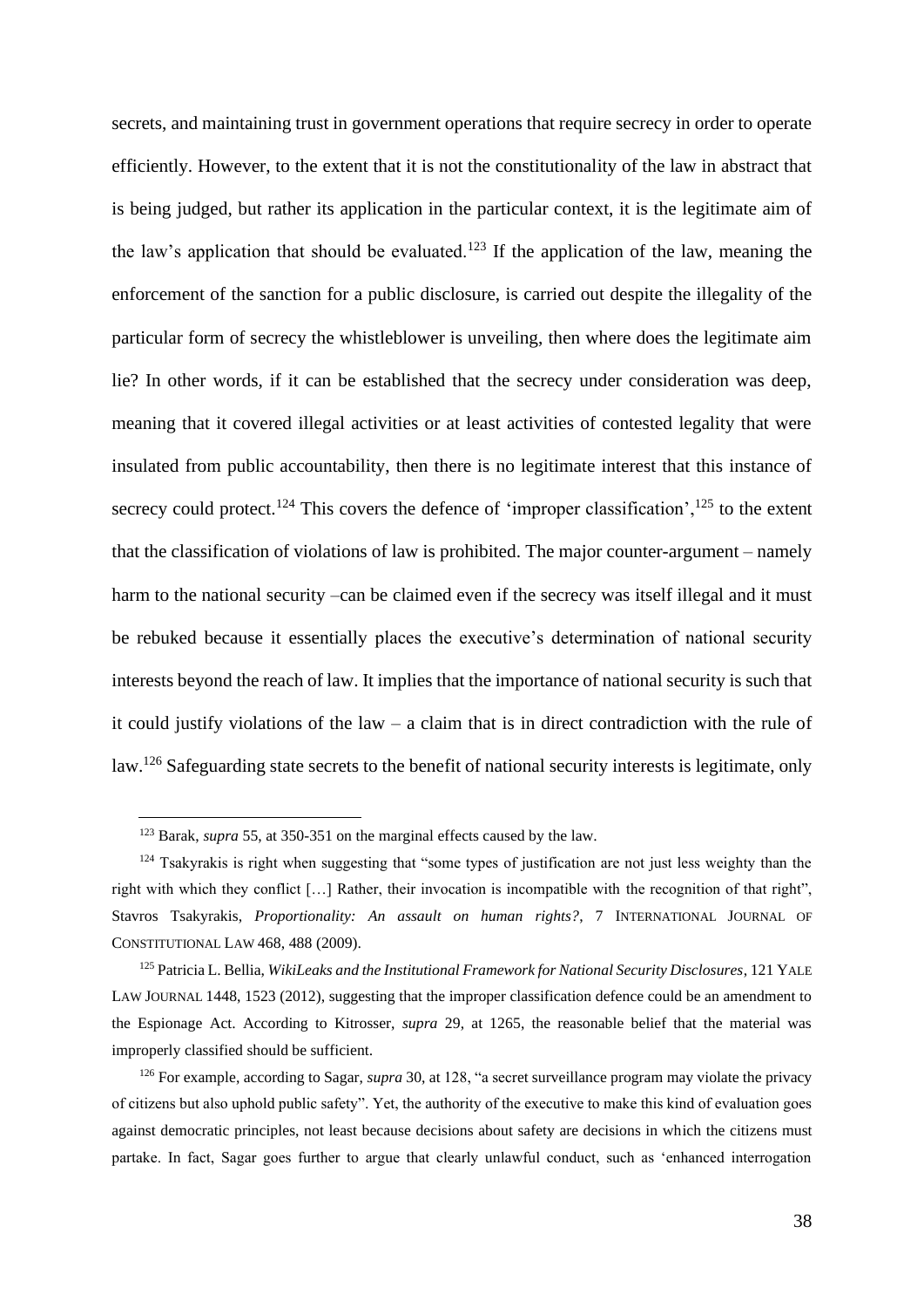secrets, and maintaining trust in government operations that require secrecy in order to operate efficiently. However, to the extent that it is not the constitutionality of the law in abstract that is being judged, but rather its application in the particular context, it is the legitimate aim of the law's application that should be evaluated.[123] If the application of the law, meaning the enforcement of the sanction for a public disclosure, is carried out despite the illegality of the particular form of secrecy the whistleblower is unveiling, then where does the legitimate aim lie? In other words, if it can be established that the secrecy under consideration was deep, meaning that it covered illegal activities or at least activities of contested legality that were insulated from public accountability, then there is no legitimate interest that this instance of secrecy could protect.[124] This covers the defence of 'improper classification',[125] to the extent that the classification of violations of law is prohibited. The major counter-argument – namely harm to the national security –can be claimed even if the secrecy was itself illegal and it must be rebuked because it essentially places the executive's determination of national security interests beyond the reach of law. It implies that the importance of national security is such that it could justify violations of the law – a claim that is in direct contradiction with the rule of law.[126] Safeguarding state secrets to the benefit of national security interests is legitimate, only

[123] Barak, *supra* 55, at 350-351 on the marginal effects caused by the law.

[124] Tsakyrakis is right when suggesting that "some types of justification are not just less weighty than the right with which they conflict […] Rather, their invocation is incompatible with the recognition of that right", Stavros Tsakyrakis, *Proportionality: An assault on human rights?*, 7 INTERNATIONAL JOURNAL OF CONSTITUTIONAL LAW 468, 488 (2009).

[125] Patricia L. Bellia, *WikiLeaks and the Institutional Framework for National Security Disclosures*, 121 YALE LAW JOURNAL 1448, 1523 (2012), suggesting that the improper classification defence could be an amendment to the Espionage Act. According to Kitrosser, *supra* 29, at 1265, the reasonable belief that the material was improperly classified should be sufficient.

[126] For example, according to Sagar, *supra* 30, at 128, "a secret surveillance program may violate the privacy of citizens but also uphold public safety". Yet, the authority of the executive to make this kind of evaluation goes against democratic principles, not least because decisions about safety are decisions in which the citizens must partake. In fact, Sagar goes further to argue that clearly unlawful conduct, such as 'enhanced interrogation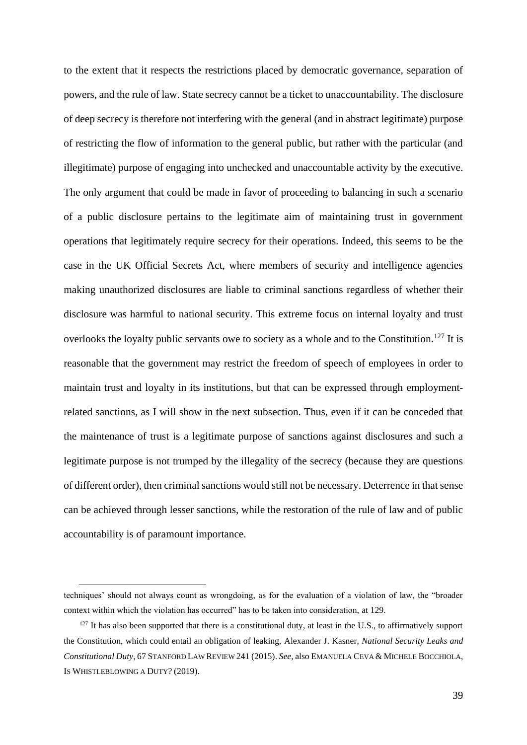to the extent that it respects the restrictions placed by democratic governance, separation of powers, and the rule of law. State secrecy cannot be a ticket to unaccountability. The disclosure of deep secrecy is therefore not interfering with the general (and in abstract legitimate) purpose of restricting the flow of information to the general public, but rather with the particular (and illegitimate) purpose of engaging into unchecked and unaccountable activity by the executive. The only argument that could be made in favor of proceeding to balancing in such a scenario of a public disclosure pertains to the legitimate aim of maintaining trust in government operations that legitimately require secrecy for their operations. Indeed, this seems to be the case in the UK Official Secrets Act, where members of security and intelligence agencies making unauthorized disclosures are liable to criminal sanctions regardless of whether their disclosure was harmful to national security. This extreme focus on internal loyalty and trust overlooks the loyalty public servants owe to society as a whole and to the Constitution.[127] It is reasonable that the government may restrict the freedom of speech of employees in order to maintain trust and loyalty in its institutions, but that can be expressed through employment-related sanctions, as I will show in the next subsection. Thus, even if it can be conceded that the maintenance of trust is a legitimate purpose of sanctions against disclosures and such a legitimate purpose is not trumped by the illegality of the secrecy (because they are questions of different order), then criminal sanctions would still not be necessary. Deterrence in that sense can be achieved through lesser sanctions, while the restoration of the rule of law and of public accountability is of paramount importance.

---

techniques' should not always count as wrongdoing, as for the evaluation of a violation of law, the "broader context within which the violation has occurred" has to be taken into consideration, at 129.

[127] It has also been supported that there is a constitutional duty, at least in the U.S., to affirmatively support the Constitution, which could entail an obligation of leaking, Alexander J. Kasner, *National Security Leaks and Constitutional Duty*, 67 STANFORD LAW REVIEW 241 (2015). *See,* also EMANUELA CEVA & MICHELE BOCCHIOLA, IS WHISTLEBLOWING A DUTY? (2019).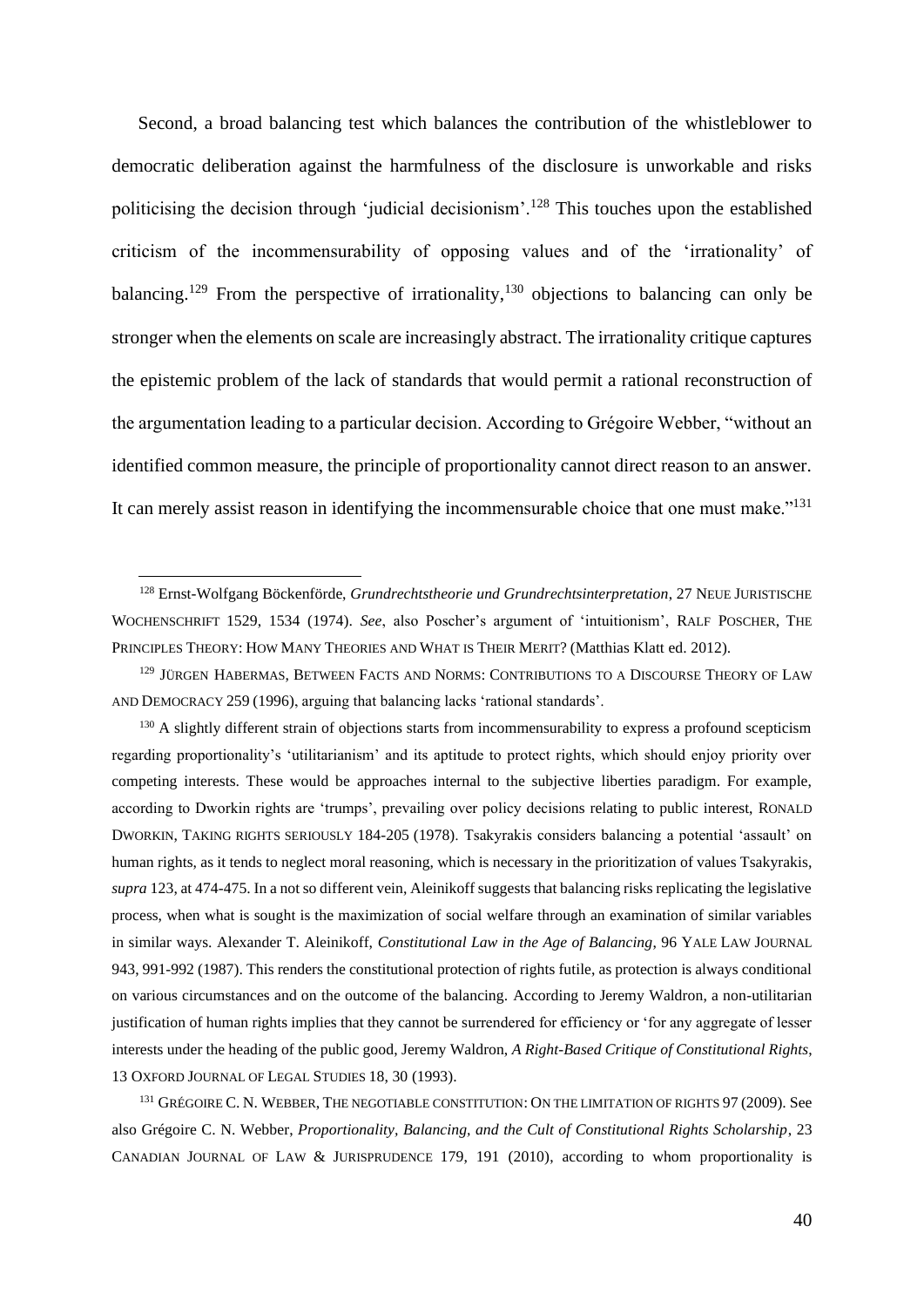Second, a broad balancing test which balances the contribution of the whistleblower to democratic deliberation against the harmfulness of the disclosure is unworkable and risks politicising the decision through 'judicial decisionism'.[128] This touches upon the established criticism of the incommensurability of opposing values and of the 'irrationality' of balancing.[129] From the perspective of irrationality,[130] objections to balancing can only be stronger when the elements on scale are increasingly abstract. The irrationality critique captures the epistemic problem of the lack of standards that would permit a rational reconstruction of the argumentation leading to a particular decision. According to Grégoire Webber, "without an identified common measure, the principle of proportionality cannot direct reason to an answer. It can merely assist reason in identifying the incommensurable choice that one must make."[131]

---

[128] Ernst-Wolfgang Böckenförde, *Grundrechtstheorie und Grundrechtsinterpretation*, 27 NEUE JURISTISCHE WOCHENSCHRIFT 1529, 1534 (1974). *See*, also Poscher's argument of 'intuitionism', RALF POSCHER, THE PRINCIPLES THEORY: HOW MANY THEORIES AND WHAT IS THEIR MERIT? (Matthias Klatt ed. 2012).

[129] JÜRGEN HABERMAS, BETWEEN FACTS AND NORMS: CONTRIBUTIONS TO A DISCOURSE THEORY OF LAW AND DEMOCRACY 259 (1996), arguing that balancing lacks 'rational standards'.

[130] A slightly different strain of objections starts from incommensurability to express a profound scepticism regarding proportionality's 'utilitarianism' and its aptitude to protect rights, which should enjoy priority over competing interests. These would be approaches internal to the subjective liberties paradigm. For example, according to Dworkin rights are 'trumps', prevailing over policy decisions relating to public interest, RONALD DWORKIN, TAKING RIGHTS SERIOUSLY 184-205 (1978). Tsakyrakis considers balancing a potential 'assault' on human rights, as it tends to neglect moral reasoning, which is necessary in the prioritization of values Tsakyrakis, *supra* 123, at 474-475. In a not so different vein, Aleinikoff suggests that balancing risks replicating the legislative process, when what is sought is the maximization of social welfare through an examination of similar variables in similar ways. Alexander T. Aleinikoff, *Constitutional Law in the Age of Balancing*, 96 YALE LAW JOURNAL 943, 991-992 (1987). This renders the constitutional protection of rights futile, as protection is always conditional on various circumstances and on the outcome of the balancing. According to Jeremy Waldron, a non-utilitarian justification of human rights implies that they cannot be surrendered for efficiency or 'for any aggregate of lesser interests under the heading of the public good, Jeremy Waldron, *A Right-Based Critique of Constitutional Rights*, 13 OXFORD JOURNAL OF LEGAL STUDIES 18, 30 (1993).

[131] GRÉGOIRE C. N. WEBBER, THE NEGOTIABLE CONSTITUTION: ON THE LIMITATION OF RIGHTS 97 (2009). See also Grégoire C. N. Webber, *Proportionality, Balancing, and the Cult of Constitutional Rights Scholarship*, 23 CANADIAN JOURNAL OF LAW & JURISPRUDENCE 179, 191 (2010), according to whom proportionality is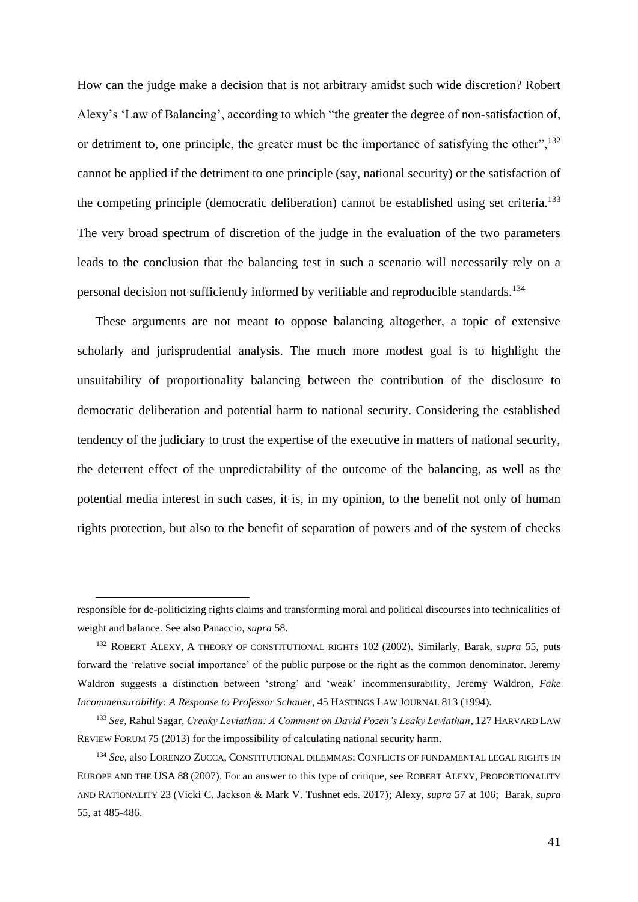How can the judge make a decision that is not arbitrary amidst such wide discretion? Robert Alexy's 'Law of Balancing', according to which "the greater the degree of non-satisfaction of, or detriment to, one principle, the greater must be the importance of satisfying the other",[132] cannot be applied if the detriment to one principle (say, national security) or the satisfaction of the competing principle (democratic deliberation) cannot be established using set criteria.[133] The very broad spectrum of discretion of the judge in the evaluation of the two parameters leads to the conclusion that the balancing test in such a scenario will necessarily rely on a personal decision not sufficiently informed by verifiable and reproducible standards.[134]

These arguments are not meant to oppose balancing altogether, a topic of extensive scholarly and jurisprudential analysis. The much more modest goal is to highlight the unsuitability of proportionality balancing between the contribution of the disclosure to democratic deliberation and potential harm to national security. Considering the established tendency of the judiciary to trust the expertise of the executive in matters of national security, the deterrent effect of the unpredictability of the outcome of the balancing, as well as the potential media interest in such cases, it is, in my opinion, to the benefit not only of human rights protection, but also to the benefit of separation of powers and of the system of checks

---

responsible for de-politicizing rights claims and transforming moral and political discourses into technicalities of weight and balance. See also Panaccio, *supra* 58.

[132] ROBERT ALEXY, A THEORY OF CONSTITUTIONAL RIGHTS 102 (2002). Similarly, Barak, *supra* 55, puts forward the 'relative social importance' of the public purpose or the right as the common denominator. Jeremy Waldron suggests a distinction between 'strong' and 'weak' incommensurability, Jeremy Waldron, *Fake Incommensurability: A Response to Professor Schauer*, 45 HASTINGS LAW JOURNAL 813 (1994).

[133] *See*, Rahul Sagar, *Creaky Leviathan: A Comment on David Pozen's Leaky Leviathan*, 127 HARVARD LAW REVIEW FORUM 75 (2013) for the impossibility of calculating national security harm.

[134] *See*, also LORENZO ZUCCA, CONSTITUTIONAL DILEMMAS: CONFLICTS OF FUNDAMENTAL LEGAL RIGHTS IN EUROPE AND THE USA 88 (2007). For an answer to this type of critique, see ROBERT ALEXY, PROPORTIONALITY AND RATIONALITY 23 (Vicki C. Jackson & Mark V. Tushnet eds. 2017); Alexy, *supra* 57 at 106; Barak, *supra* 55, at 485-486.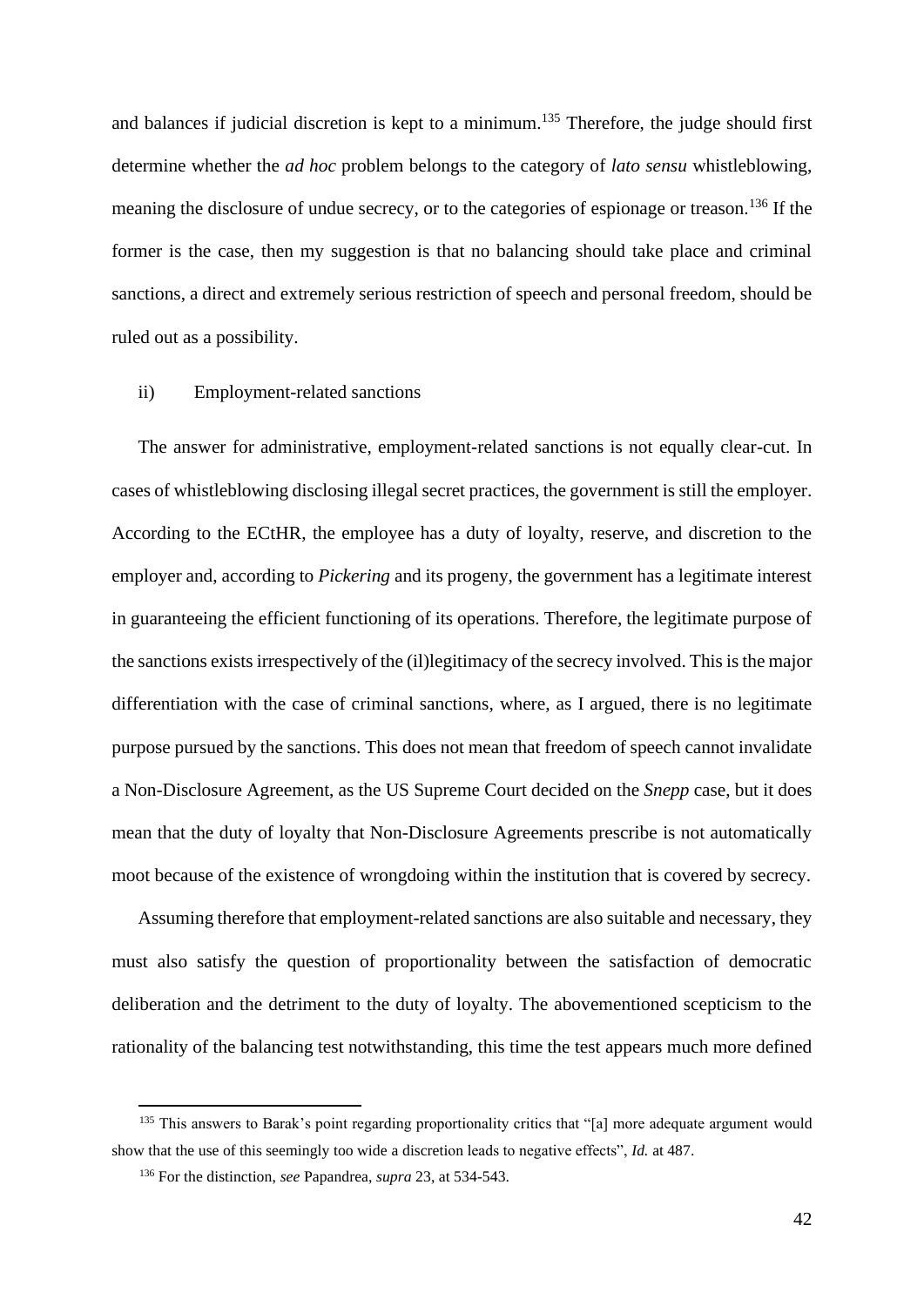and balances if judicial discretion is kept to a minimum.[135] Therefore, the judge should first determine whether the *ad hoc* problem belongs to the category of *lato sensu* whistleblowing, meaning the disclosure of undue secrecy, or to the categories of espionage or treason.[136] If the former is the case, then my suggestion is that no balancing should take place and criminal sanctions, a direct and extremely serious restriction of speech and personal freedom, should be ruled out as a possibility.

ii) Employment-related sanctions

The answer for administrative, employment-related sanctions is not equally clear-cut. In cases of whistleblowing disclosing illegal secret practices, the government is still the employer. According to the ECtHR, the employee has a duty of loyalty, reserve, and discretion to the employer and, according to *Pickering* and its progeny, the government has a legitimate interest in guaranteeing the efficient functioning of its operations. Therefore, the legitimate purpose of the sanctions exists irrespectively of the (il)legitimacy of the secrecy involved. This is the major differentiation with the case of criminal sanctions, where, as I argued, there is no legitimate purpose pursued by the sanctions. This does not mean that freedom of speech cannot invalidate a Non-Disclosure Agreement, as the US Supreme Court decided on the *Snepp* case, but it does mean that the duty of loyalty that Non-Disclosure Agreements prescribe is not automatically moot because of the existence of wrongdoing within the institution that is covered by secrecy.

Assuming therefore that employment-related sanctions are also suitable and necessary, they must also satisfy the question of proportionality between the satisfaction of democratic deliberation and the detriment to the duty of loyalty. The abovementioned scepticism to the rationality of the balancing test notwithstanding, this time the test appears much more defined

---

[135] This answers to Barak's point regarding proportionality critics that "[a] more adequate argument would show that the use of this seemingly too wide a discretion leads to negative effects", *Id.* at 487.

[136] For the distinction, *see* Papandrea, *supra* 23, at 534-543.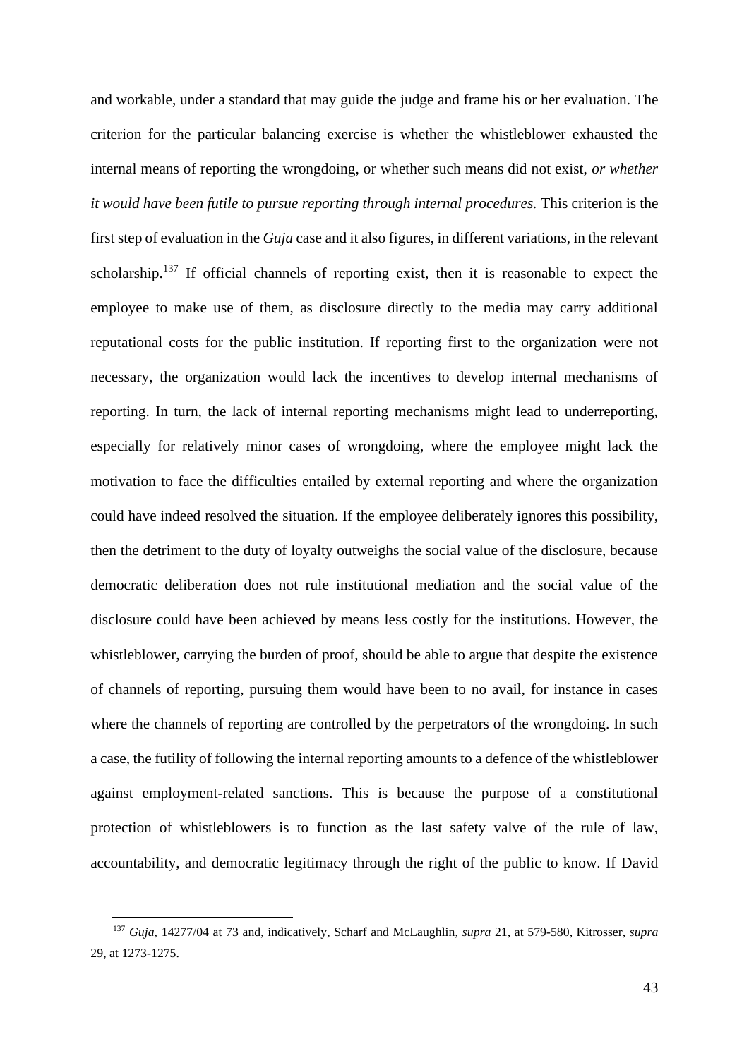and workable, under a standard that may guide the judge and frame his or her evaluation. The criterion for the particular balancing exercise is whether the whistleblower exhausted the internal means of reporting the wrongdoing, or whether such means did not exist, *or whether it would have been futile to pursue reporting through internal procedures.* This criterion is the first step of evaluation in the *Guja* case and it also figures, in different variations, in the relevant scholarship.[137] If official channels of reporting exist, then it is reasonable to expect the employee to make use of them, as disclosure directly to the media may carry additional reputational costs for the public institution. If reporting first to the organization were not necessary, the organization would lack the incentives to develop internal mechanisms of reporting. In turn, the lack of internal reporting mechanisms might lead to underreporting, especially for relatively minor cases of wrongdoing, where the employee might lack the motivation to face the difficulties entailed by external reporting and where the organization could have indeed resolved the situation. If the employee deliberately ignores this possibility, then the detriment to the duty of loyalty outweighs the social value of the disclosure, because democratic deliberation does not rule institutional mediation and the social value of the disclosure could have been achieved by means less costly for the institutions. However, the whistleblower, carrying the burden of proof, should be able to argue that despite the existence of channels of reporting, pursuing them would have been to no avail, for instance in cases where the channels of reporting are controlled by the perpetrators of the wrongdoing. In such a case, the futility of following the internal reporting amounts to a defence of the whistleblower against employment-related sanctions. This is because the purpose of a constitutional protection of whistleblowers is to function as the last safety valve of the rule of law, accountability, and democratic legitimacy through the right of the public to know. If David

[137] *Guja,* 14277/04 at 73 and, indicatively, Scharf and McLaughlin, *supra* 21, at 579-580, Kitrosser, *supra* 29, at 1273-1275.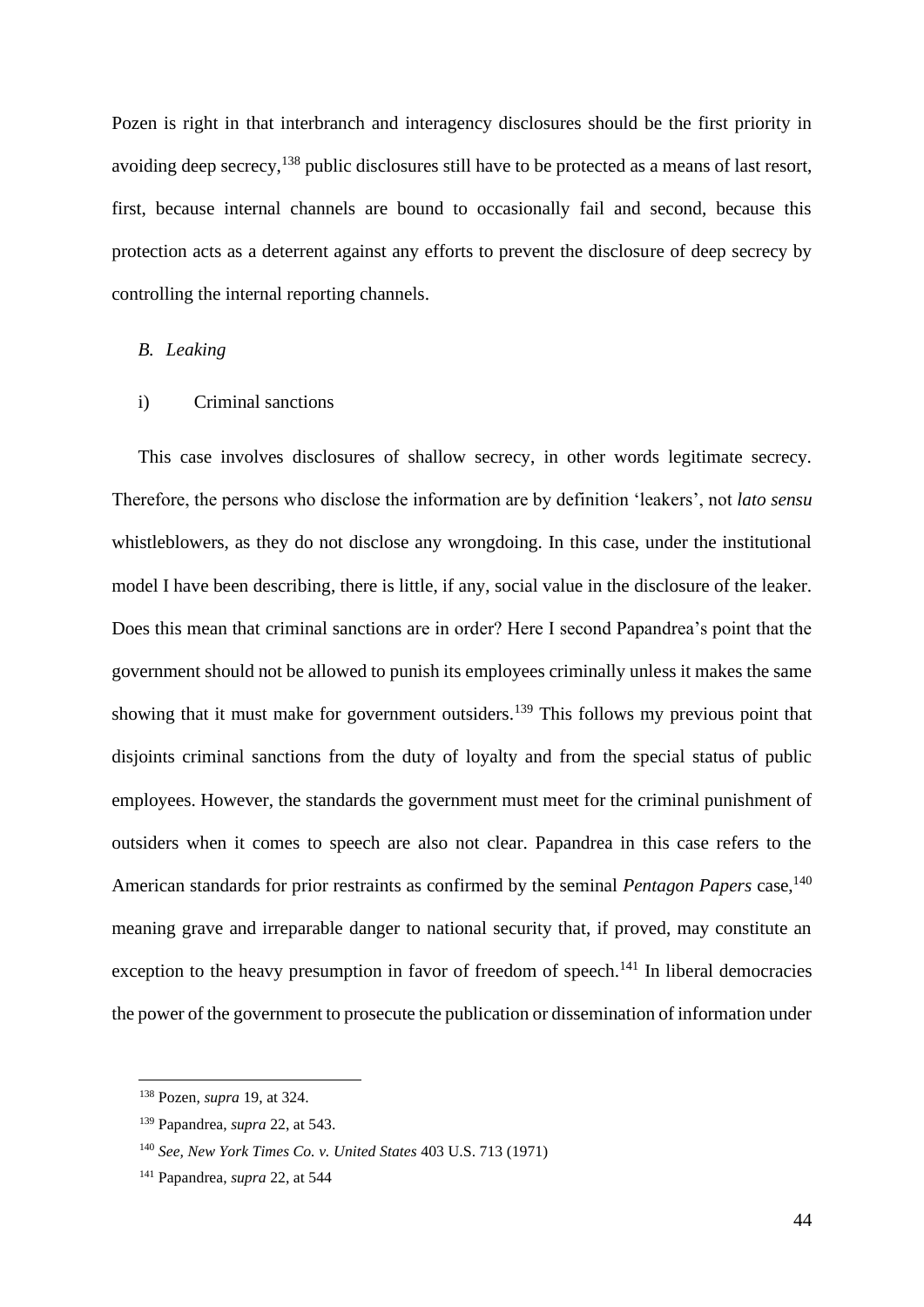Pozen is right in that interbranch and interagency disclosures should be the first priority in avoiding deep secrecy,[138] public disclosures still have to be protected as a means of last resort, first, because internal channels are bound to occasionally fail and second, because this protection acts as a deterrent against any efforts to prevent the disclosure of deep secrecy by controlling the internal reporting channels.

### *B. Leaking*

#### i) Criminal sanctions

This case involves disclosures of shallow secrecy, in other words legitimate secrecy. Therefore, the persons who disclose the information are by definition 'leakers', not *lato sensu* whistleblowers, as they do not disclose any wrongdoing. In this case, under the institutional model I have been describing, there is little, if any, social value in the disclosure of the leaker. Does this mean that criminal sanctions are in order? Here I second Papandrea's point that the government should not be allowed to punish its employees criminally unless it makes the same showing that it must make for government outsiders.[139] This follows my previous point that disjoints criminal sanctions from the duty of loyalty and from the special status of public employees. However, the standards the government must meet for the criminal punishment of outsiders when it comes to speech are also not clear. Papandrea in this case refers to the American standards for prior restraints as confirmed by the seminal *Pentagon Papers* case,[140] meaning grave and irreparable danger to national security that, if proved, may constitute an exception to the heavy presumption in favor of freedom of speech.[141] In liberal democracies the power of the government to prosecute the publication or dissemination of information under

---

[138] Pozen, *supra* 19, at 324.

[139] Papandrea, *supra* 22, at 543.

[140] *See, New York Times Co. v. United States* 403 U.S. 713 (1971)

[141] Papandrea, *supra* 22, at 544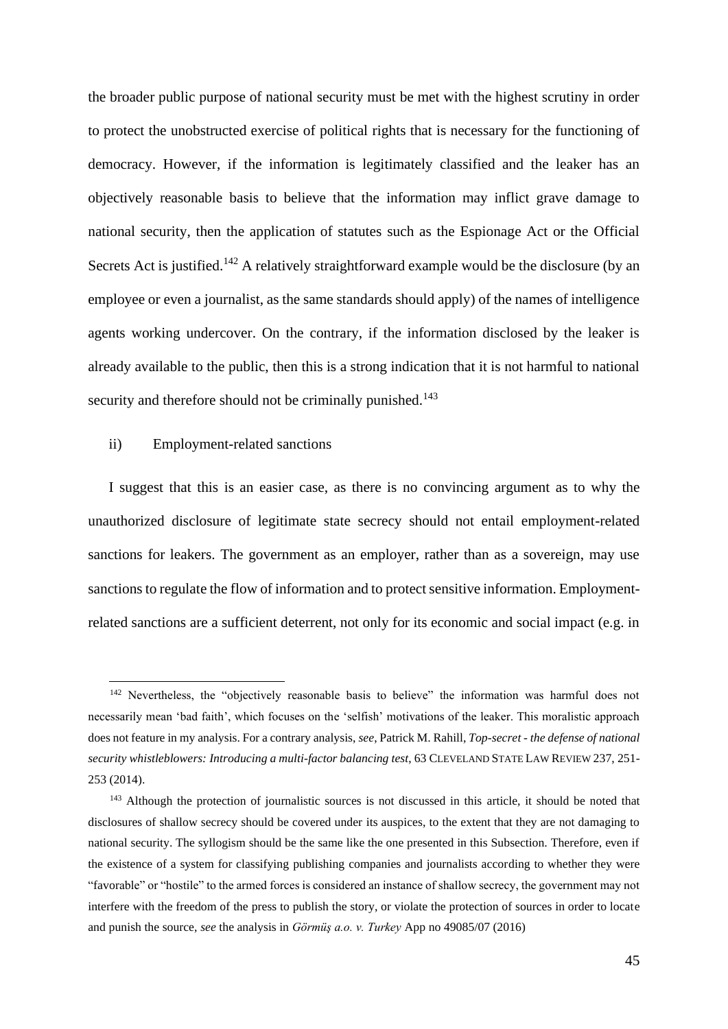the broader public purpose of national security must be met with the highest scrutiny in order to protect the unobstructed exercise of political rights that is necessary for the functioning of democracy. However, if the information is legitimately classified and the leaker has an objectively reasonable basis to believe that the information may inflict grave damage to national security, then the application of statutes such as the Espionage Act or the Official Secrets Act is justified.[142] A relatively straightforward example would be the disclosure (by an employee or even a journalist, as the same standards should apply) of the names of intelligence agents working undercover. On the contrary, if the information disclosed by the leaker is already available to the public, then this is a strong indication that it is not harmful to national security and therefore should not be criminally punished.[143]

ii) Employment-related sanctions

I suggest that this is an easier case, as there is no convincing argument as to why the unauthorized disclosure of legitimate state secrecy should not entail employment-related sanctions for leakers. The government as an employer, rather than as a sovereign, may use sanctions to regulate the flow of information and to protect sensitive information. Employment-related sanctions are a sufficient deterrent, not only for its economic and social impact (e.g. in

---

[142] Nevertheless, the "objectively reasonable basis to believe" the information was harmful does not necessarily mean 'bad faith', which focuses on the 'selfish' motivations of the leaker. This moralistic approach does not feature in my analysis. For a contrary analysis, *see,* Patrick M. Rahill, *Top-secret - the defense of national security whistleblowers: Introducing a multi-factor balancing test*, 63 CLEVELAND STATE LAW REVIEW 237, 251-253 (2014).

[143] Although the protection of journalistic sources is not discussed in this article, it should be noted that disclosures of shallow secrecy should be covered under its auspices, to the extent that they are not damaging to national security. The syllogism should be the same like the one presented in this Subsection. Therefore, even if the existence of a system for classifying publishing companies and journalists according to whether they were "favorable" or "hostile" to the armed forces is considered an instance of shallow secrecy, the government may not interfere with the freedom of the press to publish the story, or violate the protection of sources in order to locate and punish the source, *see* the analysis in *Görmüş a.o. v. Turkey* App no 49085/07 (2016)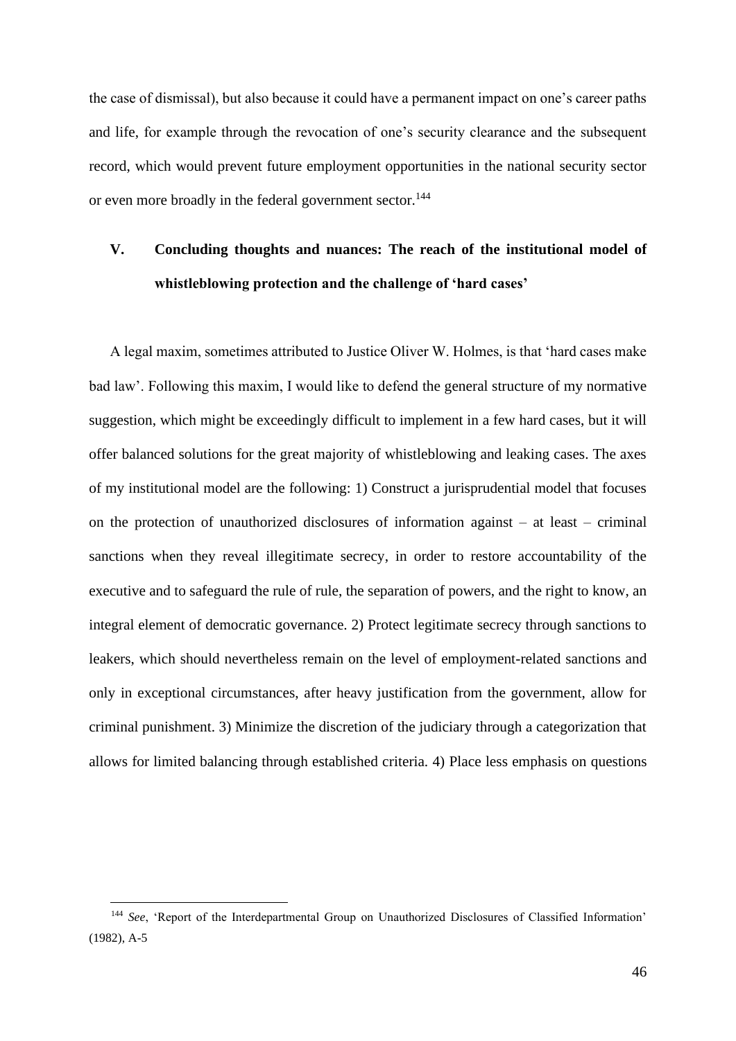the case of dismissal), but also because it could have a permanent impact on one's career paths and life, for example through the revocation of one's security clearance and the subsequent record, which would prevent future employment opportunities in the national security sector or even more broadly in the federal government sector.[144]

## V. Concluding thoughts and nuances: The reach of the institutional model of whistleblowing protection and the challenge of 'hard cases'

A legal maxim, sometimes attributed to Justice Oliver W. Holmes, is that 'hard cases make bad law'. Following this maxim, I would like to defend the general structure of my normative suggestion, which might be exceedingly difficult to implement in a few hard cases, but it will offer balanced solutions for the great majority of whistleblowing and leaking cases. The axes of my institutional model are the following: 1) Construct a jurisprudential model that focuses on the protection of unauthorized disclosures of information against – at least – criminal sanctions when they reveal illegitimate secrecy, in order to restore accountability of the executive and to safeguard the rule of rule, the separation of powers, and the right to know, an integral element of democratic governance. 2) Protect legitimate secrecy through sanctions to leakers, which should nevertheless remain on the level of employment-related sanctions and only in exceptional circumstances, after heavy justification from the government, allow for criminal punishment. 3) Minimize the discretion of the judiciary through a categorization that allows for limited balancing through established criteria. 4) Place less emphasis on questions

[144] *See*, 'Report of the Interdepartmental Group on Unauthorized Disclosures of Classified Information' (1982), A-5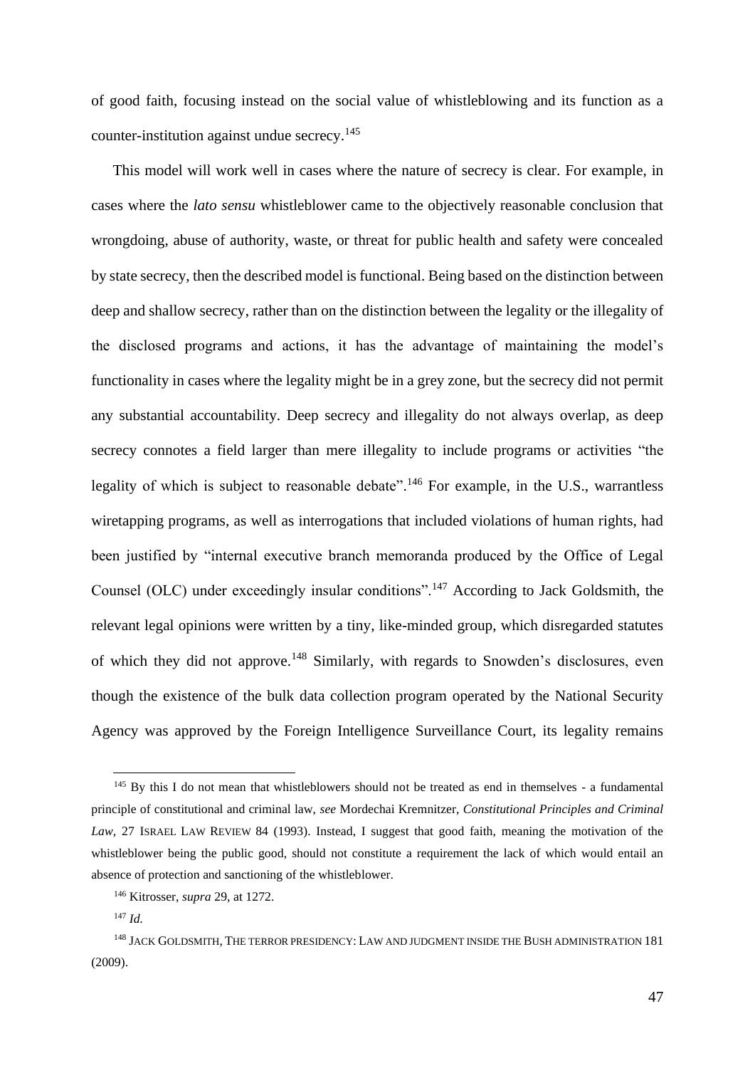of good faith, focusing instead on the social value of whistleblowing and its function as a counter-institution against undue secrecy.[145]

This model will work well in cases where the nature of secrecy is clear. For example, in cases where the *lato sensu* whistleblower came to the objectively reasonable conclusion that wrongdoing, abuse of authority, waste, or threat for public health and safety were concealed by state secrecy, then the described model is functional. Being based on the distinction between deep and shallow secrecy, rather than on the distinction between the legality or the illegality of the disclosed programs and actions, it has the advantage of maintaining the model's functionality in cases where the legality might be in a grey zone, but the secrecy did not permit any substantial accountability. Deep secrecy and illegality do not always overlap, as deep secrecy connotes a field larger than mere illegality to include programs or activities "the legality of which is subject to reasonable debate".[146] For example, in the U.S., warrantless wiretapping programs, as well as interrogations that included violations of human rights, had been justified by "internal executive branch memoranda produced by the Office of Legal Counsel (OLC) under exceedingly insular conditions".[147] According to Jack Goldsmith, the relevant legal opinions were written by a tiny, like-minded group, which disregarded statutes of which they did not approve.[148] Similarly, with regards to Snowden's disclosures, even though the existence of the bulk data collection program operated by the National Security Agency was approved by the Foreign Intelligence Surveillance Court, its legality remains

---

[145] By this I do not mean that whistleblowers should not be treated as end in themselves - a fundamental principle of constitutional and criminal law, *see* Mordechai Kremnitzer, *Constitutional Principles and Criminal Law*, 27 ISRAEL LAW REVIEW 84 (1993). Instead, I suggest that good faith, meaning the motivation of the whistleblower being the public good, should not constitute a requirement the lack of which would entail an absence of protection and sanctioning of the whistleblower.

[146] Kitrosser, *supra* 29, at 1272.

[147] *Id.*

[148] JACK GOLDSMITH, THE TERROR PRESIDENCY: LAW AND JUDGMENT INSIDE THE BUSH ADMINISTRATION 181 (2009).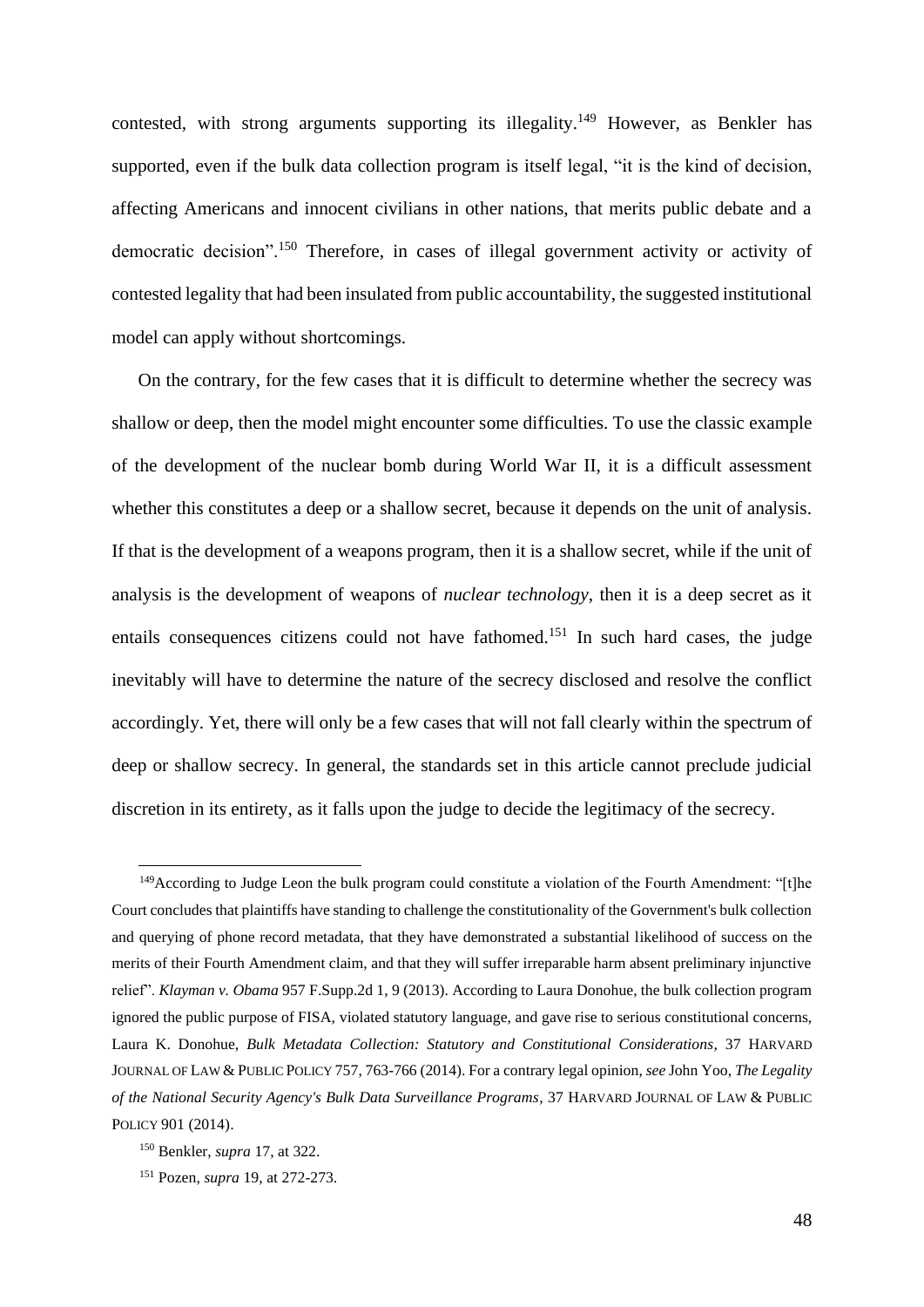contested, with strong arguments supporting its illegality.[149] However, as Benkler has supported, even if the bulk data collection program is itself legal, "it is the kind of decision, affecting Americans and innocent civilians in other nations, that merits public debate and a democratic decision".[150] Therefore, in cases of illegal government activity or activity of contested legality that had been insulated from public accountability, the suggested institutional model can apply without shortcomings.

On the contrary, for the few cases that it is difficult to determine whether the secrecy was shallow or deep, then the model might encounter some difficulties. To use the classic example of the development of the nuclear bomb during World War II, it is a difficult assessment whether this constitutes a deep or a shallow secret, because it depends on the unit of analysis. If that is the development of a weapons program, then it is a shallow secret, while if the unit of analysis is the development of weapons of *nuclear technology*, then it is a deep secret as it entails consequences citizens could not have fathomed.[151] In such hard cases, the judge inevitably will have to determine the nature of the secrecy disclosed and resolve the conflict accordingly. Yet, there will only be a few cases that will not fall clearly within the spectrum of deep or shallow secrecy. In general, the standards set in this article cannot preclude judicial discretion in its entirety, as it falls upon the judge to decide the legitimacy of the secrecy.

---

[149] According to Judge Leon the bulk program could constitute a violation of the Fourth Amendment: "[t]he Court concludes that plaintiffs have standing to challenge the constitutionality of the Government's bulk collection and querying of phone record metadata, that they have demonstrated a substantial likelihood of success on the merits of their Fourth Amendment claim, and that they will suffer irreparable harm absent preliminary injunctive relief". *Klayman v. Obama* 957 F.Supp.2d 1, 9 (2013). According to Laura Donohue, the bulk collection program ignored the public purpose of FISA, violated statutory language, and gave rise to serious constitutional concerns, Laura K. Donohue, *Bulk Metadata Collection: Statutory and Constitutional Considerations*, 37 HARVARD JOURNAL OF LAW & PUBLIC POLICY 757, 763-766 (2014). For a contrary legal opinion, *see* John Yoo, *The Legality of the National Security Agency's Bulk Data Surveillance Programs*, 37 HARVARD JOURNAL OF LAW & PUBLIC POLICY 901 (2014).

[150] Benkler, *supra* 17, at 322.

[151] Pozen, *supra* 19, at 272-273.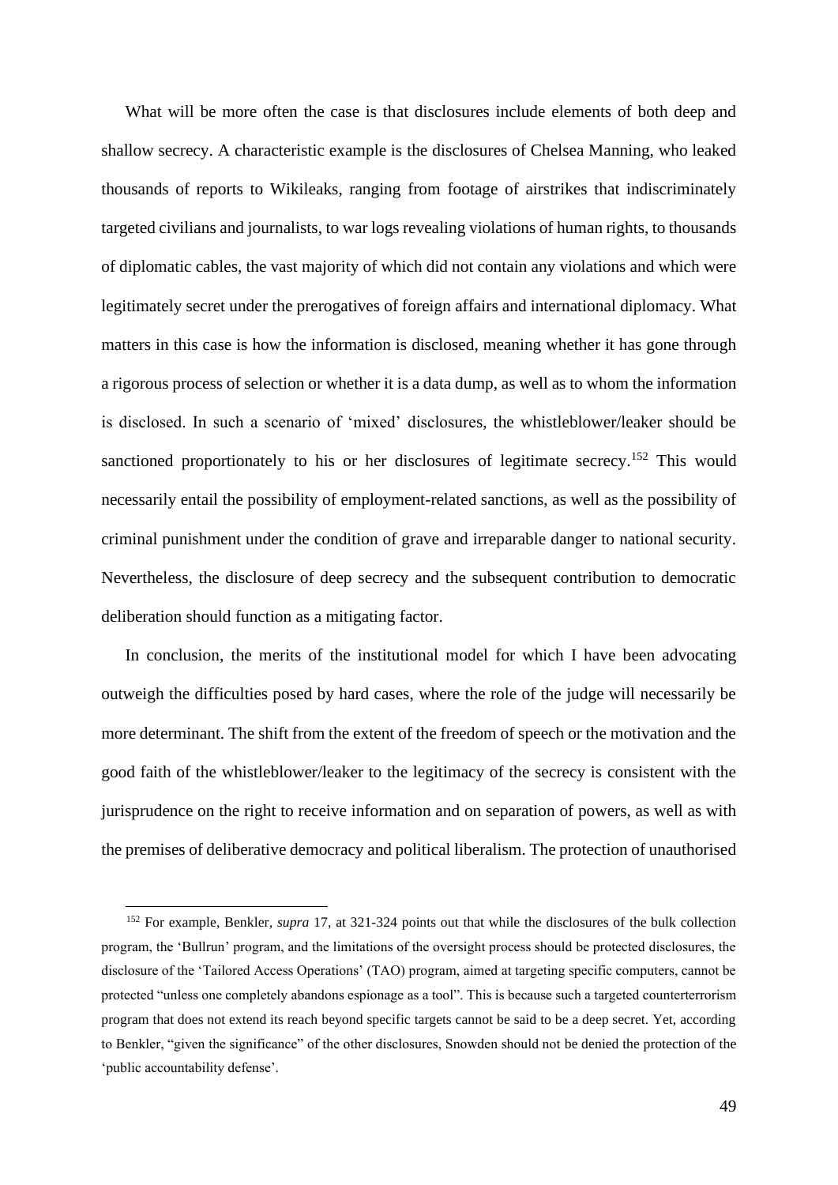What will be more often the case is that disclosures include elements of both deep and shallow secrecy. A characteristic example is the disclosures of Chelsea Manning, who leaked thousands of reports to Wikileaks, ranging from footage of airstrikes that indiscriminately targeted civilians and journalists, to war logs revealing violations of human rights, to thousands of diplomatic cables, the vast majority of which did not contain any violations and which were legitimately secret under the prerogatives of foreign affairs and international diplomacy. What matters in this case is how the information is disclosed, meaning whether it has gone through a rigorous process of selection or whether it is a data dump, as well as to whom the information is disclosed. In such a scenario of 'mixed' disclosures, the whistleblower/leaker should be sanctioned proportionately to his or her disclosures of legitimate secrecy.[152] This would necessarily entail the possibility of employment-related sanctions, as well as the possibility of criminal punishment under the condition of grave and irreparable danger to national security. Nevertheless, the disclosure of deep secrecy and the subsequent contribution to democratic deliberation should function as a mitigating factor.

In conclusion, the merits of the institutional model for which I have been advocating outweigh the difficulties posed by hard cases, where the role of the judge will necessarily be more determinant. The shift from the extent of the freedom of speech or the motivation and the good faith of the whistleblower/leaker to the legitimacy of the secrecy is consistent with the jurisprudence on the right to receive information and on separation of powers, as well as with the premises of deliberative democracy and political liberalism. The protection of unauthorised

---

[152] For example, Benkler, *supra* 17, at 321-324 points out that while the disclosures of the bulk collection program, the 'Bullrun' program, and the limitations of the oversight process should be protected disclosures, the disclosure of the 'Tailored Access Operations' (TAO) program, aimed at targeting specific computers, cannot be protected "unless one completely abandons espionage as a tool". This is because such a targeted counterterrorism program that does not extend its reach beyond specific targets cannot be said to be a deep secret. Yet, according to Benkler, "given the significance" of the other disclosures, Snowden should not be denied the protection of the 'public accountability defense'.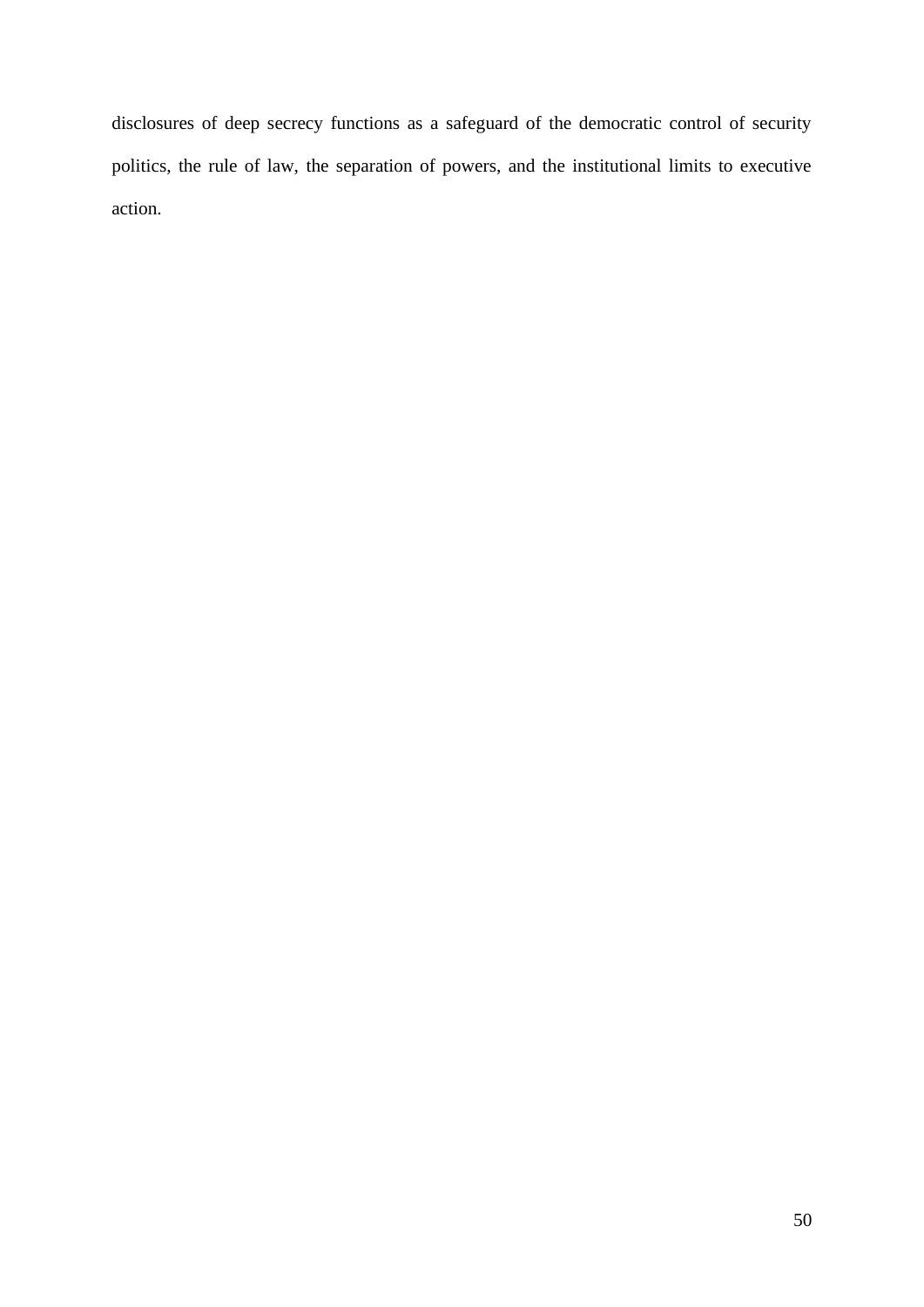disclosures of deep secrecy functions as a safeguard of the democratic control of security politics, the rule of law, the separation of powers, and the institutional limits to executive action.